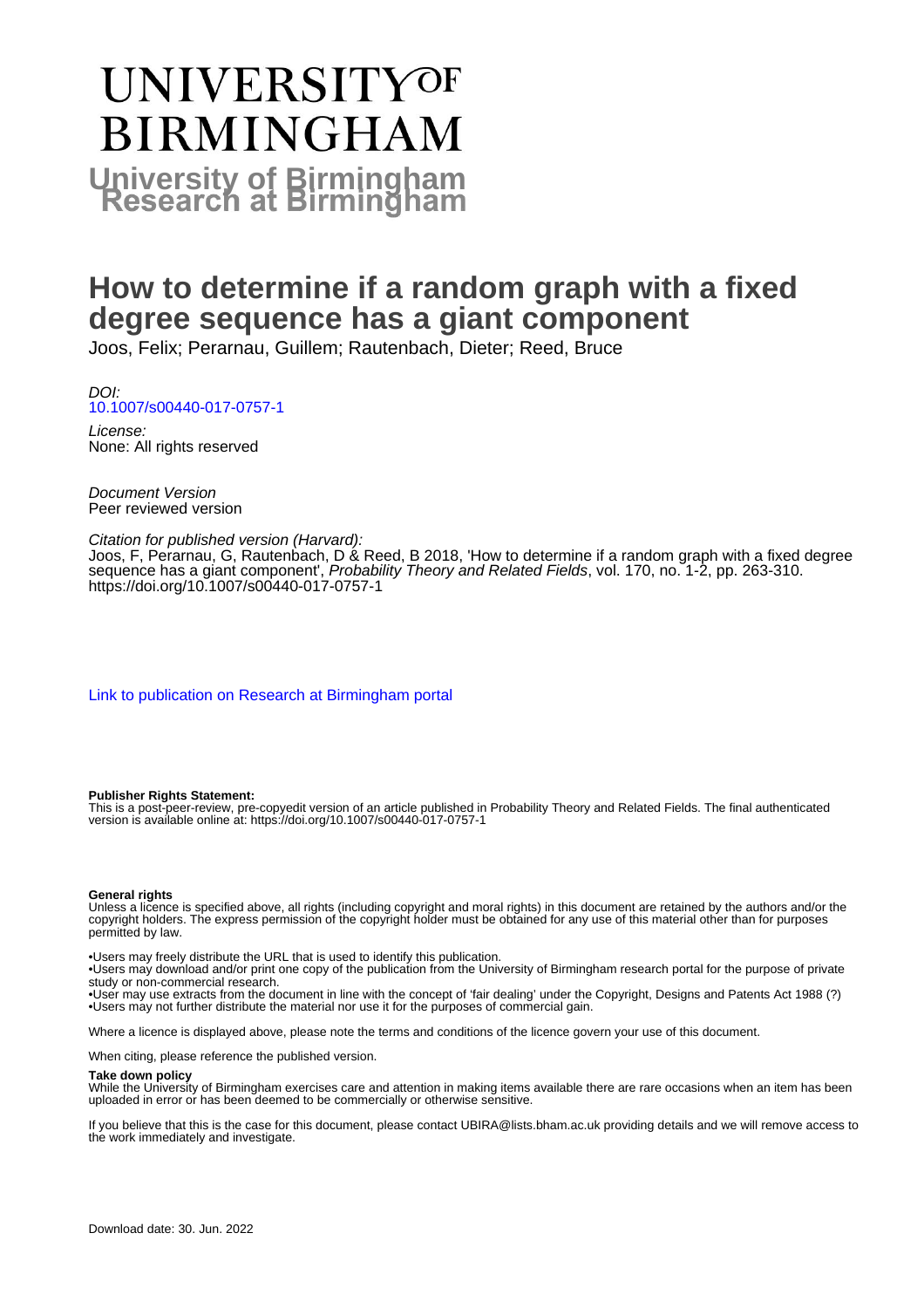# UNIVERSITY OF BIRMINGHAM

## University of Birmingham Research at Birmingham

# How to determine if a random graph with a fixed degree sequence has a giant component

Joos, Felix; Perarnau, Guillem; Rautenbach, Dieter; Reed, Bruce

*DOI:*
10.1007/s00440-017-0757-1

*License:*
None: All rights reserved

*Document Version*
Peer reviewed version

*Citation for published version (Harvard):*
Joos, F, Perarnau, G, Rautenbach, D & Reed, B 2018, 'How to determine if a random graph with a fixed degree sequence has a giant component', *Probability Theory and Related Fields*, vol. 170, no. 1-2, pp. 263-310. https://doi.org/10.1007/s00440-017-0757-1

Link to publication on Research at Birmingham portal

**Publisher Rights Statement:**
This is a post-peer-review, pre-copyedit version of an article published in Probability Theory and Related Fields. The final authenticated version is available online at: https://doi.org/10.1007/s00440-017-0757-1

**General rights**
Unless a licence is specified above, all rights (including copyright and moral rights) in this document are retained by the authors and/or the copyright holders. The express permission of the copyright holder must be obtained for any use of this material other than for purposes permitted by law.

•Users may freely distribute the URL that is used to identify this publication.
•Users may download and/or print one copy of the publication from the University of Birmingham research portal for the purpose of private study or non-commercial research.
•User may use extracts from the document in line with the concept of 'fair dealing' under the Copyright, Designs and Patents Act 1988 (?)
•Users may not further distribute the material nor use it for the purposes of commercial gain.

Where a licence is displayed above, please note the terms and conditions of the licence govern your use of this document.

When citing, please reference the published version.

**Take down policy**
While the University of Birmingham exercises care and attention in making items available there are rare occasions when an item has been uploaded in error or has been deemed to be commercially or otherwise sensitive.

If you believe that this is the case for this document, please contact UBIRA@lists.bham.ac.uk providing details and we will remove access to the work immediately and investigate.

Download date: 30. Jun. 2022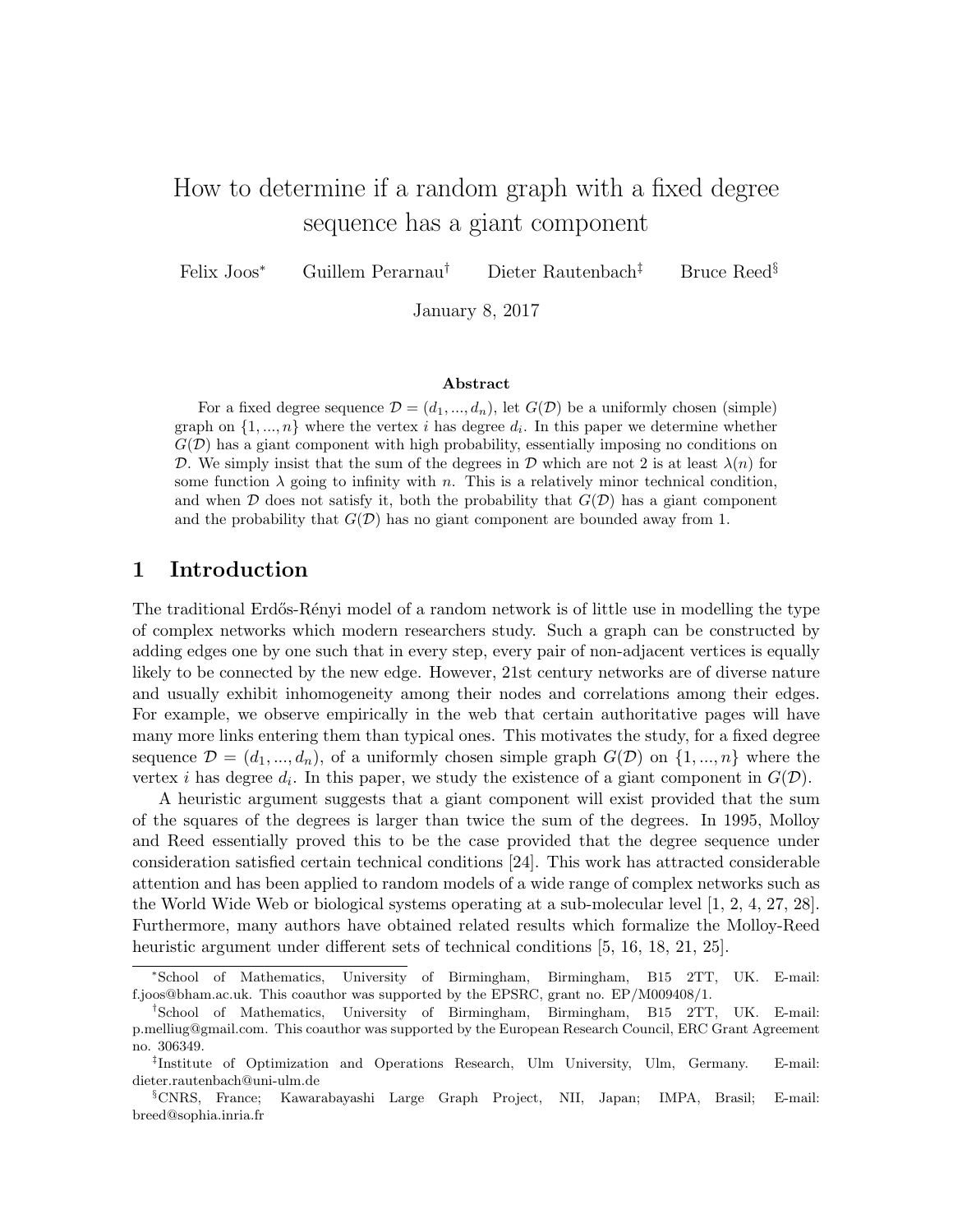# How to determine if a random graph with a fixed degree sequence has a giant component

Felix Joos[*]  Guillem Perarnau[†]  Dieter Rautenbach[‡]  Bruce Reed[§]

January 8, 2017

### Abstract

For a fixed degree sequence $\mathcal{D} = (d_1, ..., d_n)$, let $G(\mathcal{D})$ be a uniformly chosen (simple) graph on $\{1, ..., n\}$ where the vertex $i$ has degree $d_i$. In this paper we determine whether $G(\mathcal{D})$ has a giant component with high probability, essentially imposing no conditions on $\mathcal{D}$. We simply insist that the sum of the degrees in $\mathcal{D}$ which are not 2 is at least $\lambda(n)$ for some function $\lambda$ going to infinity with $n$. This is a relatively minor technical condition, and when $\mathcal{D}$ does not satisfy it, both the probability that $G(\mathcal{D})$ has a giant component and the probability that $G(\mathcal{D})$ has no giant component are bounded away from 1.

## 1 Introduction

The traditional Erdős-Rényi model of a random network is of little use in modelling the type of complex networks which modern researchers study. Such a graph can be constructed by adding edges one by one such that in every step, every pair of non-adjacent vertices is equally likely to be connected by the new edge. However, 21st century networks are of diverse nature and usually exhibit inhomogeneity among their nodes and correlations among their edges. For example, we observe empirically in the web that certain authoritative pages will have many more links entering them than typical ones. This motivates the study, for a fixed degree sequence $\mathcal{D} = (d_1, ..., d_n)$, of a uniformly chosen simple graph $G(\mathcal{D})$ on $\{1, ..., n\}$ where the vertex $i$ has degree $d_i$. In this paper, we study the existence of a giant component in $G(\mathcal{D})$.

A heuristic argument suggests that a giant component will exist provided that the sum of the squares of the degrees is larger than twice the sum of the degrees. In 1995, Molloy and Reed essentially proved this to be the case provided that the degree sequence under consideration satisfied certain technical conditions [24]. This work has attracted considerable attention and has been applied to random models of a wide range of complex networks such as the World Wide Web or biological systems operating at a sub-molecular level [1, 2, 4, 27, 28]. Furthermore, many authors have obtained related results which formalize the Molloy-Reed heuristic argument under different sets of technical conditions [5, 16, 18, 21, 25].

---

[*]School of Mathematics, University of Birmingham, Birmingham, B15 2TT, UK. E-mail: f.joos@bham.ac.uk. This coauthor was supported by the EPSRC, grant no. EP/M009408/1.

[†]School of Mathematics, University of Birmingham, Birmingham, B15 2TT, UK. E-mail: p.melliug@gmail.com. This coauthor was supported by the European Research Council, ERC Grant Agreement no. 306349.

[‡]Institute of Optimization and Operations Research, Ulm University, Ulm, Germany. E-mail: dieter.rautenbach@uni-ulm.de

[§]CNRS, France; Kawarabayashi Large Graph Project, NII, Japan; IMPA, Brasil; E-mail: breed@sophia.inria.fr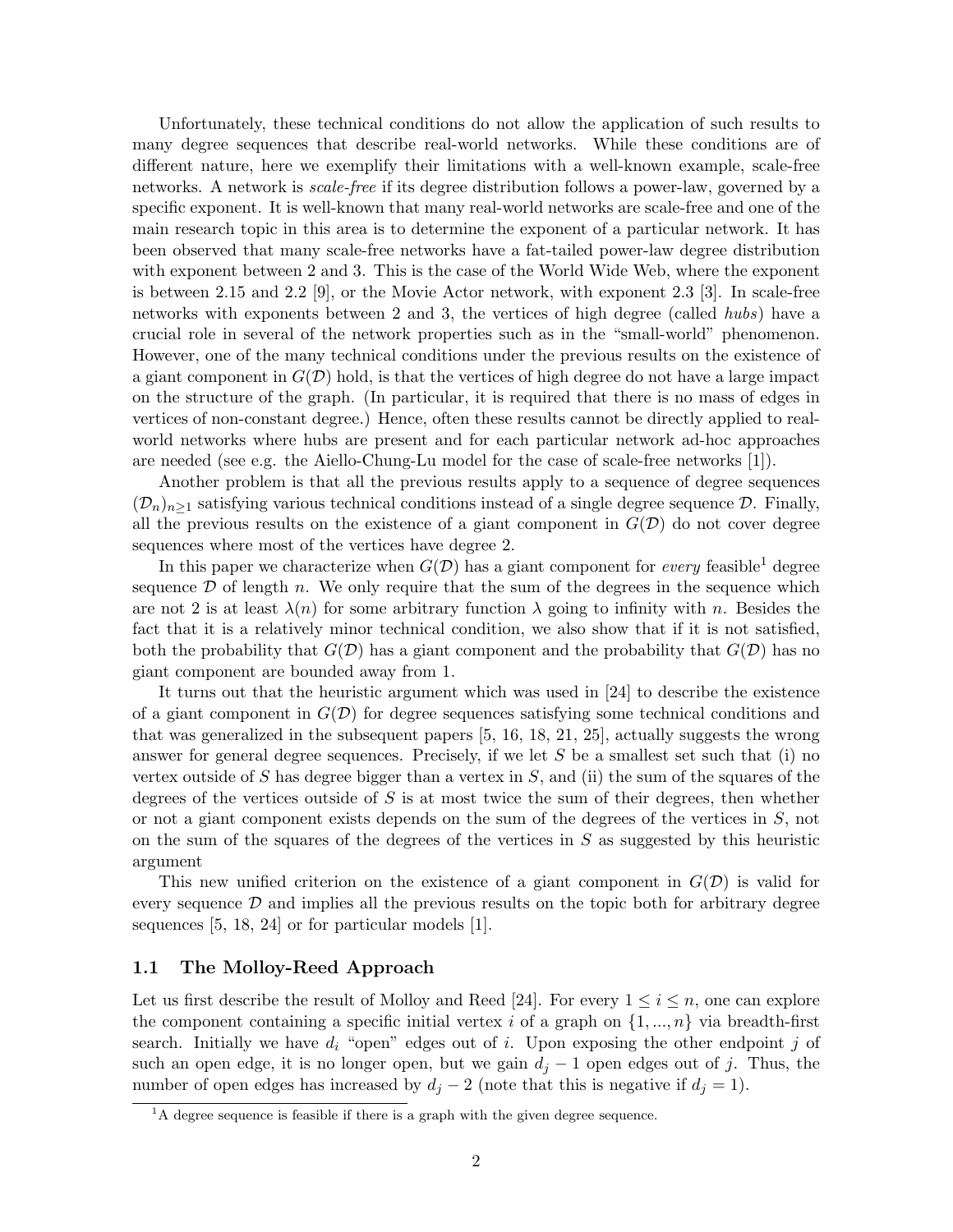Unfortunately, these technical conditions do not allow the application of such results to many degree sequences that describe real-world networks. While these conditions are of different nature, here we exemplify their limitations with a well-known example, scale-free networks. A network is *scale-free* if its degree distribution follows a power-law, governed by a specific exponent. It is well-known that many real-world networks are scale-free and one of the main research topic in this area is to determine the exponent of a particular network. It has been observed that many scale-free networks have a fat-tailed power-law degree distribution with exponent between 2 and 3. This is the case of the World Wide Web, where the exponent is between 2.15 and 2.2 [9], or the Movie Actor network, with exponent 2.3 [3]. In scale-free networks with exponents between 2 and 3, the vertices of high degree (called *hubs*) have a crucial role in several of the network properties such as in the "small-world" phenomenon. However, one of the many technical conditions under the previous results on the existence of a giant component in $G(\mathcal{D})$ hold, is that the vertices of high degree do not have a large impact on the structure of the graph. (In particular, it is required that there is no mass of edges in vertices of non-constant degree.) Hence, often these results cannot be directly applied to real-world networks where hubs are present and for each particular network ad-hoc approaches are needed (see e.g. the Aiello-Chung-Lu model for the case of scale-free networks [1]).

Another problem is that all the previous results apply to a sequence of degree sequences $(\mathcal{D}_n)_{n\geq 1}$ satisfying various technical conditions instead of a single degree sequence $\mathcal{D}$. Finally, all the previous results on the existence of a giant component in $G(\mathcal{D})$ do not cover degree sequences where most of the vertices have degree 2.

In this paper we characterize when $G(\mathcal{D})$ has a giant component for *every* feasible[1] degree sequence $\mathcal{D}$ of length $n$. We only require that the sum of the degrees in the sequence which are not 2 is at least $\lambda(n)$ for some arbitrary function $\lambda$ going to infinity with $n$. Besides the fact that it is a relatively minor technical condition, we also show that if it is not satisfied, both the probability that $G(\mathcal{D})$ has a giant component and the probability that $G(\mathcal{D})$ has no giant component are bounded away from 1.

It turns out that the heuristic argument which was used in [24] to describe the existence of a giant component in $G(\mathcal{D})$ for degree sequences satisfying some technical conditions and that was generalized in the subsequent papers [5, 16, 18, 21, 25], actually suggests the wrong answer for general degree sequences. Precisely, if we let $S$ be a smallest set such that (i) no vertex outside of $S$ has degree bigger than a vertex in $S$, and (ii) the sum of the squares of the degrees of the vertices outside of $S$ is at most twice the sum of their degrees, then whether or not a giant component exists depends on the sum of the degrees of the vertices in $S$, not on the sum of the squares of the degrees of the vertices in $S$ as suggested by this heuristic argument

This new unified criterion on the existence of a giant component in $G(\mathcal{D})$ is valid for every sequence $\mathcal{D}$ and implies all the previous results on the topic both for arbitrary degree sequences [5, 18, 24] or for particular models [1].

### 1.1 The Molloy-Reed Approach

Let us first describe the result of Molloy and Reed [24]. For every $1 \leq i \leq n$, one can explore the component containing a specific initial vertex $i$ of a graph on $\{1, ..., n\}$ via breadth-first search. Initially we have $d_i$ "open" edges out of $i$. Upon exposing the other endpoint $j$ of such an open edge, it is no longer open, but we gain $d_j - 1$ open edges out of $j$. Thus, the number of open edges has increased by $d_j - 2$ (note that this is negative if $d_j = 1$).

[1] A degree sequence is feasible if there is a graph with the given degree sequence.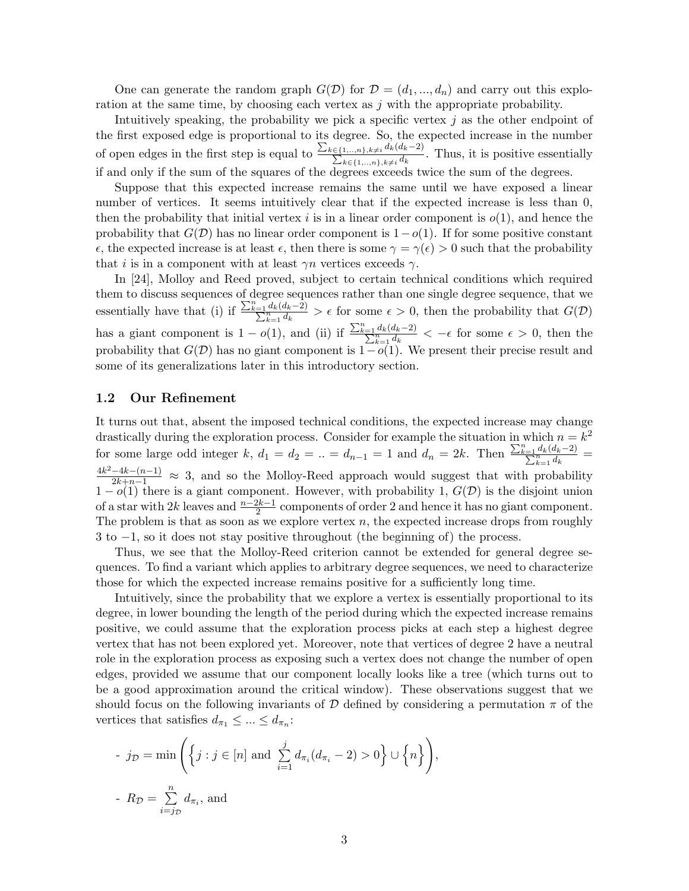One can generate the random graph $G(\mathcal{D})$ for $\mathcal{D} = (d_1, ..., d_n)$ and carry out this exploration at the same time, by choosing each vertex as $j$ with the appropriate probability.

Intuitively speaking, the probability we pick a specific vertex $j$ as the other endpoint of the first exposed edge is proportional to its degree. So, the expected increase in the number of open edges in the first step is equal to $\frac{\sum_{k \in \{1,..,n\}, k \neq i} d_k(d_k-2)}{\sum_{k \in \{1,..,n\}, k \neq i} d_k}$. Thus, it is positive essentially if and only if the sum of the squares of the degrees exceeds twice the sum of the degrees.

Suppose that this expected increase remains the same until we have exposed a linear number of vertices. It seems intuitively clear that if the expected increase is less than 0, then the probability that initial vertex $i$ is in a linear order component is $o(1)$, and hence the probability that $G(\mathcal{D})$ has no linear order component is $1 - o(1)$. If for some positive constant $\epsilon$, the expected increase is at least $\epsilon$, then there is some $\gamma = \gamma(\epsilon) > 0$ such that the probability that $i$ is in a component with at least $\gamma n$ vertices exceeds $\gamma$.

In [24], Molloy and Reed proved, subject to certain technical conditions which required them to discuss sequences of degree sequences rather than one single degree sequence, that we essentially have that (i) if $\frac{\sum_{k=1}^{n} d_k(d_k-2)}{\sum_{k=1}^{n} d_k} > \epsilon$ for some $\epsilon > 0$, then the probability that $G(\mathcal{D})$ has a giant component is $1 - o(1)$, and (ii) if $\frac{\sum_{k=1}^{n} d_k(d_k-2)}{\sum_{k=1}^{n} d_k} < -\epsilon$ for some $\epsilon > 0$, then the probability that $G(\mathcal{D})$ has no giant component is $1 - o(1)$. We present their precise result and some of its generalizations later in this introductory section.

## 1.2 Our Refinement

It turns out that, absent the imposed technical conditions, the expected increase may change drastically during the exploration process. Consider for example the situation in which $n = k^2$ for some large odd integer $k$, $d_1 = d_2 = .. = d_{n-1} = 1$ and $d_n = 2k$. Then $\frac{\sum_{k=1}^{n} d_k(d_k-2)}{\sum_{k=1}^{n} d_k} = \frac{4k^2 - 4k - (n-1)}{2k + n - 1} \approx 3$, and so the Molloy-Reed approach would suggest that with probability $1 - o(1)$ there is a giant component. However, with probability 1, $G(\mathcal{D})$ is the disjoint union of a star with $2k$ leaves and $\frac{n-2k-1}{2}$ components of order 2 and hence it has no giant component. The problem is that as soon as we explore vertex $n$, the expected increase drops from roughly 3 to $-1$, so it does not stay positive throughout (the beginning of) the process.

Thus, we see that the Molloy-Reed criterion cannot be extended for general degree sequences. To find a variant which applies to arbitrary degree sequences, we need to characterize those for which the expected increase remains positive for a sufficiently long time.

Intuitively, since the probability that we explore a vertex is essentially proportional to its degree, in lower bounding the length of the period during which the expected increase remains positive, we could assume that the exploration process picks at each step a highest degree vertex that has not been explored yet. Moreover, note that vertices of degree 2 have a neutral role in the exploration process as exposing such a vertex does not change the number of open edges, provided we assume that our component locally looks like a tree (which turns out to be a good approximation around the critical window). These observations suggest that we should focus on the following invariants of $\mathcal{D}$ defined by considering a permutation $\pi$ of the vertices that satisfies $d_{\pi_1} \leq ... \leq d_{\pi_n}$:

- $j_{\mathcal{D}} = \min\left(\left\{j : j \in [n] \text{ and } \sum_{i=1}^{j} d_{\pi_i}(d_{\pi_i} - 2) > 0\right\} \cup \left\{n\right\}\right)$,
- $R_{\mathcal{D}} = \sum_{i=j_{\mathcal{D}}}^{n} d_{\pi_i}$, and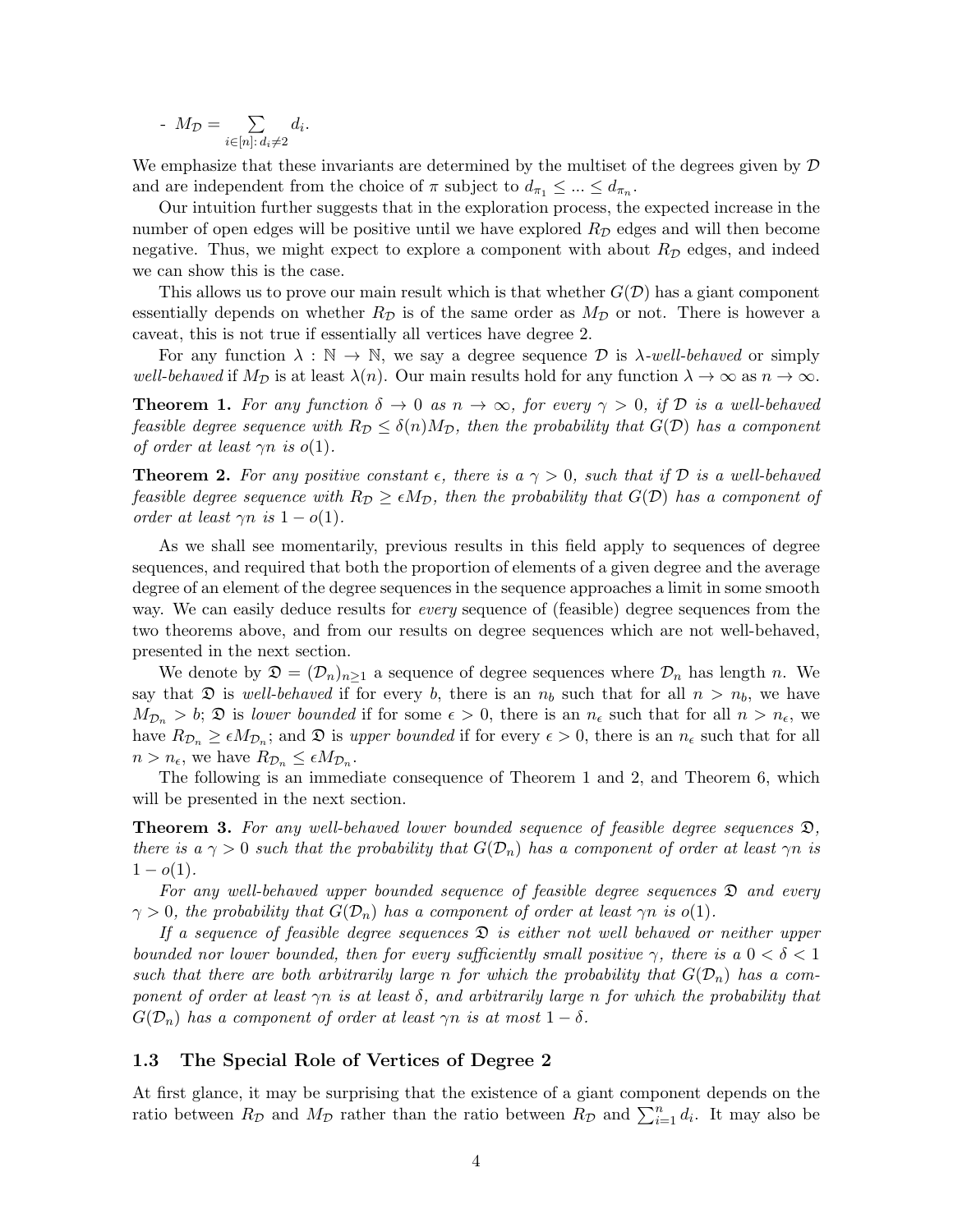- $M_{\mathcal{D}} = \sum_{i \in [n]:\, d_i \neq 2} d_i$.

We emphasize that these invariants are determined by the multiset of the degrees given by $\mathcal{D}$ and are independent from the choice of $\pi$ subject to $d_{\pi_1} \leq ... \leq d_{\pi_n}$.

Our intuition further suggests that in the exploration process, the expected increase in the number of open edges will be positive until we have explored $R_{\mathcal{D}}$ edges and will then become negative. Thus, we might expect to explore a component with about $R_{\mathcal{D}}$ edges, and indeed we can show this is the case.

This allows us to prove our main result which is that whether $G(\mathcal{D})$ has a giant component essentially depends on whether $R_{\mathcal{D}}$ is of the same order as $M_{\mathcal{D}}$ or not. There is however a caveat, this is not true if essentially all vertices have degree 2.

For any function $\lambda : \mathbb{N} \to \mathbb{N}$, we say a degree sequence $\mathcal{D}$ is *$\lambda$-well-behaved* or simply *well-behaved* if $M_{\mathcal{D}}$ is at least $\lambda(n)$. Our main results hold for any function $\lambda \to \infty$ as $n \to \infty$.

**Theorem 1.** *For any function $\delta \to 0$ as $n \to \infty$, for every $\gamma > 0$, if $\mathcal{D}$ is a well-behaved feasible degree sequence with $R_{\mathcal{D}} \leq \delta(n) M_{\mathcal{D}}$, then the probability that $G(\mathcal{D})$ has a component of order at least $\gamma n$ is $o(1)$.*

**Theorem 2.** *For any positive constant $\epsilon$, there is a $\gamma > 0$, such that if $\mathcal{D}$ is a well-behaved feasible degree sequence with $R_{\mathcal{D}} \geq \epsilon M_{\mathcal{D}}$, then the probability that $G(\mathcal{D})$ has a component of order at least $\gamma n$ is $1 - o(1)$.*

As we shall see momentarily, previous results in this field apply to sequences of degree sequences, and required that both the proportion of elements of a given degree and the average degree of an element of the degree sequences in the sequence approaches a limit in some smooth way. We can easily deduce results for *every* sequence of (feasible) degree sequences from the two theorems above, and from our results on degree sequences which are not well-behaved, presented in the next section.

We denote by $\mathfrak{D} = (\mathcal{D}_n)_{n \geq 1}$ a sequence of degree sequences where $\mathcal{D}_n$ has length $n$. We say that $\mathfrak{D}$ is *well-behaved* if for every $b$, there is an $n_b$ such that for all $n > n_b$, we have $M_{\mathcal{D}_n} > b$; $\mathfrak{D}$ is *lower bounded* if for some $\epsilon > 0$, there is an $n_\epsilon$ such that for all $n > n_\epsilon$, we have $R_{\mathcal{D}_n} \geq \epsilon M_{\mathcal{D}_n}$; and $\mathfrak{D}$ is *upper bounded* if for every $\epsilon > 0$, there is an $n_\epsilon$ such that for all $n > n_\epsilon$, we have $R_{\mathcal{D}_n} \leq \epsilon M_{\mathcal{D}_n}$.

The following is an immediate consequence of Theorem 1 and 2, and Theorem 6, which will be presented in the next section.

**Theorem 3.** *For any well-behaved lower bounded sequence of feasible degree sequences $\mathfrak{D}$, there is a $\gamma > 0$ such that the probability that $G(\mathcal{D}_n)$ has a component of order at least $\gamma n$ is $1 - o(1)$.*

*For any well-behaved upper bounded sequence of feasible degree sequences $\mathfrak{D}$ and every $\gamma > 0$, the probability that $G(\mathcal{D}_n)$ has a component of order at least $\gamma n$ is $o(1)$.*

*If a sequence of feasible degree sequences $\mathfrak{D}$ is either not well behaved or neither upper bounded nor lower bounded, then for every sufficiently small positive $\gamma$, there is a $0 < \delta < 1$ such that there are both arbitrarily large $n$ for which the probability that $G(\mathcal{D}_n)$ has a component of order at least $\gamma n$ is at least $\delta$, and arbitrarily large $n$ for which the probability that $G(\mathcal{D}_n)$ has a component of order at least $\gamma n$ is at most $1 - \delta$.*

### 1.3 The Special Role of Vertices of Degree 2

At first glance, it may be surprising that the existence of a giant component depends on the ratio between $R_{\mathcal{D}}$ and $M_{\mathcal{D}}$ rather than the ratio between $R_{\mathcal{D}}$ and $\sum_{i=1}^{n} d_i$. It may also be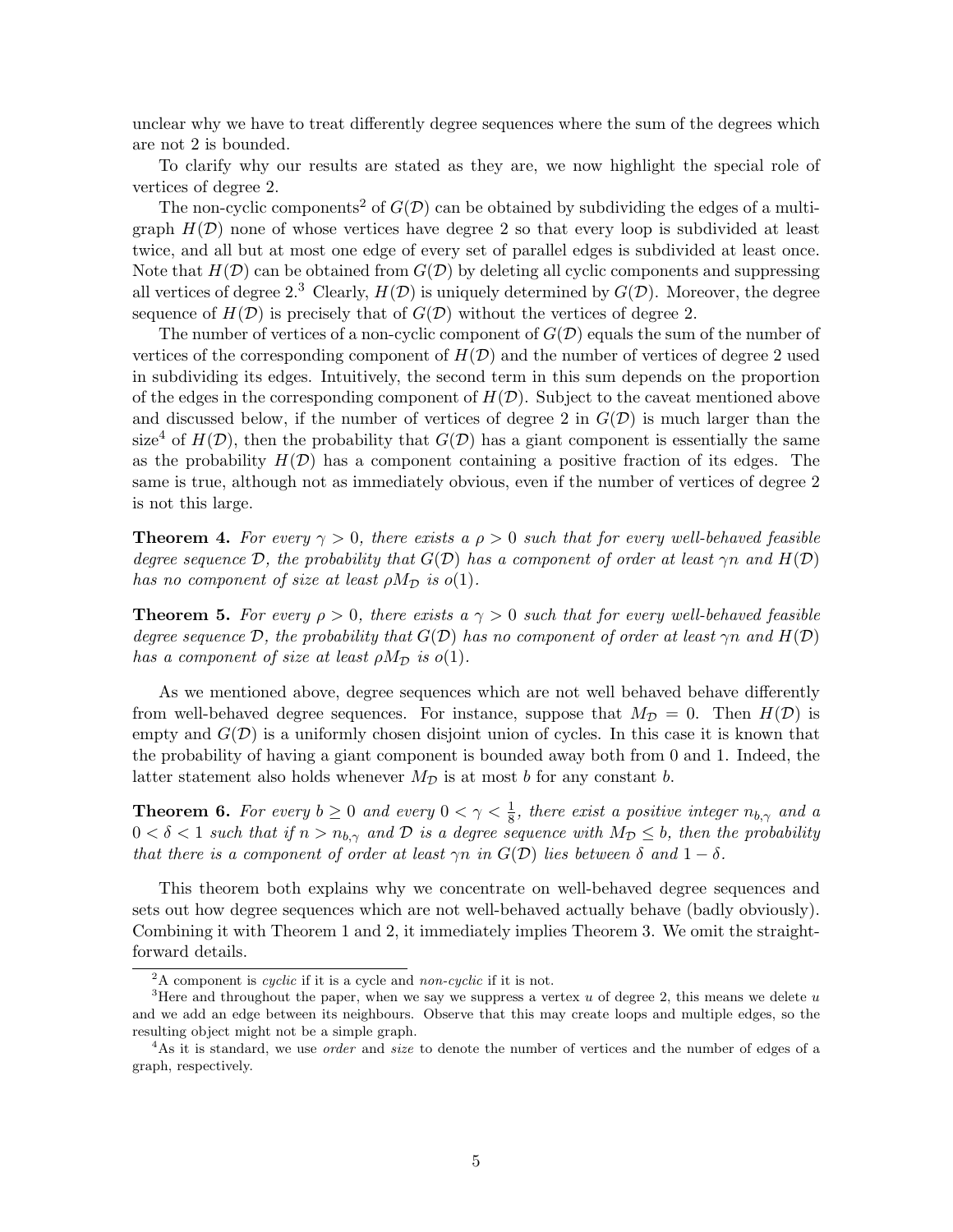unclear why we have to treat differently degree sequences where the sum of the degrees which are not 2 is bounded.

To clarify why our results are stated as they are, we now highlight the special role of vertices of degree 2.

The non-cyclic components[2] of $G(\mathcal{D})$ can be obtained by subdividing the edges of a multigraph $H(\mathcal{D})$ none of whose vertices have degree 2 so that every loop is subdivided at least twice, and all but at most one edge of every set of parallel edges is subdivided at least once. Note that $H(\mathcal{D})$ can be obtained from $G(\mathcal{D})$ by deleting all cyclic components and suppressing all vertices of degree 2.[3] Clearly, $H(\mathcal{D})$ is uniquely determined by $G(\mathcal{D})$. Moreover, the degree sequence of $H(\mathcal{D})$ is precisely that of $G(\mathcal{D})$ without the vertices of degree 2.

The number of vertices of a non-cyclic component of $G(\mathcal{D})$ equals the sum of the number of vertices of the corresponding component of $H(\mathcal{D})$ and the number of vertices of degree 2 used in subdividing its edges. Intuitively, the second term in this sum depends on the proportion of the edges in the corresponding component of $H(\mathcal{D})$. Subject to the caveat mentioned above and discussed below, if the number of vertices of degree 2 in $G(\mathcal{D})$ is much larger than the size[4] of $H(\mathcal{D})$, then the probability that $G(\mathcal{D})$ has a giant component is essentially the same as the probability $H(\mathcal{D})$ has a component containing a positive fraction of its edges. The same is true, although not as immediately obvious, even if the number of vertices of degree 2 is not this large.

**Theorem 4.** *For every $\gamma > 0$, there exists a $\rho > 0$ such that for every well-behaved feasible degree sequence $\mathcal{D}$, the probability that $G(\mathcal{D})$ has a component of order at least $\gamma n$ and $H(\mathcal{D})$ has no component of size at least $\rho M_{\mathcal{D}}$ is $o(1)$.*

**Theorem 5.** *For every $\rho > 0$, there exists a $\gamma > 0$ such that for every well-behaved feasible degree sequence $\mathcal{D}$, the probability that $G(\mathcal{D})$ has no component of order at least $\gamma n$ and $H(\mathcal{D})$ has a component of size at least $\rho M_{\mathcal{D}}$ is $o(1)$.*

As we mentioned above, degree sequences which are not well behaved behave differently from well-behaved degree sequences. For instance, suppose that $M_{\mathcal{D}} = 0$. Then $H(\mathcal{D})$ is empty and $G(\mathcal{D})$ is a uniformly chosen disjoint union of cycles. In this case it is known that the probability of having a giant component is bounded away both from 0 and 1. Indeed, the latter statement also holds whenever $M_{\mathcal{D}}$ is at most $b$ for any constant $b$.

**Theorem 6.** *For every $b \geq 0$ and every $0 < \gamma < \frac{1}{8}$, there exist a positive integer $n_{b,\gamma}$ and a $0 < \delta < 1$ such that if $n > n_{b,\gamma}$ and $\mathcal{D}$ is a degree sequence with $M_{\mathcal{D}} \leq b$, then the probability that there is a component of order at least $\gamma n$ in $G(\mathcal{D})$ lies between $\delta$ and $1 - \delta$.*

This theorem both explains why we concentrate on well-behaved degree sequences and sets out how degree sequences which are not well-behaved actually behave (badly obviously). Combining it with Theorem 1 and 2, it immediately implies Theorem 3. We omit the straightforward details.

---

[2] A component is *cyclic* if it is a cycle and *non-cyclic* if it is not.

[3] Here and throughout the paper, when we say we suppress a vertex $u$ of degree 2, this means we delete $u$ and we add an edge between its neighbours. Observe that this may create loops and multiple edges, so the resulting object might not be a simple graph.

[4] As it is standard, we use *order* and *size* to denote the number of vertices and the number of edges of a graph, respectively.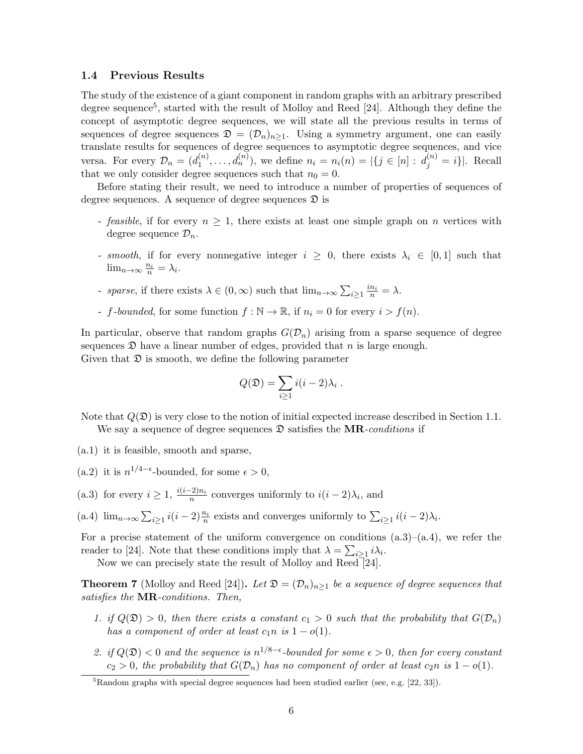### 1.4 Previous Results

The study of the existence of a giant component in random graphs with an arbitrary prescribed degree sequence[5], started with the result of Molloy and Reed [24]. Although they define the concept of asymptotic degree sequences, we will state all the previous results in terms of sequences of degree sequences $\mathfrak{D} = (\mathcal{D}_n)_{n\geq 1}$. Using a symmetry argument, one can easily translate results for sequences of degree sequences to asymptotic degree sequences, and vice versa. For every $\mathcal{D}_n = (d_1^{(n)}, \ldots, d_n^{(n)})$, we define $n_i = n_i(n) = |\{j \in [n] : d_j^{(n)} = i\}|$. Recall that we only consider degree sequences such that $n_0 = 0$.

Before stating their result, we need to introduce a number of properties of sequences of degree sequences. A sequence of degree sequences $\mathfrak{D}$ is

- *feasible*, if for every $n \geq 1$, there exists at least one simple graph on $n$ vertices with degree sequence $\mathcal{D}_n$.
- *smooth*, if for every nonnegative integer $i \geq 0$, there exists $\lambda_i \in [0,1]$ such that $\lim_{n\to\infty} \frac{n_i}{n} = \lambda_i$.
- *sparse*, if there exists $\lambda \in (0, \infty)$ such that $\lim_{n\to\infty} \sum_{i\geq 1} \frac{in_i}{n} = \lambda$.
- *$f$-bounded*, for some function $f : \mathbb{N} \to \mathbb{R}$, if $n_i = 0$ for every $i > f(n)$.

In particular, observe that random graphs $G(\mathcal{D}_n)$ arising from a sparse sequence of degree sequences $\mathfrak{D}$ have a linear number of edges, provided that $n$ is large enough.
Given that $\mathfrak{D}$ is smooth, we define the following parameter

$$Q(\mathfrak{D}) = \sum_{i\geq 1} i(i-2)\lambda_i \ .$$

Note that $Q(\mathfrak{D})$ is very close to the notion of initial expected increase described in Section 1.1.

We say a sequence of degree sequences $\mathfrak{D}$ satisfies the **MR**-*conditions* if

(a.1) it is feasible, smooth and sparse,

(a.2) it is $n^{1/4-\epsilon}$-bounded, for some $\epsilon > 0$,

(a.3) for every $i \geq 1$, $\frac{i(i-2)n_i}{n}$ converges uniformly to $i(i-2)\lambda_i$, and

(a.4) $\lim_{n\to\infty} \sum_{i\geq 1} i(i-2)\frac{n_i}{n}$ exists and converges uniformly to $\sum_{i\geq 1} i(i-2)\lambda_i$.

For a precise statement of the uniform convergence on conditions (a.3)–(a.4), we refer the reader to [24]. Note that these conditions imply that $\lambda = \sum_{i\geq 1} i\lambda_i$.

Now we can precisely state the result of Molloy and Reed [24].

**Theorem 7** (Molloy and Reed [24])**.** *Let $\mathfrak{D} = (\mathcal{D}_n)_{n\geq 1}$ be a sequence of degree sequences that satisfies the* **MR**-*conditions. Then,*

1. *if $Q(\mathfrak{D}) > 0$, then there exists a constant $c_1 > 0$ such that the probability that $G(\mathcal{D}_n)$ has a component of order at least $c_1 n$ is $1 - o(1)$.*
2. *if $Q(\mathfrak{D}) < 0$ and the sequence is $n^{1/8-\epsilon}$-bounded for some $\epsilon > 0$, then for every constant $c_2 > 0$, the probability that $G(\mathcal{D}_n)$ has no component of order at least $c_2 n$ is $1 - o(1)$.*

[5] Random graphs with special degree sequences had been studied earlier (see, e.g. [22, 33]).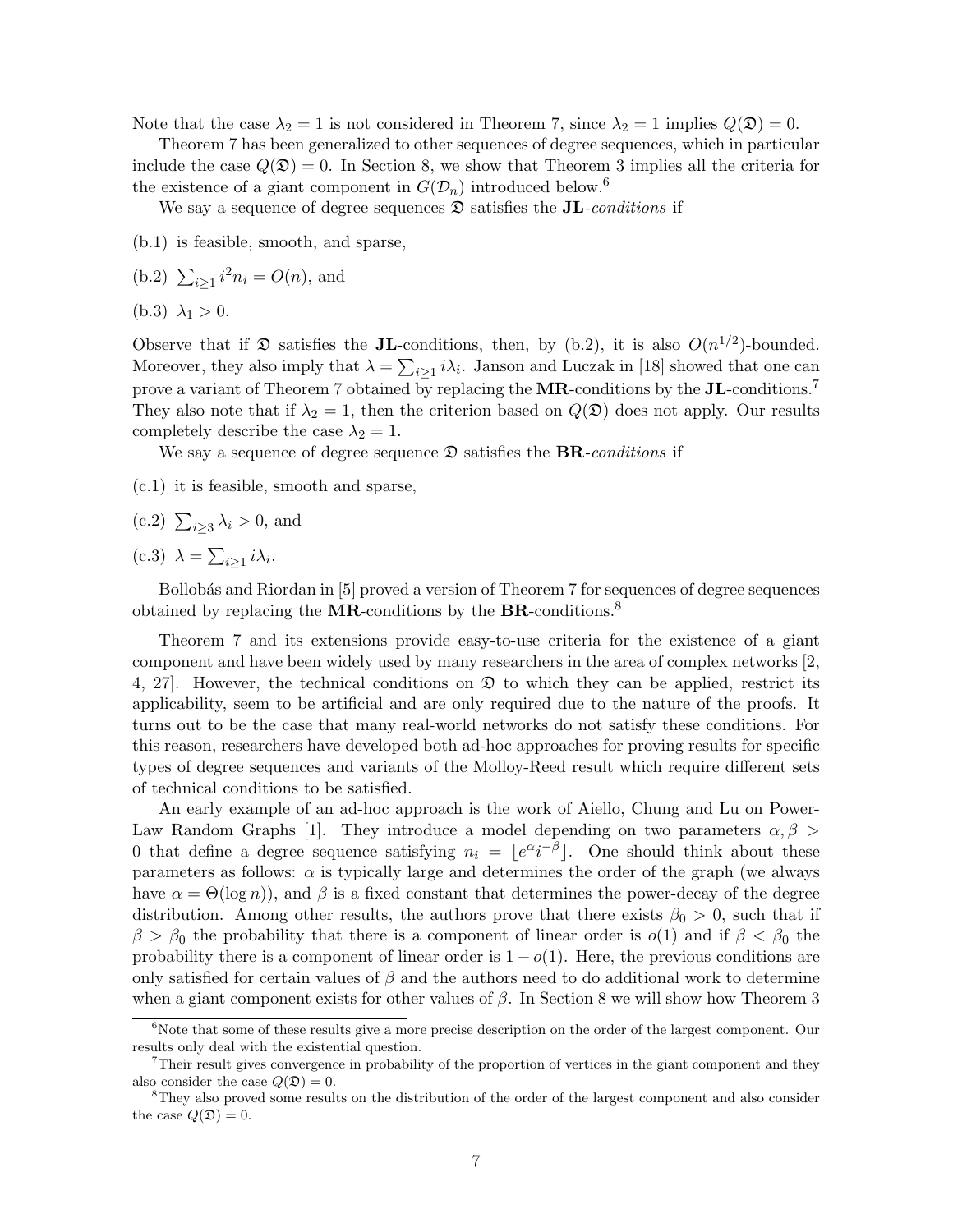Note that the case $\lambda_2 = 1$ is not considered in Theorem 7, since $\lambda_2 = 1$ implies $Q(\mathfrak{D}) = 0$.

Theorem 7 has been generalized to other sequences of degree sequences, which in particular include the case $Q(\mathfrak{D}) = 0$. In Section 8, we show that Theorem 3 implies all the criteria for the existence of a giant component in $G(\mathcal{D}_n)$ introduced below.[6]

We say a sequence of degree sequences $\mathfrak{D}$ satisfies the **JL**-*conditions* if

(b.1) is feasible, smooth, and sparse,

(b.2) $\sum_{i\geq 1} i^2 n_i = O(n)$, and

(b.3) $\lambda_1 > 0$.

Observe that if $\mathfrak{D}$ satisfies the **JL**-conditions, then, by (b.2), it is also $O(n^{1/2})$-bounded. Moreover, they also imply that $\lambda = \sum_{i\geq 1} i\lambda_i$. Janson and Luczak in [18] showed that one can prove a variant of Theorem 7 obtained by replacing the **MR**-conditions by the **JL**-conditions.[7] They also note that if $\lambda_2 = 1$, then the criterion based on $Q(\mathfrak{D})$ does not apply. Our results completely describe the case $\lambda_2 = 1$.

We say a sequence of degree sequence $\mathfrak{D}$ satisfies the **BR**-*conditions* if

(c.1) it is feasible, smooth and sparse,

(c.2) $\sum_{i\geq 3} \lambda_i > 0$, and

(c.3) $\lambda = \sum_{i\geq 1} i\lambda_i$.

Bollobás and Riordan in [5] proved a version of Theorem 7 for sequences of degree sequences obtained by replacing the **MR**-conditions by the **BR**-conditions.[8]

Theorem 7 and its extensions provide easy-to-use criteria for the existence of a giant component and have been widely used by many researchers in the area of complex networks [2, 4, 27]. However, the technical conditions on $\mathfrak{D}$ to which they can be applied, restrict its applicability, seem to be artificial and are only required due to the nature of the proofs. It turns out to be the case that many real-world networks do not satisfy these conditions. For this reason, researchers have developed both ad-hoc approaches for proving results for specific types of degree sequences and variants of the Molloy-Reed result which require different sets of technical conditions to be satisfied.

An early example of an ad-hoc approach is the work of Aiello, Chung and Lu on Power-Law Random Graphs [1]. They introduce a model depending on two parameters $\alpha, \beta > 0$ that define a degree sequence satisfying $n_i = \lfloor e^{\alpha} i^{-\beta} \rfloor$. One should think about these parameters as follows: $\alpha$ is typically large and determines the order of the graph (we always have $\alpha = \Theta(\log n)$), and $\beta$ is a fixed constant that determines the power-decay of the degree distribution. Among other results, the authors prove that there exists $\beta_0 > 0$, such that if $\beta > \beta_0$ the probability that there is a component of linear order is $o(1)$ and if $\beta < \beta_0$ the probability there is a component of linear order is $1 - o(1)$. Here, the previous conditions are only satisfied for certain values of $\beta$ and the authors need to do additional work to determine when a giant component exists for other values of $\beta$. In Section 8 we will show how Theorem 3

[6] Note that some of these results give a more precise description on the order of the largest component. Our results only deal with the existential question.

[7] Their result gives convergence in probability of the proportion of vertices in the giant component and they also consider the case $Q(\mathfrak{D}) = 0$.

[8] They also proved some results on the distribution of the order of the largest component and also consider the case $Q(\mathfrak{D}) = 0$.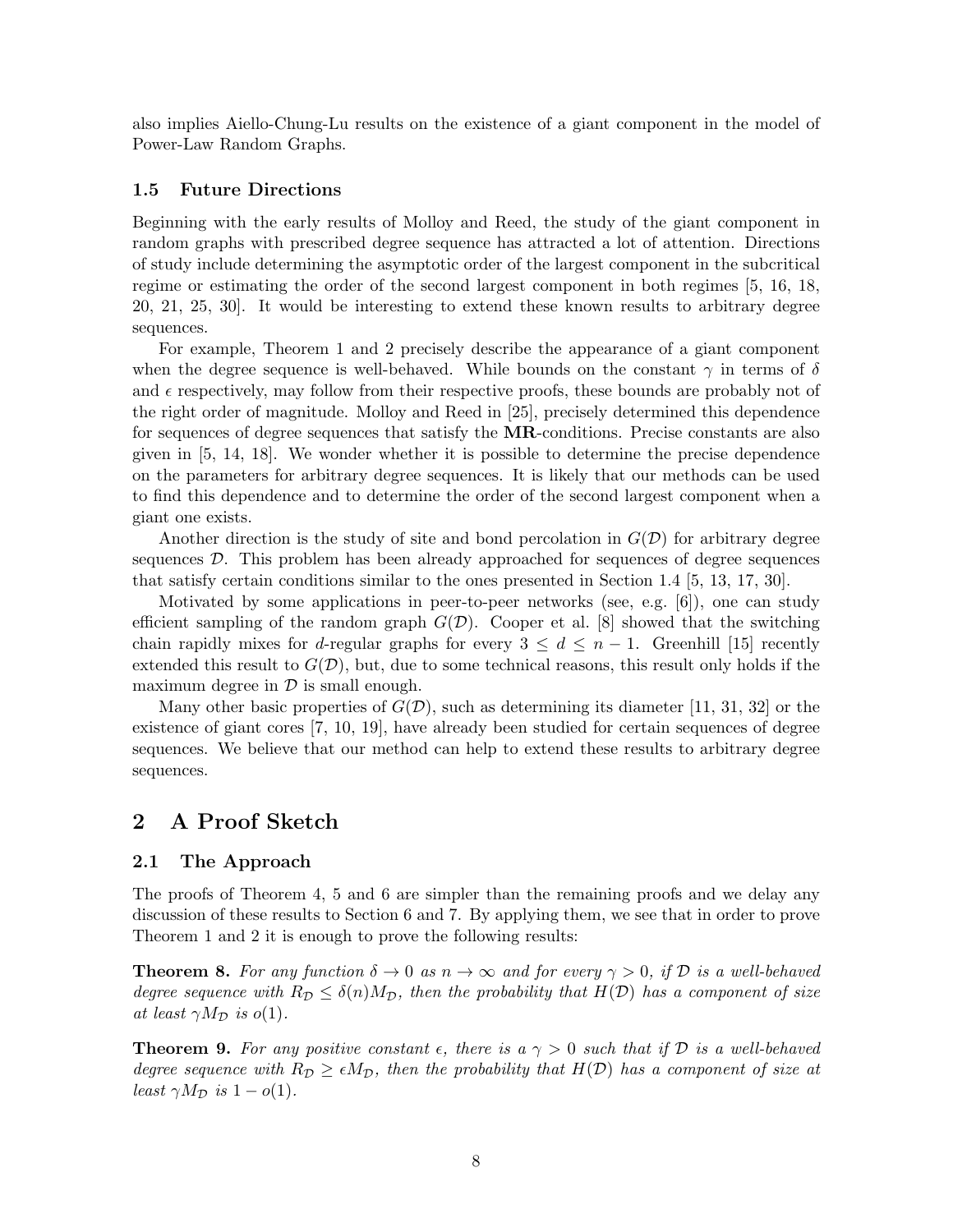also implies Aiello-Chung-Lu results on the existence of a giant component in the model of Power-Law Random Graphs.

### 1.5 Future Directions

Beginning with the early results of Molloy and Reed, the study of the giant component in random graphs with prescribed degree sequence has attracted a lot of attention. Directions of study include determining the asymptotic order of the largest component in the subcritical regime or estimating the order of the second largest component in both regimes [5, 16, 18, 20, 21, 25, 30]. It would be interesting to extend these known results to arbitrary degree sequences.

For example, Theorem 1 and 2 precisely describe the appearance of a giant component when the degree sequence is well-behaved. While bounds on the constant $\gamma$ in terms of $\delta$ and $\epsilon$ respectively, may follow from their respective proofs, these bounds are probably not of the right order of magnitude. Molloy and Reed in [25], precisely determined this dependence for sequences of degree sequences that satisfy the **MR**-conditions. Precise constants are also given in [5, 14, 18]. We wonder whether it is possible to determine the precise dependence on the parameters for arbitrary degree sequences. It is likely that our methods can be used to find this dependence and to determine the order of the second largest component when a giant one exists.

Another direction is the study of site and bond percolation in $G(\mathcal{D})$ for arbitrary degree sequences $\mathcal{D}$. This problem has been already approached for sequences of degree sequences that satisfy certain conditions similar to the ones presented in Section 1.4 [5, 13, 17, 30].

Motivated by some applications in peer-to-peer networks (see, e.g. [6]), one can study efficient sampling of the random graph $G(\mathcal{D})$. Cooper et al. [8] showed that the switching chain rapidly mixes for $d$-regular graphs for every $3 \leq d \leq n-1$. Greenhill [15] recently extended this result to $G(\mathcal{D})$, but, due to some technical reasons, this result only holds if the maximum degree in $\mathcal{D}$ is small enough.

Many other basic properties of $G(\mathcal{D})$, such as determining its diameter [11, 31, 32] or the existence of giant cores [7, 10, 19], have already been studied for certain sequences of degree sequences. We believe that our method can help to extend these results to arbitrary degree sequences.

## 2 A Proof Sketch

### 2.1 The Approach

The proofs of Theorem 4, 5 and 6 are simpler than the remaining proofs and we delay any discussion of these results to Section 6 and 7. By applying them, we see that in order to prove Theorem 1 and 2 it is enough to prove the following results:

**Theorem 8.** *For any function $\delta \to 0$ as $n \to \infty$ and for every $\gamma > 0$, if $\mathcal{D}$ is a well-behaved degree sequence with $R_{\mathcal{D}} \leq \delta(n) M_{\mathcal{D}}$, then the probability that $H(\mathcal{D})$ has a component of size at least $\gamma M_{\mathcal{D}}$ is $o(1)$.*

**Theorem 9.** *For any positive constant $\epsilon$, there is a $\gamma > 0$ such that if $\mathcal{D}$ is a well-behaved degree sequence with $R_{\mathcal{D}} \geq \epsilon M_{\mathcal{D}}$, then the probability that $H(\mathcal{D})$ has a component of size at least $\gamma M_{\mathcal{D}}$ is $1 - o(1)$.*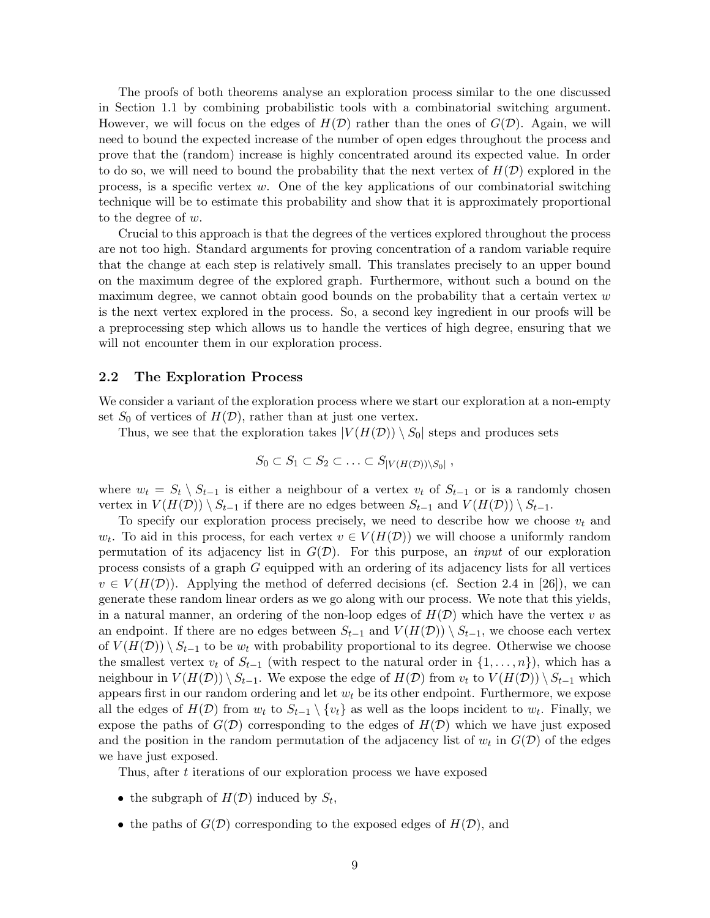The proofs of both theorems analyse an exploration process similar to the one discussed in Section 1.1 by combining probabilistic tools with a combinatorial switching argument. However, we will focus on the edges of $H(\mathcal{D})$ rather than the ones of $G(\mathcal{D})$. Again, we will need to bound the expected increase of the number of open edges throughout the process and prove that the (random) increase is highly concentrated around its expected value. In order to do so, we will need to bound the probability that the next vertex of $H(\mathcal{D})$ explored in the process, is a specific vertex $w$. One of the key applications of our combinatorial switching technique will be to estimate this probability and show that it is approximately proportional to the degree of $w$.

Crucial to this approach is that the degrees of the vertices explored throughout the process are not too high. Standard arguments for proving concentration of a random variable require that the change at each step is relatively small. This translates precisely to an upper bound on the maximum degree of the explored graph. Furthermore, without such a bound on the maximum degree, we cannot obtain good bounds on the probability that a certain vertex $w$ is the next vertex explored in the process. So, a second key ingredient in our proofs will be a preprocessing step which allows us to handle the vertices of high degree, ensuring that we will not encounter them in our exploration process.

## 2.2 The Exploration Process

We consider a variant of the exploration process where we start our exploration at a non-empty set $S_0$ of vertices of $H(\mathcal{D})$, rather than at just one vertex.

Thus, we see that the exploration takes $|V(H(\mathcal{D})) \setminus S_0|$ steps and produces sets

$$S_0 \subset S_1 \subset S_2 \subset \ldots \subset S_{|V(H(\mathcal{D}))\setminus S_0|} ,$$

where $w_t = S_t \setminus S_{t-1}$ is either a neighbour of a vertex $v_t$ of $S_{t-1}$ or is a randomly chosen vertex in $V(H(\mathcal{D})) \setminus S_{t-1}$ if there are no edges between $S_{t-1}$ and $V(H(\mathcal{D})) \setminus S_{t-1}$.

To specify our exploration process precisely, we need to describe how we choose $v_t$ and $w_t$. To aid in this process, for each vertex $v \in V(H(\mathcal{D}))$ we will choose a uniformly random permutation of its adjacency list in $G(\mathcal{D})$. For this purpose, an *input* of our exploration process consists of a graph $G$ equipped with an ordering of its adjacency lists for all vertices $v \in V(H(\mathcal{D}))$. Applying the method of deferred decisions (cf. Section 2.4 in [26]), we can generate these random linear orders as we go along with our process. We note that this yields, in a natural manner, an ordering of the non-loop edges of $H(\mathcal{D})$ which have the vertex $v$ as an endpoint. If there are no edges between $S_{t-1}$ and $V(H(\mathcal{D})) \setminus S_{t-1}$, we choose each vertex of $V(H(\mathcal{D})) \setminus S_{t-1}$ to be $w_t$ with probability proportional to its degree. Otherwise we choose the smallest vertex $v_t$ of $S_{t-1}$ (with respect to the natural order in $\{1, \ldots, n\}$), which has a neighbour in $V(H(\mathcal{D})) \setminus S_{t-1}$. We expose the edge of $H(\mathcal{D})$ from $v_t$ to $V(H(\mathcal{D})) \setminus S_{t-1}$ which appears first in our random ordering and let $w_t$ be its other endpoint. Furthermore, we expose all the edges of $H(\mathcal{D})$ from $w_t$ to $S_{t-1} \setminus \{v_t\}$ as well as the loops incident to $w_t$. Finally, we expose the paths of $G(\mathcal{D})$ corresponding to the edges of $H(\mathcal{D})$ which we have just exposed and the position in the random permutation of the adjacency list of $w_t$ in $G(\mathcal{D})$ of the edges we have just exposed.

Thus, after $t$ iterations of our exploration process we have exposed

- the subgraph of $H(\mathcal{D})$ induced by $S_t$,
- the paths of $G(\mathcal{D})$ corresponding to the exposed edges of $H(\mathcal{D})$, and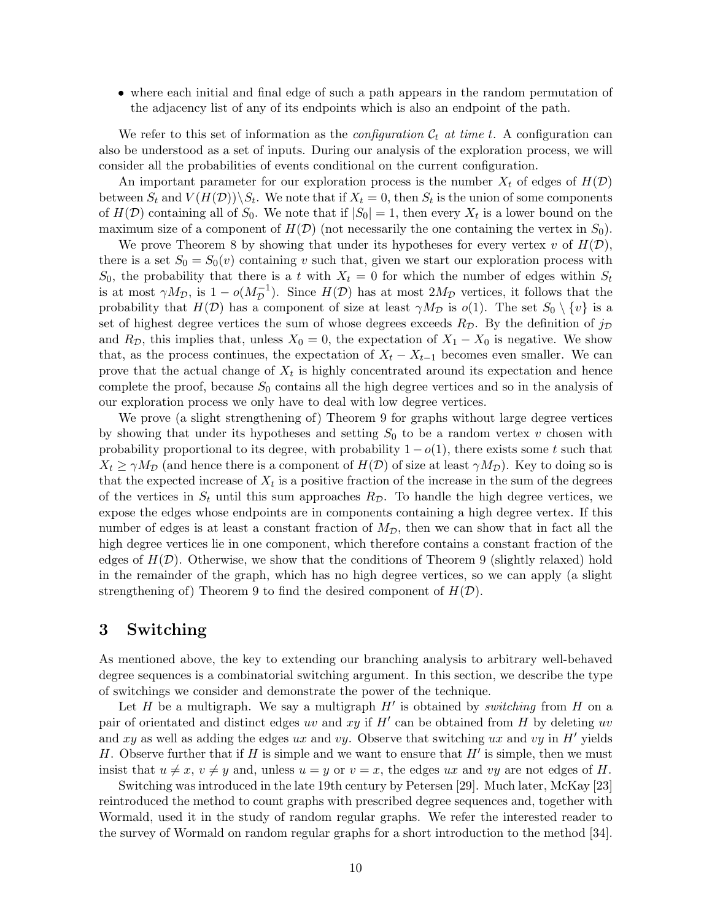- where each initial and final edge of such a path appears in the random permutation of the adjacency list of any of its endpoints which is also an endpoint of the path.

We refer to this set of information as the *configuration* $\mathcal{C}_t$ *at time* $t$. A configuration can also be understood as a set of inputs. During our analysis of the exploration process, we will consider all the probabilities of events conditional on the current configuration.

An important parameter for our exploration process is the number $X_t$ of edges of $H(\mathcal{D})$ between $S_t$ and $V(H(\mathcal{D}))\backslash S_t$. We note that if $X_t = 0$, then $S_t$ is the union of some components of $H(\mathcal{D})$ containing all of $S_0$. We note that if $|S_0| = 1$, then every $X_t$ is a lower bound on the maximum size of a component of $H(\mathcal{D})$ (not necessarily the one containing the vertex in $S_0$).

We prove Theorem 8 by showing that under its hypotheses for every vertex $v$ of $H(\mathcal{D})$, there is a set $S_0 = S_0(v)$ containing $v$ such that, given we start our exploration process with $S_0$, the probability that there is a $t$ with $X_t = 0$ for which the number of edges within $S_t$ is at most $\gamma M_{\mathcal{D}}$, is $1 - o(M_{\mathcal{D}}^{-1})$. Since $H(\mathcal{D})$ has at most $2M_{\mathcal{D}}$ vertices, it follows that the probability that $H(\mathcal{D})$ has a component of size at least $\gamma M_{\mathcal{D}}$ is $o(1)$. The set $S_0 \setminus \{v\}$ is a set of highest degree vertices the sum of whose degrees exceeds $R_{\mathcal{D}}$. By the definition of $j_{\mathcal{D}}$ and $R_{\mathcal{D}}$, this implies that, unless $X_0 = 0$, the expectation of $X_1 - X_0$ is negative. We show that, as the process continues, the expectation of $X_t - X_{t-1}$ becomes even smaller. We can prove that the actual change of $X_t$ is highly concentrated around its expectation and hence complete the proof, because $S_0$ contains all the high degree vertices and so in the analysis of our exploration process we only have to deal with low degree vertices.

We prove (a slight strengthening of) Theorem 9 for graphs without large degree vertices by showing that under its hypotheses and setting $S_0$ to be a random vertex $v$ chosen with probability proportional to its degree, with probability $1 - o(1)$, there exists some $t$ such that $X_t \geq \gamma M_{\mathcal{D}}$ (and hence there is a component of $H(\mathcal{D})$ of size at least $\gamma M_{\mathcal{D}}$). Key to doing so is that the expected increase of $X_t$ is a positive fraction of the increase in the sum of the degrees of the vertices in $S_t$ until this sum approaches $R_{\mathcal{D}}$. To handle the high degree vertices, we expose the edges whose endpoints are in components containing a high degree vertex. If this number of edges is at least a constant fraction of $M_{\mathcal{D}}$, then we can show that in fact all the high degree vertices lie in one component, which therefore contains a constant fraction of the edges of $H(\mathcal{D})$. Otherwise, we show that the conditions of Theorem 9 (slightly relaxed) hold in the remainder of the graph, which has no high degree vertices, so we can apply (a slight strengthening of) Theorem 9 to find the desired component of $H(\mathcal{D})$.

# 3 Switching

As mentioned above, the key to extending our branching analysis to arbitrary well-behaved degree sequences is a combinatorial switching argument. In this section, we describe the type of switchings we consider and demonstrate the power of the technique.

Let $H$ be a multigraph. We say a multigraph $H'$ is obtained by *switching* from $H$ on a pair of orientated and distinct edges $uv$ and $xy$ if $H'$ can be obtained from $H$ by deleting $uv$ and $xy$ as well as adding the edges $ux$ and $vy$. Observe that switching $ux$ and $vy$ in $H'$ yields $H$. Observe further that if $H$ is simple and we want to ensure that $H'$ is simple, then we must insist that $u \neq x$, $v \neq y$ and, unless $u = y$ or $v = x$, the edges $ux$ and $vy$ are not edges of $H$.

Switching was introduced in the late 19th century by Petersen [29]. Much later, McKay [23] reintroduced the method to count graphs with prescribed degree sequences and, together with Wormald, used it in the study of random regular graphs. We refer the interested reader to the survey of Wormald on random regular graphs for a short introduction to the method [34].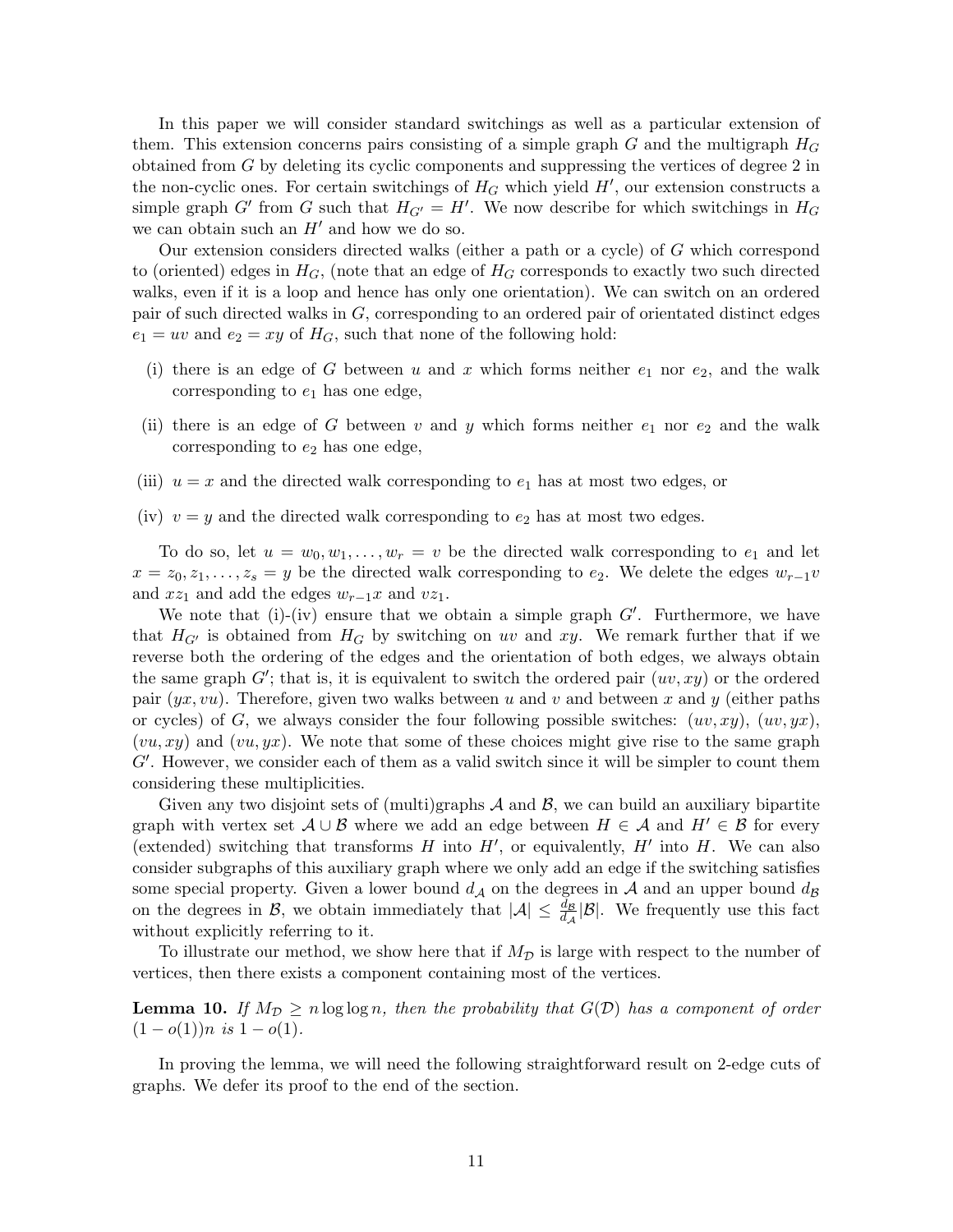In this paper we will consider standard switchings as well as a particular extension of them. This extension concerns pairs consisting of a simple graph $G$ and the multigraph $H_G$ obtained from $G$ by deleting its cyclic components and suppressing the vertices of degree 2 in the non-cyclic ones. For certain switchings of $H_G$ which yield $H'$, our extension constructs a simple graph $G'$ from $G$ such that $H_{G'} = H'$. We now describe for which switchings in $H_G$ we can obtain such an $H'$ and how we do so.

Our extension considers directed walks (either a path or a cycle) of $G$ which correspond to (oriented) edges in $H_G$, (note that an edge of $H_G$ corresponds to exactly two such directed walks, even if it is a loop and hence has only one orientation). We can switch on an ordered pair of such directed walks in $G$, corresponding to an ordered pair of orientated distinct edges $e_1 = uv$ and $e_2 = xy$ of $H_G$, such that none of the following hold:

- (i) there is an edge of $G$ between $u$ and $x$ which forms neither $e_1$ nor $e_2$, and the walk corresponding to $e_1$ has one edge,
- (ii) there is an edge of $G$ between $v$ and $y$ which forms neither $e_1$ nor $e_2$ and the walk corresponding to $e_2$ has one edge,
- (iii) $u = x$ and the directed walk corresponding to $e_1$ has at most two edges, or
- (iv) $v = y$ and the directed walk corresponding to $e_2$ has at most two edges.

To do so, let $u = w_0, w_1, \ldots, w_r = v$ be the directed walk corresponding to $e_1$ and let $x = z_0, z_1, \ldots, z_s = y$ be the directed walk corresponding to $e_2$. We delete the edges $w_{r-1}v$ and $xz_1$ and add the edges $w_{r-1}x$ and $vz_1$.

We note that (i)-(iv) ensure that we obtain a simple graph $G'$. Furthermore, we have that $H_{G'}$ is obtained from $H_G$ by switching on $uv$ and $xy$. We remark further that if we reverse both the ordering of the edges and the orientation of both edges, we always obtain the same graph $G'$; that is, it is equivalent to switch the ordered pair $(uv, xy)$ or the ordered pair $(yx, vu)$. Therefore, given two walks between $u$ and $v$ and between $x$ and $y$ (either paths or cycles) of $G$, we always consider the four following possible switches: $(uv, xy)$, $(uv, yx)$, $(vu, xy)$ and $(vu, yx)$. We note that some of these choices might give rise to the same graph $G'$. However, we consider each of them as a valid switch since it will be simpler to count them considering these multiplicities.

Given any two disjoint sets of (multi)graphs $\mathcal{A}$ and $\mathcal{B}$, we can build an auxiliary bipartite graph with vertex set $\mathcal{A} \cup \mathcal{B}$ where we add an edge between $H \in \mathcal{A}$ and $H' \in \mathcal{B}$ for every (extended) switching that transforms $H$ into $H'$, or equivalently, $H'$ into $H$. We can also consider subgraphs of this auxiliary graph where we only add an edge if the switching satisfies some special property. Given a lower bound $d_{\mathcal{A}}$ on the degrees in $\mathcal{A}$ and an upper bound $d_{\mathcal{B}}$ on the degrees in $\mathcal{B}$, we obtain immediately that $|\mathcal{A}| \leq \frac{d_{\mathcal{B}}}{d_{\mathcal{A}}}|\mathcal{B}|$. We frequently use this fact without explicitly referring to it.

To illustrate our method, we show here that if $M_{\mathcal{D}}$ is large with respect to the number of vertices, then there exists a component containing most of the vertices.

**Lemma 10.** *If $M_{\mathcal{D}} \geq n \log \log n$, then the probability that $G(\mathcal{D})$ has a component of order $(1 - o(1))n$ is $1 - o(1)$.*

In proving the lemma, we will need the following straightforward result on 2-edge cuts of graphs. We defer its proof to the end of the section.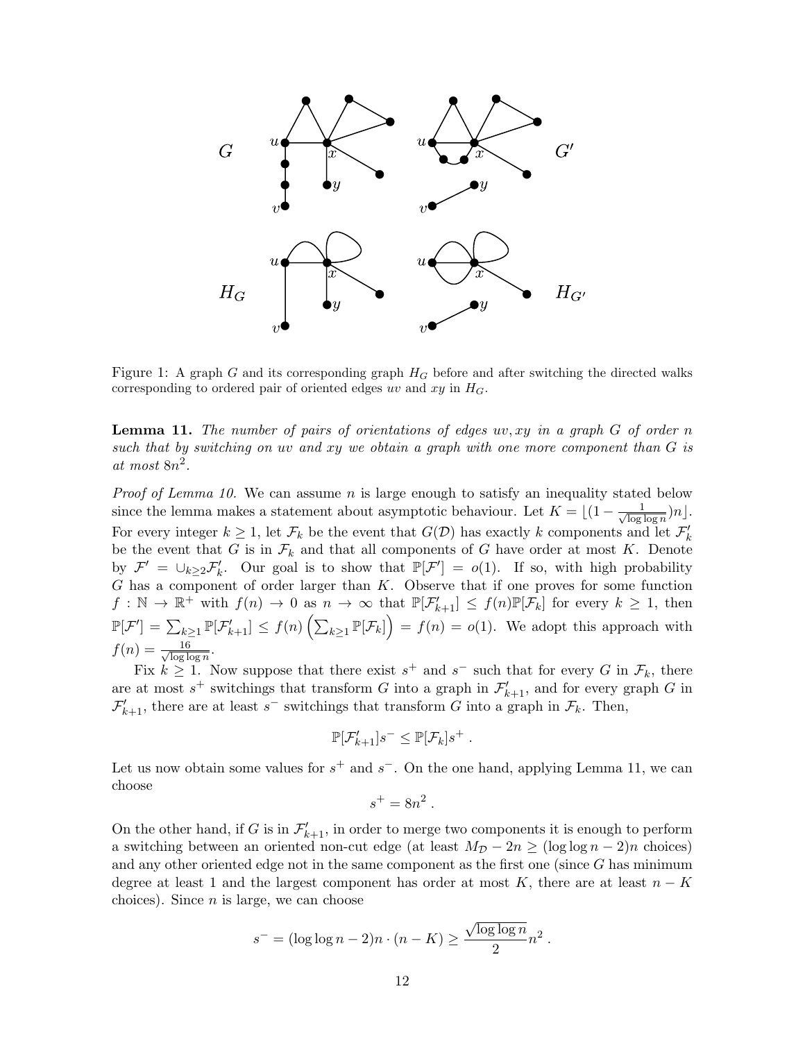Figure 1: A graph $G$ and its corresponding graph $H_G$ before and after switching the directed walks corresponding to ordered pair of oriented edges $uv$ and $xy$ in $H_G$.

**Lemma 11.** *The number of pairs of orientations of edges $uv, xy$ in a graph $G$ of order $n$ such that by switching on $uv$ and $xy$ we obtain a graph with one more component than $G$ is at most $8n^2$.*

*Proof of Lemma 10.* We can assume $n$ is large enough to satisfy an inequality stated below since the lemma makes a statement about asymptotic behaviour. Let $K = \lfloor (1 - \frac{1}{\sqrt{\log\log n}})n \rfloor$. For every integer $k \geq 1$, let $\mathcal{F}_k$ be the event that $G(\mathcal{D})$ has exactly $k$ components and let $\mathcal{F}'_k$ be the event that $G$ is in $\mathcal{F}_k$ and that all components of $G$ have order at most $K$. Denote by $\mathcal{F}' = \cup_{k\geq 2}\mathcal{F}'_k$. Our goal is to show that $\mathbb{P}[\mathcal{F}'] = o(1)$. If so, with high probability $G$ has a component of order larger than $K$. Observe that if one proves for some function $f : \mathbb{N} \to \mathbb{R}^+$ with $f(n) \to 0$ as $n \to \infty$ that $\mathbb{P}[\mathcal{F}'_{k+1}] \leq f(n)\mathbb{P}[\mathcal{F}_k]$ for every $k \geq 1$, then $\mathbb{P}[\mathcal{F}'] = \sum_{k\geq 1}\mathbb{P}[\mathcal{F}'_{k+1}] \leq f(n)\left(\sum_{k\geq 1}\mathbb{P}[\mathcal{F}_k]\right) = f(n) = o(1)$. We adopt this approach with $f(n) = \frac{16}{\sqrt{\log\log n}}$.

Fix $k \geq 1$. Now suppose that there exist $s^+$ and $s^-$ such that for every $G$ in $\mathcal{F}_k$, there are at most $s^+$ switchings that transform $G$ into a graph in $\mathcal{F}'_{k+1}$, and for every graph $G$ in $\mathcal{F}'_{k+1}$, there are at least $s^-$ switchings that transform $G$ into a graph in $\mathcal{F}_k$. Then,

$$\mathbb{P}[\mathcal{F}'_{k+1}]s^- \leq \mathbb{P}[\mathcal{F}_k]s^+ \ .$$

Let us now obtain some values for $s^+$ and $s^-$. On the one hand, applying Lemma 11, we can choose

$$s^+ = 8n^2 \ .$$

On the other hand, if $G$ is in $\mathcal{F}'_{k+1}$, in order to merge two components it is enough to perform a switching between an oriented non-cut edge (at least $M_\mathcal{D} - 2n \geq (\log\log n - 2)n$ choices) and any other oriented edge not in the same component as the first one (since $G$ has minimum degree at least 1 and the largest component has order at most $K$, there are at least $n - K$ choices). Since $n$ is large, we can choose

$$s^- = (\log\log n - 2)n \cdot (n - K) \geq \frac{\sqrt{\log\log n}}{2}n^2 \ .$$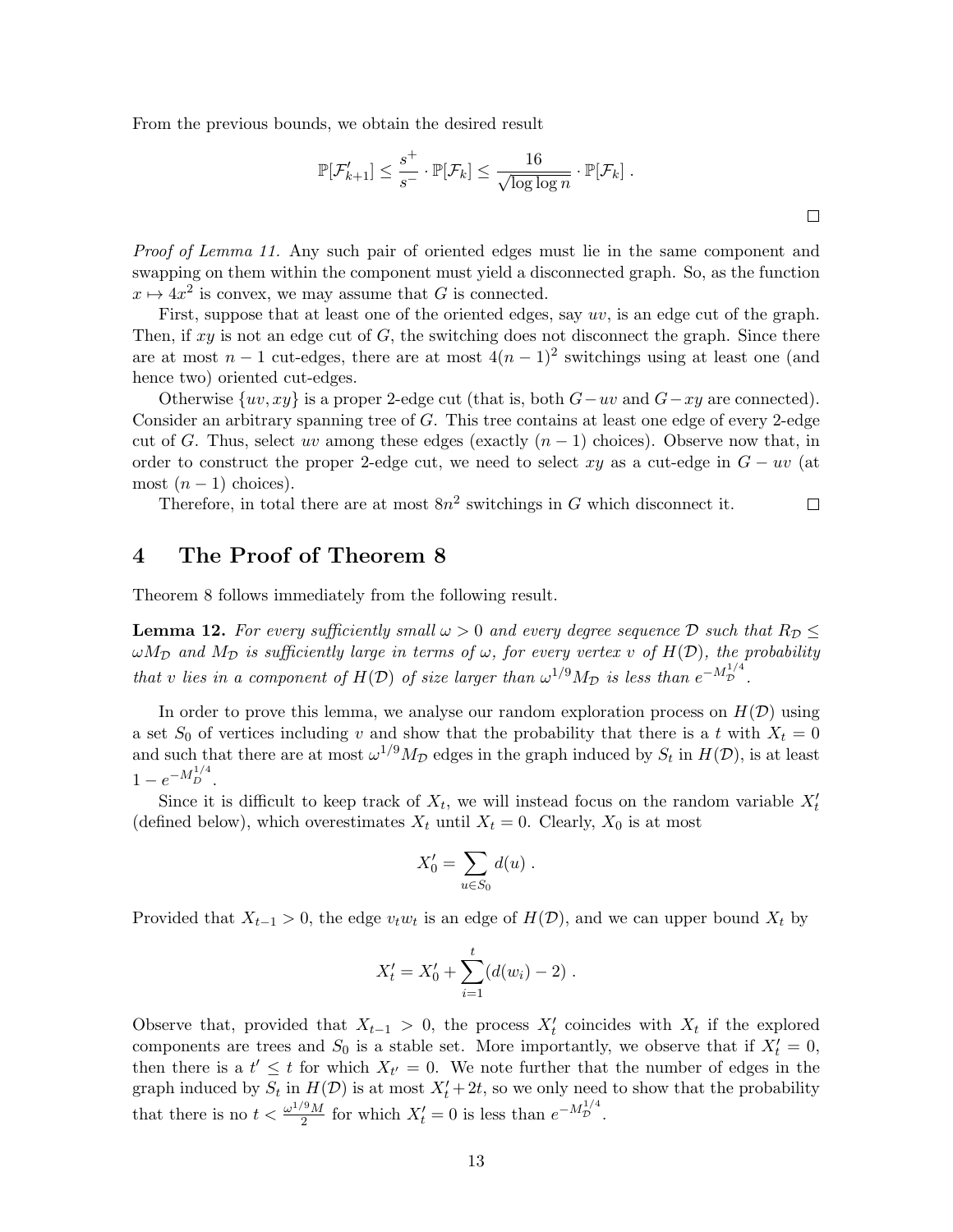From the previous bounds, we obtain the desired result

$$\mathbb{P}[\mathcal{F}'_{k+1}] \leq \frac{s^+}{s^-} \cdot \mathbb{P}[\mathcal{F}_k] \leq \frac{16}{\sqrt{\log \log n}} \cdot \mathbb{P}[\mathcal{F}_k] \ .$$

□

*Proof of Lemma 11.* Any such pair of oriented edges must lie in the same component and swapping on them within the component must yield a disconnected graph. So, as the function $x \mapsto 4x^2$ is convex, we may assume that $G$ is connected.

First, suppose that at least one of the oriented edges, say $uv$, is an edge cut of the graph. Then, if $xy$ is not an edge cut of $G$, the switching does not disconnect the graph. Since there are at most $n-1$ cut-edges, there are at most $4(n-1)^2$ switchings using at least one (and hence two) oriented cut-edges.

Otherwise $\{uv, xy\}$ is a proper 2-edge cut (that is, both $G - uv$ and $G - xy$ are connected). Consider an arbitrary spanning tree of $G$. This tree contains at least one edge of every 2-edge cut of $G$. Thus, select $uv$ among these edges (exactly $(n-1)$ choices). Observe now that, in order to construct the proper 2-edge cut, we need to select $xy$ as a cut-edge in $G - uv$ (at most $(n-1)$ choices).

Therefore, in total there are at most $8n^2$ switchings in $G$ which disconnect it. □

## 4 The Proof of Theorem 8

Theorem 8 follows immediately from the following result.

**Lemma 12.** *For every sufficiently small $\omega > 0$ and every degree sequence $\mathcal{D}$ such that $R_{\mathcal{D}} \leq \omega M_{\mathcal{D}}$ and $M_{\mathcal{D}}$ is sufficiently large in terms of $\omega$, for every vertex $v$ of $H(\mathcal{D})$, the probability that $v$ lies in a component of $H(\mathcal{D})$ of size larger than $\omega^{1/9} M_{\mathcal{D}}$ is less than $e^{-M_{\mathcal{D}}^{1/4}}$.*

In order to prove this lemma, we analyse our random exploration process on $H(\mathcal{D})$ using a set $S_0$ of vertices including $v$ and show that the probability that there is a $t$ with $X_t = 0$ and such that there are at most $\omega^{1/9} M_{\mathcal{D}}$ edges in the graph induced by $S_t$ in $H(\mathcal{D})$, is at least $1 - e^{-M_{\mathcal{D}}^{1/4}}$.

Since it is difficult to keep track of $X_t$, we will instead focus on the random variable $X'_t$ (defined below), which overestimates $X_t$ until $X_t = 0$. Clearly, $X_0$ is at most

$$X'_0 = \sum_{u \in S_0} d(u) \ .$$

Provided that $X_{t-1} > 0$, the edge $v_t w_t$ is an edge of $H(\mathcal{D})$, and we can upper bound $X_t$ by

$$X'_t = X'_0 + \sum_{i=1}^{t} (d(w_i) - 2) \ .$$

Observe that, provided that $X_{t-1} > 0$, the process $X'_t$ coincides with $X_t$ if the explored components are trees and $S_0$ is a stable set. More importantly, we observe that if $X'_t = 0$, then there is a $t' \leq t$ for which $X_{t'} = 0$. We note further that the number of edges in the graph induced by $S_t$ in $H(\mathcal{D})$ is at most $X'_t + 2t$, so we only need to show that the probability that there is no $t < \frac{\omega^{1/9} M}{2}$ for which $X'_t = 0$ is less than $e^{-M_{\mathcal{D}}^{1/4}}$.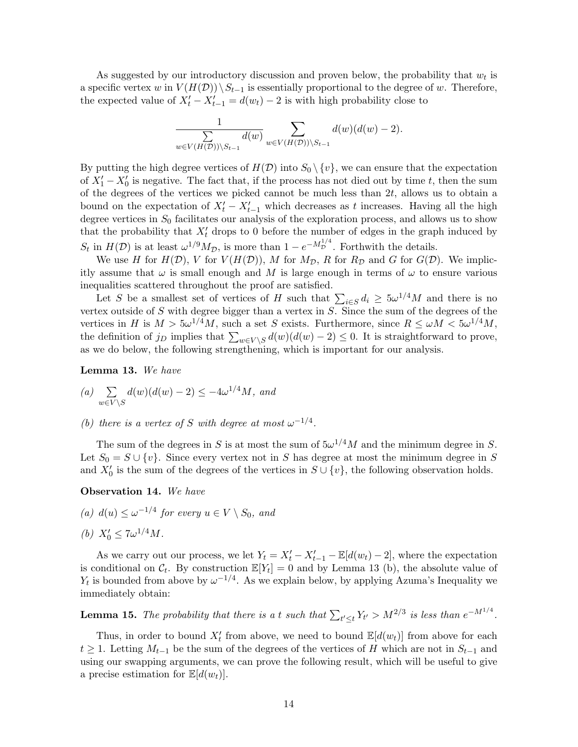As suggested by our introductory discussion and proven below, the probability that $w_t$ is a specific vertex $w$ in $V(H(\mathcal{D})) \setminus S_{t-1}$ is essentially proportional to the degree of $w$. Therefore, the expected value of $X'_t - X'_{t-1} = d(w_t) - 2$ is with high probability close to

$$\frac{1}{\sum_{w \in V(H(\mathcal{D})) \setminus S_{t-1}} d(w)} \sum_{w \in V(H(\mathcal{D})) \setminus S_{t-1}} d(w)(d(w)-2).$$

By putting the high degree vertices of $H(\mathcal{D})$ into $S_0 \setminus \{v\}$, we can ensure that the expectation of $X'_1 - X'_0$ is negative. The fact that, if the process has not died out by time $t$, then the sum of the degrees of the vertices we picked cannot be much less than $2t$, allows us to obtain a bound on the expectation of $X'_t - X'_{t-1}$ which decreases as $t$ increases. Having all the high degree vertices in $S_0$ facilitates our analysis of the exploration process, and allows us to show that the probability that $X'_t$ drops to 0 before the number of edges in the graph induced by $S_t$ in $H(\mathcal{D})$ is at least $\omega^{1/9} M_{\mathcal{D}}$, is more than $1 - e^{-M_{\mathcal{D}}^{1/4}}$. Forthwith the details.

We use $H$ for $H(\mathcal{D})$, $V$ for $V(H(\mathcal{D}))$, $M$ for $M_{\mathcal{D}}$, $R$ for $R_{\mathcal{D}}$ and $G$ for $G(\mathcal{D})$. We implicitly assume that $\omega$ is small enough and $M$ is large enough in terms of $\omega$ to ensure various inequalities scattered throughout the proof are satisfied.

Let $S$ be a smallest set of vertices of $H$ such that $\sum_{i \in S} d_i \geq 5\omega^{1/4} M$ and there is no vertex outside of $S$ with degree bigger than a vertex in $S$. Since the sum of the degrees of the vertices in $H$ is $M > 5\omega^{1/4} M$, such a set $S$ exists. Furthermore, since $R \leq \omega M < 5\omega^{1/4} M$, the definition of $j_D$ implies that $\sum_{w \in V \setminus S} d(w)(d(w)-2) \leq 0$. It is straightforward to prove, as we do below, the following strengthening, which is important for our analysis.

**Lemma 13.** *We have*

*(a)* $\sum_{w \in V \setminus S} d(w)(d(w)-2) \leq -4\omega^{1/4} M$, *and*

*(b) there is a vertex of $S$ with degree at most $\omega^{-1/4}$.*

The sum of the degrees in $S$ is at most the sum of $5\omega^{1/4} M$ and the minimum degree in $S$. Let $S_0 = S \cup \{v\}$. Since every vertex not in $S$ has degree at most the minimum degree in $S$ and $X'_0$ is the sum of the degrees of the vertices in $S \cup \{v\}$, the following observation holds.

**Observation 14.** *We have*

*(a)* $d(u) \leq \omega^{-1/4}$ *for every* $u \in V \setminus S_0$, *and*

*(b)* $X'_0 \leq 7\omega^{1/4} M$.

As we carry out our process, we let $Y_t = X'_t - X'_{t-1} - \mathbb{E}[d(w_t) - 2]$, where the expectation is conditional on $\mathcal{C}_t$. By construction $\mathbb{E}[Y_t] = 0$ and by Lemma 13 (b), the absolute value of $Y_t$ is bounded from above by $\omega^{-1/4}$. As we explain below, by applying Azuma's Inequality we immediately obtain:

**Lemma 15.** *The probability that there is a $t$ such that $\sum_{t' \leq t} Y_{t'} > M^{2/3}$ is less than $e^{-M^{1/4}}$.*

Thus, in order to bound $X'_t$ from above, we need to bound $\mathbb{E}[d(w_t)]$ from above for each $t \geq 1$. Letting $M_{t-1}$ be the sum of the degrees of the vertices of $H$ which are not in $S_{t-1}$ and using our swapping arguments, we can prove the following result, which will be useful to give a precise estimation for $\mathbb{E}[d(w_t)]$.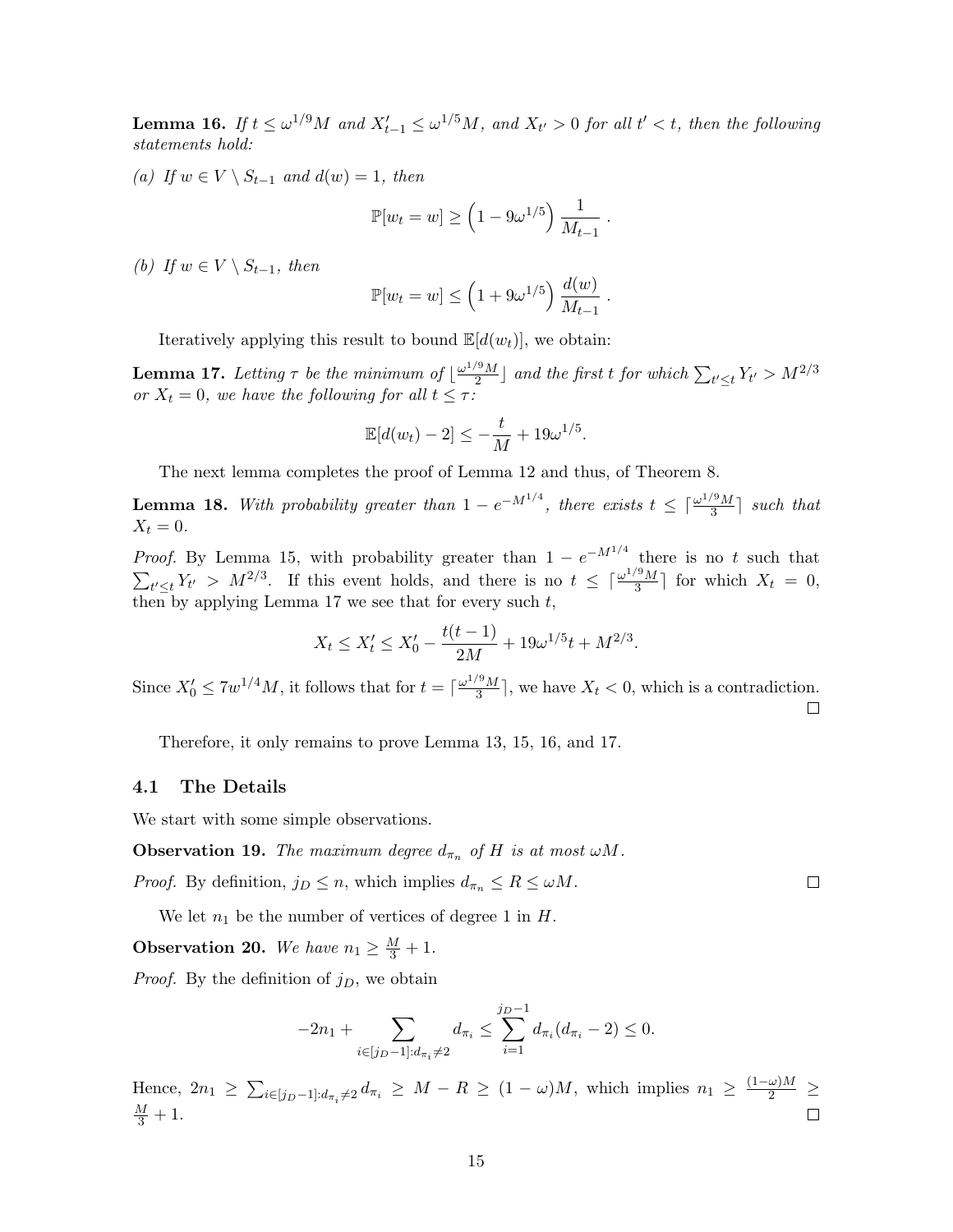**Lemma 16.** *If $t \leq \omega^{1/9}M$ and $X'_{t-1} \leq \omega^{1/5}M$, and $X_{t'} > 0$ for all $t' < t$, then the following statements hold:*

*(a) If $w \in V \setminus S_{t-1}$ and $d(w) = 1$, then*

$$\mathbb{P}[w_t = w] \geq \left(1 - 9\omega^{1/5}\right) \frac{1}{M_{t-1}} .$$

*(b) If $w \in V \setminus S_{t-1}$, then*

$$\mathbb{P}[w_t = w] \leq \left(1 + 9\omega^{1/5}\right) \frac{d(w)}{M_{t-1}} .$$

Iteratively applying this result to bound $\mathbb{E}[d(w_t)]$, we obtain:

**Lemma 17.** *Letting $\tau$ be the minimum of $\lfloor \frac{\omega^{1/9}M}{2} \rfloor$ and the first $t$ for which $\sum_{t' \leq t} Y_{t'} > M^{2/3}$ or $X_t = 0$, we have the following for all $t \leq \tau$:*

$$\mathbb{E}[d(w_t) - 2] \leq -\frac{t}{M} + 19\omega^{1/5}.$$

The next lemma completes the proof of Lemma 12 and thus, of Theorem 8.

**Lemma 18.** *With probability greater than $1 - e^{-M^{1/4}}$, there exists $t \leq \lceil \frac{\omega^{1/9}M}{3} \rceil$ such that $X_t = 0$.*

*Proof.* By Lemma 15, with probability greater than $1 - e^{-M^{1/4}}$ there is no $t$ such that $\sum_{t' \leq t} Y_{t'} > M^{2/3}$. If this event holds, and there is no $t \leq \lceil \frac{\omega^{1/9}M}{3} \rceil$ for which $X_t = 0$, then by applying Lemma 17 we see that for every such $t$,

$$X_t \leq X'_t \leq X'_0 - \frac{t(t-1)}{2M} + 19\omega^{1/5}t + M^{2/3}.$$

Since $X'_0 \leq 7w^{1/4}M$, it follows that for $t = \lceil \frac{\omega^{1/9}M}{3} \rceil$, we have $X_t < 0$, which is a contradiction. $\square$

Therefore, it only remains to prove Lemma 13, 15, 16, and 17.

## 4.1 The Details

We start with some simple observations.

**Observation 19.** *The maximum degree $d_{\pi_n}$ of $H$ is at most $\omega M$.*

*Proof.* By definition, $j_D \leq n$, which implies $d_{\pi_n} \leq R \leq \omega M$. $\square$

We let $n_1$ be the number of vertices of degree 1 in $H$.

**Observation 20.** *We have $n_1 \geq \frac{M}{3} + 1$.*

*Proof.* By the definition of $j_D$, we obtain

$$-2n_1 + \sum_{i \in [j_D - 1] : d_{\pi_i} \neq 2} d_{\pi_i} \leq \sum_{i=1}^{j_D - 1} d_{\pi_i}(d_{\pi_i} - 2) \leq 0.$$

Hence, $2n_1 \geq \sum_{i \in [j_D - 1] : d_{\pi_i} \neq 2} d_{\pi_i} \geq M - R \geq (1 - \omega)M$, which implies $n_1 \geq \frac{(1-\omega)M}{2} \geq \frac{M}{3} + 1$. $\square$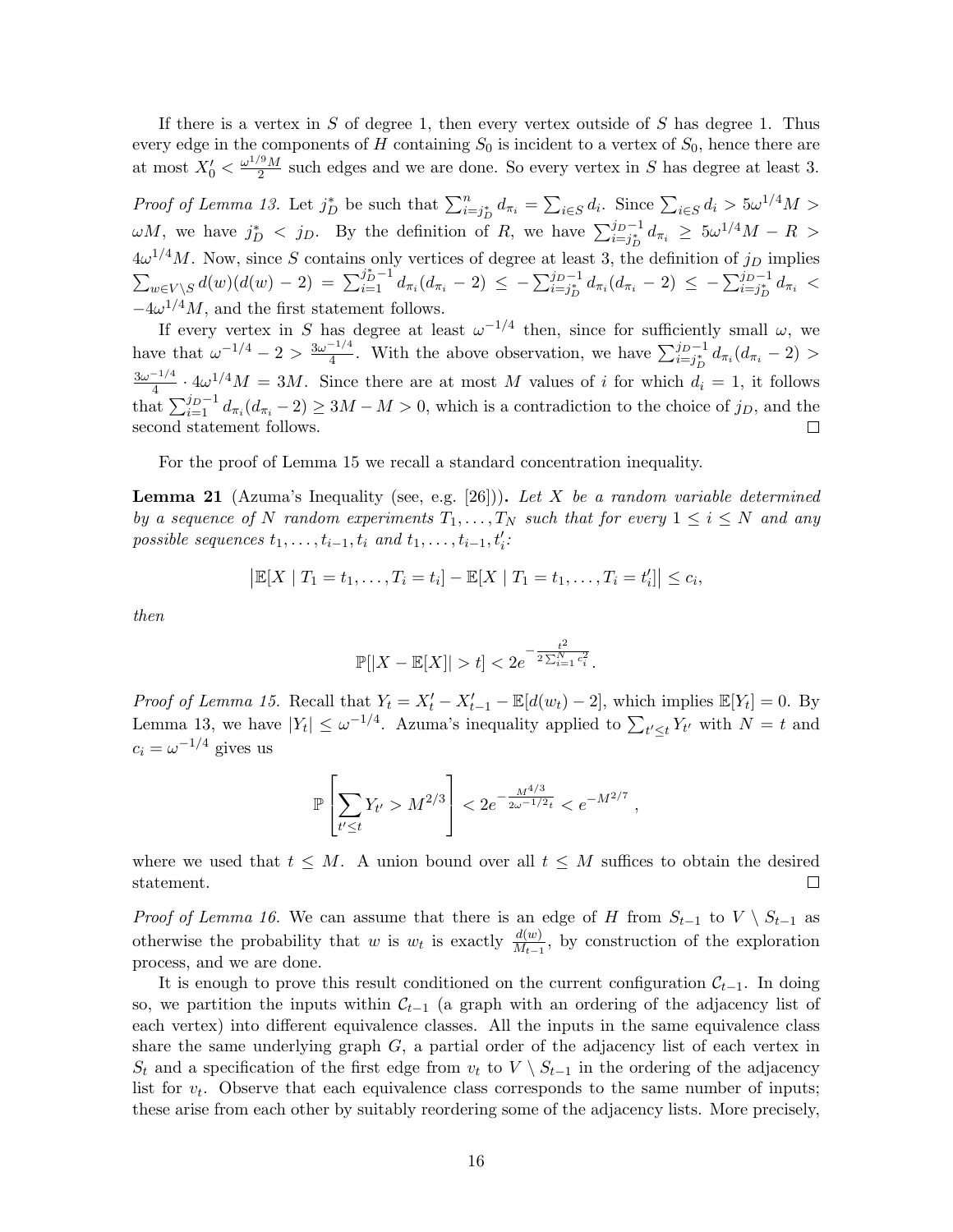If there is a vertex in $S$ of degree 1, then every vertex outside of $S$ has degree 1. Thus every edge in the components of $H$ containing $S_0$ is incident to a vertex of $S_0$, hence there are at most $X'_0 < \frac{\omega^{1/9}M}{2}$ such edges and we are done. So every vertex in $S$ has degree at least 3.

*Proof of Lemma 13.* Let $j^*_D$ be such that $\sum_{i=j^*_D}^{n} d_{\pi_i} = \sum_{i\in S} d_i$. Since $\sum_{i\in S} d_i > 5\omega^{1/4}M > \omega M$, we have $j^*_D < j_D$. By the definition of $R$, we have $\sum_{i=j^*_D}^{j_D-1} d_{\pi_i} \geq 5\omega^{1/4}M - R > 4\omega^{1/4}M$. Now, since $S$ contains only vertices of degree at least 3, the definition of $j_D$ implies $\sum_{w\in V\setminus S} d(w)(d(w)-2) = \sum_{i=1}^{j^*_D-1} d_{\pi_i}(d_{\pi_i}-2) \leq -\sum_{i=j^*_D}^{j_D-1} d_{\pi_i}(d_{\pi_i}-2) \leq -\sum_{i=j^*_D}^{j_D-1} d_{\pi_i} < -4\omega^{1/4}M$, and the first statement follows.

If every vertex in $S$ has degree at least $\omega^{-1/4}$ then, since for sufficiently small $\omega$, we have that $\omega^{-1/4} - 2 > \frac{3\omega^{-1/4}}{4}$. With the above observation, we have $\sum_{i=j^*_D}^{j_D-1} d_{\pi_i}(d_{\pi_i}-2) > \frac{3\omega^{-1/4}}{4} \cdot 4\omega^{1/4}M = 3M$. Since there are at most $M$ values of $i$ for which $d_i = 1$, it follows that $\sum_{i=1}^{j_D-1} d_{\pi_i}(d_{\pi_i}-2) \geq 3M - M > 0$, which is a contradiction to the choice of $j_D$, and the second statement follows. □

For the proof of Lemma 15 we recall a standard concentration inequality.

**Lemma 21** (Azuma's Inequality (see, e.g. [26]))**.** *Let $X$ be a random variable determined by a sequence of $N$ random experiments $T_1, \dots, T_N$ such that for every $1 \leq i \leq N$ and any possible sequences $t_1, \dots, t_{i-1}, t_i$ and $t_1, \dots, t_{i-1}, t'_i$:*

$$\left|\mathbb{E}[X \mid T_1 = t_1, \dots, T_i = t_i] - \mathbb{E}[X \mid T_1 = t_1, \dots, T_i = t'_i]\right| \leq c_i,$$

*then*

$$\mathbb{P}[|X - \mathbb{E}[X]| > t] < 2e^{-\frac{t^2}{2\sum_{i=1}^{N} c_i^2}}.$$

*Proof of Lemma 15.* Recall that $Y_t = X'_t - X'_{t-1} - \mathbb{E}[d(w_t) - 2]$, which implies $\mathbb{E}[Y_t] = 0$. By Lemma 13, we have $|Y_t| \leq \omega^{-1/4}$. Azuma's inequality applied to $\sum_{t'\leq t} Y_{t'}$ with $N = t$ and $c_i = \omega^{-1/4}$ gives us

$$\mathbb{P}\left[\sum_{t'\leq t} Y_{t'} > M^{2/3}\right] < 2e^{-\frac{M^{4/3}}{2\omega^{-1/2}t}} < e^{-M^{2/7}},$$

where we used that $t \leq M$. A union bound over all $t \leq M$ suffices to obtain the desired statement. □

*Proof of Lemma 16.* We can assume that there is an edge of $H$ from $S_{t-1}$ to $V \setminus S_{t-1}$ as otherwise the probability that $w$ is $w_t$ is exactly $\frac{d(w)}{M_{t-1}}$, by construction of the exploration process, and we are done.

It is enough to prove this result conditioned on the current configuration $\mathcal{C}_{t-1}$. In doing so, we partition the inputs within $\mathcal{C}_{t-1}$ (a graph with an ordering of the adjacency list of each vertex) into different equivalence classes. All the inputs in the same equivalence class share the same underlying graph $G$, a partial order of the adjacency list of each vertex in $S_t$ and a specification of the first edge from $v_t$ to $V \setminus S_{t-1}$ in the ordering of the adjacency list for $v_t$. Observe that each equivalence class corresponds to the same number of inputs; these arise from each other by suitably reordering some of the adjacency lists. More precisely,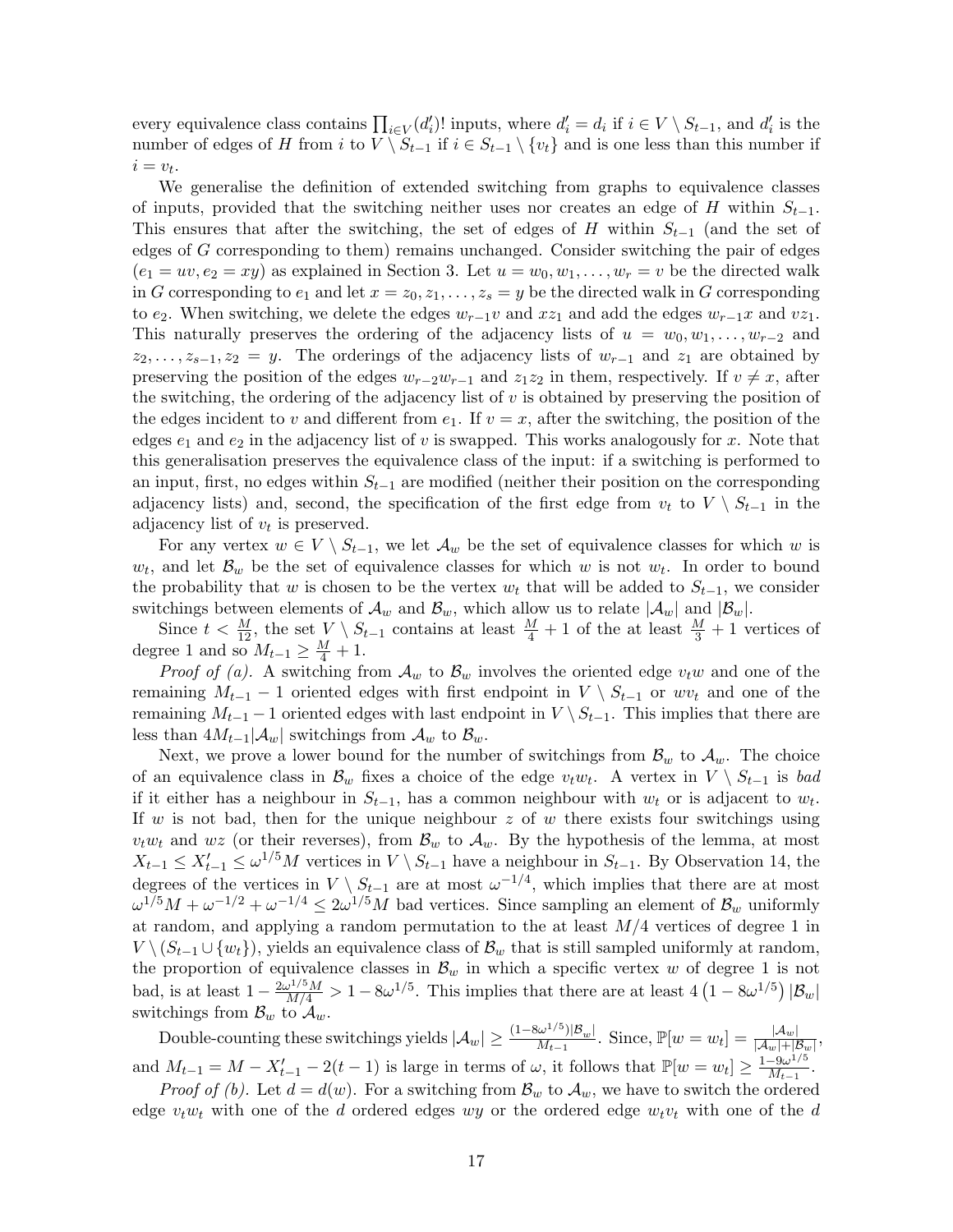every equivalence class contains $\prod_{i \in V}(d_i')!$ inputs, where $d_i' = d_i$ if $i \in V \setminus S_{t-1}$, and $d_i'$ is the number of edges of $H$ from $i$ to $V \setminus S_{t-1}$ if $i \in S_{t-1} \setminus \{v_t\}$ and is one less than this number if $i = v_t$.

We generalise the definition of extended switching from graphs to equivalence classes of inputs, provided that the switching neither uses nor creates an edge of $H$ within $S_{t-1}$. This ensures that after the switching, the set of edges of $H$ within $S_{t-1}$ (and the set of edges of $G$ corresponding to them) remains unchanged. Consider switching the pair of edges $(e_1 = uv, e_2 = xy)$ as explained in Section 3. Let $u = w_0, w_1, \ldots, w_r = v$ be the directed walk in $G$ corresponding to $e_1$ and let $x = z_0, z_1, \ldots, z_s = y$ be the directed walk in $G$ corresponding to $e_2$. When switching, we delete the edges $w_{r-1}v$ and $xz_1$ and add the edges $w_{r-1}x$ and $vz_1$. This naturally preserves the ordering of the adjacency lists of $u = w_0, w_1, \ldots, w_{r-2}$ and $z_2, \ldots, z_{s-1}, z_2 = y$. The orderings of the adjacency lists of $w_{r-1}$ and $z_1$ are obtained by preserving the position of the edges $w_{r-2}w_{r-1}$ and $z_1z_2$ in them, respectively. If $v \neq x$, after the switching, the ordering of the adjacency list of $v$ is obtained by preserving the position of the edges incident to $v$ and different from $e_1$. If $v = x$, after the switching, the position of the edges $e_1$ and $e_2$ in the adjacency list of $v$ is swapped. This works analogously for $x$. Note that this generalisation preserves the equivalence class of the input: if a switching is performed to an input, first, no edges within $S_{t-1}$ are modified (neither their position on the corresponding adjacency lists) and, second, the specification of the first edge from $v_t$ to $V \setminus S_{t-1}$ in the adjacency list of $v_t$ is preserved.

For any vertex $w \in V \setminus S_{t-1}$, we let $\mathcal{A}_w$ be the set of equivalence classes for which $w$ is $w_t$, and let $\mathcal{B}_w$ be the set of equivalence classes for which $w$ is not $w_t$. In order to bound the probability that $w$ is chosen to be the vertex $w_t$ that will be added to $S_{t-1}$, we consider switchings between elements of $\mathcal{A}_w$ and $\mathcal{B}_w$, which allow us to relate $|\mathcal{A}_w|$ and $|\mathcal{B}_w|$.

Since $t < \frac{M}{12}$, the set $V \setminus S_{t-1}$ contains at least $\frac{M}{4} + 1$ of the at least $\frac{M}{3} + 1$ vertices of degree 1 and so $M_{t-1} \geq \frac{M}{4} + 1$.

*Proof of (a).* A switching from $\mathcal{A}_w$ to $\mathcal{B}_w$ involves the oriented edge $v_tw$ and one of the remaining $M_{t-1} - 1$ oriented edges with first endpoint in $V \setminus S_{t-1}$ or $wv_t$ and one of the remaining $M_{t-1} - 1$ oriented edges with last endpoint in $V \setminus S_{t-1}$. This implies that there are less than $4M_{t-1}|\mathcal{A}_w|$ switchings from $\mathcal{A}_w$ to $\mathcal{B}_w$.

Next, we prove a lower bound for the number of switchings from $\mathcal{B}_w$ to $\mathcal{A}_w$. The choice of an equivalence class in $\mathcal{B}_w$ fixes a choice of the edge $v_tw_t$. A vertex in $V \setminus S_{t-1}$ is *bad* if it either has a neighbour in $S_{t-1}$, has a common neighbour with $w_t$ or is adjacent to $w_t$. If $w$ is not bad, then for the unique neighbour $z$ of $w$ there exists four switchings using $v_tw_t$ and $wz$ (or their reverses), from $\mathcal{B}_w$ to $\mathcal{A}_w$. By the hypothesis of the lemma, at most $X_{t-1} \leq X'_{t-1} \leq \omega^{1/5}M$ vertices in $V \setminus S_{t-1}$ have a neighbour in $S_{t-1}$. By Observation 14, the degrees of the vertices in $V \setminus S_{t-1}$ are at most $\omega^{-1/4}$, which implies that there are at most $\omega^{1/5}M + \omega^{-1/2} + \omega^{-1/4} \leq 2\omega^{1/5}M$ bad vertices. Since sampling an element of $\mathcal{B}_w$ uniformly at random, and applying a random permutation to the at least $M/4$ vertices of degree 1 in $V \setminus (S_{t-1} \cup \{w_t\})$, yields an equivalence class of $\mathcal{B}_w$ that is still sampled uniformly at random, the proportion of equivalence classes in $\mathcal{B}_w$ in which a specific vertex $w$ of degree 1 is not bad, is at least $1 - \frac{2\omega^{1/5}M}{M/4} > 1 - 8\omega^{1/5}$. This implies that there are at least $4\left(1 - 8\omega^{1/5}\right)|\mathcal{B}_w|$ switchings from $\mathcal{B}_w$ to $\mathcal{A}_w$.

Double-counting these switchings yields $|\mathcal{A}_w| \geq \frac{(1-8\omega^{1/5})|\mathcal{B}_w|}{M_{t-1}}$. Since, $\mathbb{P}[w = w_t] = \frac{|\mathcal{A}_w|}{|\mathcal{A}_w| + |\mathcal{B}_w|}$, and $M_{t-1} = M - X'_{t-1} - 2(t-1)$ is large in terms of $\omega$, it follows that $\mathbb{P}[w = w_t] \geq \frac{1-9\omega^{1/5}}{M_{t-1}}$.

*Proof of (b).* Let $d = d(w)$. For a switching from $\mathcal{B}_w$ to $\mathcal{A}_w$, we have to switch the ordered edge $v_tw_t$ with one of the $d$ ordered edges $wy$ or the ordered edge $w_tv_t$ with one of the $d$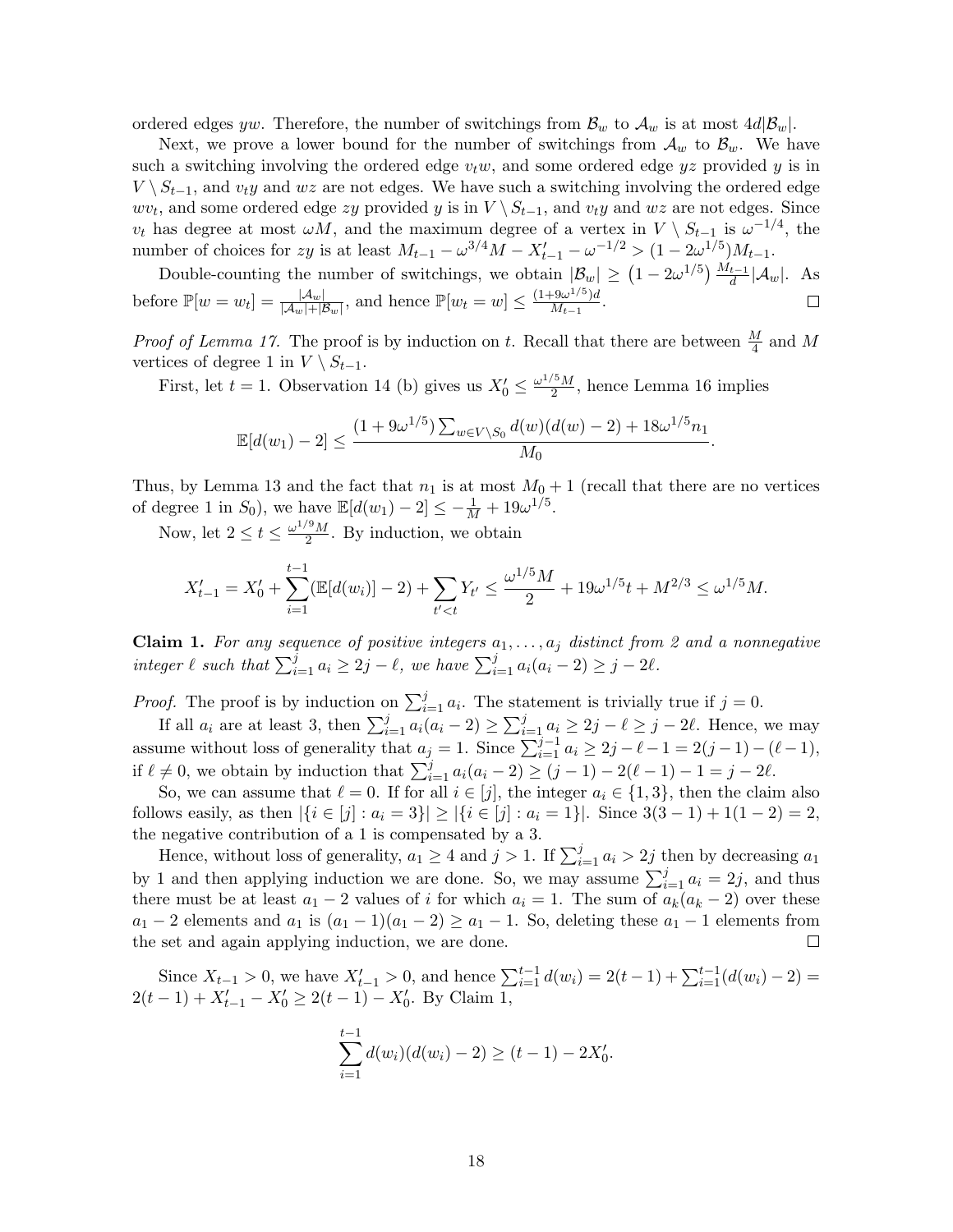ordered edges $yw$. Therefore, the number of switchings from $\mathcal{B}_w$ to $\mathcal{A}_w$ is at most $4d|\mathcal{B}_w|$.

Next, we prove a lower bound for the number of switchings from $\mathcal{A}_w$ to $\mathcal{B}_w$. We have such a switching involving the ordered edge $v_tw$, and some ordered edge $yz$ provided $y$ is in $V \setminus S_{t-1}$, and $v_ty$ and $wz$ are not edges. We have such a switching involving the ordered edge $wv_t$, and some ordered edge $zy$ provided $y$ is in $V \setminus S_{t-1}$, and $v_ty$ and $wz$ are not edges. Since $v_t$ has degree at most $\omega M$, and the maximum degree of a vertex in $V \setminus S_{t-1}$ is $\omega^{-1/4}$, the number of choices for $zy$ is at least $M_{t-1} - \omega^{3/4}M - X'_{t-1} - \omega^{-1/2} > (1 - 2\omega^{1/5})M_{t-1}$.

Double-counting the number of switchings, we obtain $|\mathcal{B}_w| \geq \left(1 - 2\omega^{1/5}\right) \frac{M_{t-1}}{d}|\mathcal{A}_w|$. As before $\mathbb{P}[w = w_t] = \frac{|\mathcal{A}_w|}{|\mathcal{A}_w|+|\mathcal{B}_w|}$, and hence $\mathbb{P}[w_t = w] \leq \frac{(1+9\omega^{1/5})d}{M_{t-1}}$. □

*Proof of Lemma 17.* The proof is by induction on $t$. Recall that there are between $\frac{M}{4}$ and $M$ vertices of degree 1 in $V \setminus S_{t-1}$.

First, let $t = 1$. Observation 14 (b) gives us $X'_0 \leq \frac{\omega^{1/5}M}{2}$, hence Lemma 16 implies

$$\mathbb{E}[d(w_1) - 2] \leq \frac{(1 + 9\omega^{1/5})\sum_{w \in V \setminus S_0} d(w)(d(w) - 2) + 18\omega^{1/5}n_1}{M_0}.$$

Thus, by Lemma 13 and the fact that $n_1$ is at most $M_0 + 1$ (recall that there are no vertices of degree 1 in $S_0$), we have $\mathbb{E}[d(w_1) - 2] \leq -\frac{1}{M} + 19\omega^{1/5}$.

Now, let $2 \leq t \leq \frac{\omega^{1/9}M}{2}$. By induction, we obtain

$$X'_{t-1} = X'_0 + \sum_{i=1}^{t-1}(\mathbb{E}[d(w_i)] - 2) + \sum_{t'<t} Y_{t'} \leq \frac{\omega^{1/5}M}{2} + 19\omega^{1/5}t + M^{2/3} \leq \omega^{1/5}M.$$

**Claim 1.** *For any sequence of positive integers $a_1, \ldots, a_j$ distinct from 2 and a nonnegative integer $\ell$ such that $\sum_{i=1}^{j} a_i \geq 2j - \ell$, we have $\sum_{i=1}^{j} a_i(a_i - 2) \geq j - 2\ell$.*

*Proof.* The proof is by induction on $\sum_{i=1}^{j} a_i$. The statement is trivially true if $j = 0$.

If all $a_i$ are at least 3, then $\sum_{i=1}^{j} a_i(a_i - 2) \geq \sum_{i=1}^{j} a_i \geq 2j - \ell \geq j - 2\ell$. Hence, we may assume without loss of generality that $a_j = 1$. Since $\sum_{i=1}^{j-1} a_i \geq 2j - \ell - 1 = 2(j-1) - (\ell - 1)$, if $\ell \neq 0$, we obtain by induction that $\sum_{i=1}^{j} a_i(a_i - 2) \geq (j-1) - 2(\ell - 1) - 1 = j - 2\ell$.

So, we can assume that $\ell = 0$. If for all $i \in [j]$, the integer $a_i \in \{1, 3\}$, then the claim also follows easily, as then $|\{i \in [j] : a_i = 3\}| \geq |\{i \in [j] : a_i = 1\}|$. Since $3(3-1) + 1(1-2) = 2$, the negative contribution of a 1 is compensated by a 3.

Hence, without loss of generality, $a_1 \geq 4$ and $j > 1$. If $\sum_{i=1}^{j} a_i > 2j$ then by decreasing $a_1$ by 1 and then applying induction we are done. So, we may assume $\sum_{i=1}^{j} a_i = 2j$, and thus there must be at least $a_1 - 2$ values of $i$ for which $a_i = 1$. The sum of $a_k(a_k - 2)$ over these $a_1 - 2$ elements and $a_1$ is $(a_1 - 1)(a_1 - 2) \geq a_1 - 1$. So, deleting these $a_1 - 1$ elements from the set and again applying induction, we are done. □

Since $X_{t-1} > 0$, we have $X'_{t-1} > 0$, and hence $\sum_{i=1}^{t-1} d(w_i) = 2(t-1) + \sum_{i=1}^{t-1}(d(w_i) - 2) = 2(t-1) + X'_{t-1} - X'_0 \geq 2(t-1) - X'_0$. By Claim 1,

$$\sum_{i=1}^{t-1} d(w_i)(d(w_i) - 2) \geq (t-1) - 2X'_0.$$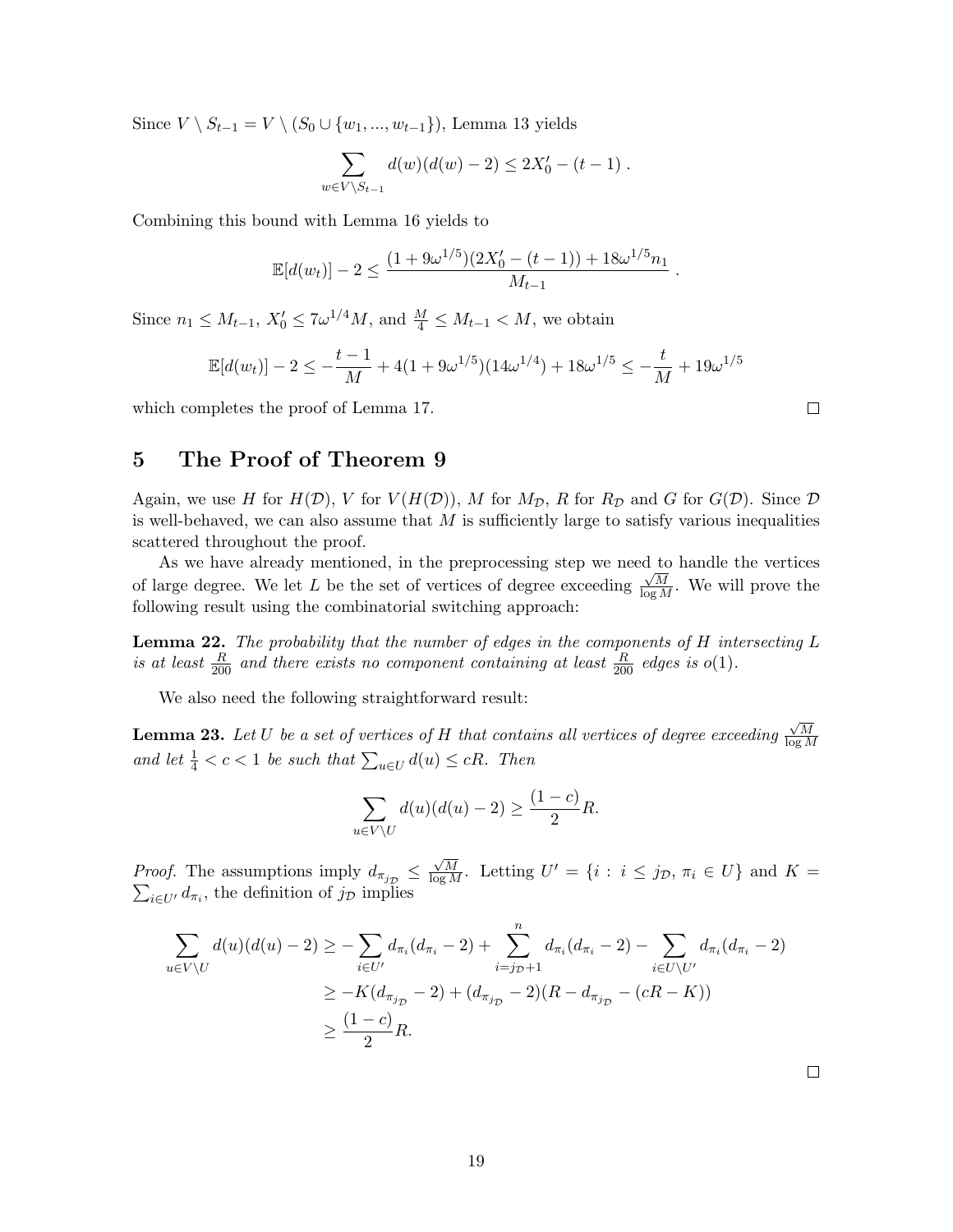Since $V \setminus S_{t-1} = V \setminus (S_0 \cup \{w_1, ..., w_{t-1}\})$, Lemma 13 yields

$$\sum_{w \in V \setminus S_{t-1}} d(w)(d(w)-2) \leq 2X'_0 - (t-1) .$$

Combining this bound with Lemma 16 yields to

$$\mathbb{E}[d(w_t)] - 2 \leq \frac{(1+9\omega^{1/5})(2X'_0 - (t-1)) + 18\omega^{1/5} n_1}{M_{t-1}} .$$

Since $n_1 \leq M_{t-1}$, $X'_0 \leq 7\omega^{1/4} M$, and $\frac{M}{4} \leq M_{t-1} < M$, we obtain

$$\mathbb{E}[d(w_t)] - 2 \leq -\frac{t-1}{M} + 4(1+9\omega^{1/5})(14\omega^{1/4}) + 18\omega^{1/5} \leq -\frac{t}{M} + 19\omega^{1/5}$$

which completes the proof of Lemma 17. □

## 5 The Proof of Theorem 9

Again, we use $H$ for $H(\mathcal{D})$, $V$ for $V(H(\mathcal{D}))$, $M$ for $M_{\mathcal{D}}$, $R$ for $R_{\mathcal{D}}$ and $G$ for $G(\mathcal{D})$. Since $\mathcal{D}$ is well-behaved, we can also assume that $M$ is sufficiently large to satisfy various inequalities scattered throughout the proof.

As we have already mentioned, in the preprocessing step we need to handle the vertices of large degree. We let $L$ be the set of vertices of degree exceeding $\frac{\sqrt{M}}{\log M}$. We will prove the following result using the combinatorial switching approach:

**Lemma 22.** *The probability that the number of edges in the components of $H$ intersecting $L$ is at least $\frac{R}{200}$ and there exists no component containing at least $\frac{R}{200}$ edges is $o(1)$.*

We also need the following straightforward result:

**Lemma 23.** *Let $U$ be a set of vertices of $H$ that contains all vertices of degree exceeding $\frac{\sqrt{M}}{\log M}$ and let $\frac{1}{4} < c < 1$ be such that $\sum_{u \in U} d(u) \leq cR$. Then*

$$\sum_{u \in V \setminus U} d(u)(d(u)-2) \geq \frac{(1-c)}{2} R.$$

*Proof.* The assumptions imply $d_{\pi_{j_{\mathcal{D}}}} \leq \frac{\sqrt{M}}{\log M}$. Letting $U' = \{i : i \leq j_{\mathcal{D}}, \pi_i \in U\}$ and $K = \sum_{i \in U'} d_{\pi_i}$, the definition of $j_{\mathcal{D}}$ implies

$$\begin{aligned}
\sum_{u \in V \setminus U} d(u)(d(u)-2) &\geq -\sum_{i \in U'} d_{\pi_i}(d_{\pi_i}-2) + \sum_{i=j_{\mathcal{D}}+1}^{n} d_{\pi_i}(d_{\pi_i}-2) - \sum_{i \in U \setminus U'} d_{\pi_i}(d_{\pi_i}-2) \\
&\geq -K(d_{\pi_{j_{\mathcal{D}}}}-2) + (d_{\pi_{j_{\mathcal{D}}}}-2)(R - d_{\pi_{j_{\mathcal{D}}}} - (cR - K)) \\
&\geq \frac{(1-c)}{2} R.
\end{aligned}$$

□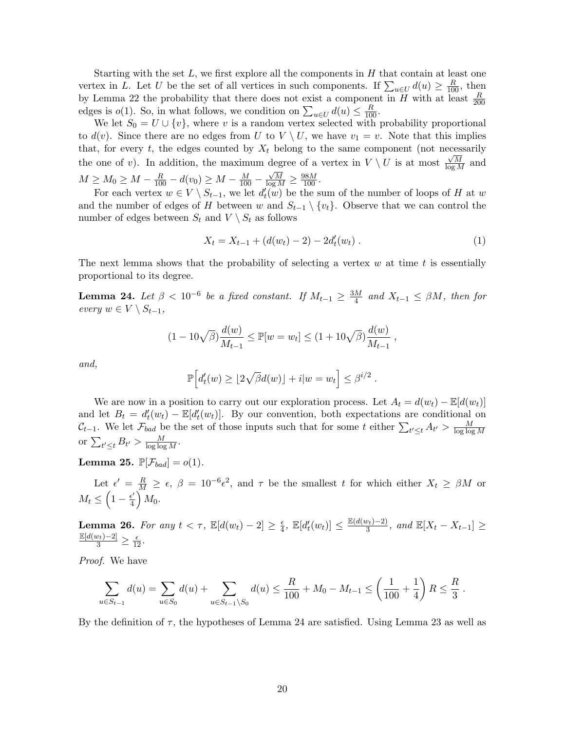Starting with the set $L$, we first explore all the components in $H$ that contain at least one vertex in $L$. Let $U$ be the set of all vertices in such components. If $\sum_{u \in U} d(u) \geq \frac{R}{100}$, then by Lemma 22 the probability that there does not exist a component in $H$ with at least $\frac{R}{200}$ edges is $o(1)$. So, in what follows, we condition on $\sum_{u \in U} d(u) \leq \frac{R}{100}$.

We let $S_0 = U \cup \{v\}$, where $v$ is a random vertex selected with probability proportional to $d(v)$. Since there are no edges from $U$ to $V \setminus U$, we have $v_1 = v$. Note that this implies that, for every $t$, the edges counted by $X_t$ belong to the same component (not necessarily the one of $v$). In addition, the maximum degree of a vertex in $V \setminus U$ is at most $\frac{\sqrt{M}}{\log M}$ and $M \geq M_0 \geq M - \frac{R}{100} - d(v_0) \geq M - \frac{M}{100} - \frac{\sqrt{M}}{\log M} \geq \frac{98M}{100}$.

For each vertex $w \in V \setminus S_{t-1}$, we let $d'_t(w)$ be the sum of the number of loops of $H$ at $w$ and the number of edges of $H$ between $w$ and $S_{t-1} \setminus \{v_t\}$. Observe that we can control the number of edges between $S_t$ and $V \setminus S_t$ as follows

$$X_t = X_{t-1} + (d(w_t) - 2) - 2d'_t(w_t) \ . \tag{1}$$

The next lemma shows that the probability of selecting a vertex $w$ at time $t$ is essentially proportional to its degree.

**Lemma 24.** *Let $\beta < 10^{-6}$ be a fixed constant. If $M_{t-1} \geq \frac{3M}{4}$ and $X_{t-1} \leq \beta M$, then for every $w \in V \setminus S_{t-1}$,*

$$(1 - 10\sqrt{\beta})\frac{d(w)}{M_{t-1}} \leq \mathbb{P}[w = w_t] \leq (1 + 10\sqrt{\beta})\frac{d(w)}{M_{t-1}} \ ,$$

*and,*

$$\mathbb{P}\Big[d'_t(w) \geq \lfloor 2\sqrt{\beta} d(w) \rfloor + i | w = w_t\Big] \leq \beta^{i/2} \ .$$

We are now in a position to carry out our exploration process. Let $A_t = d(w_t) - \mathbb{E}[d(w_t)]$ and let $B_t = d'_t(w_t) - \mathbb{E}[d'_t(w_t)]$. By our convention, both expectations are conditional on $\mathcal{C}_{t-1}$. We let $\mathcal{F}_{bad}$ be the set of those inputs such that for some $t$ either $\sum_{t' \leq t} A_{t'} > \frac{M}{\log \log M}$ or $\sum_{t' \leq t} B_{t'} > \frac{M}{\log \log M}$.

**Lemma 25.** $\mathbb{P}[\mathcal{F}_{bad}] = o(1)$.

Let $\epsilon' = \frac{R}{M} \geq \epsilon$, $\beta = 10^{-6}\epsilon^2$, and $\tau$ be the smallest $t$ for which either $X_t \geq \beta M$ or $M_t \leq \left(1 - \frac{\epsilon'}{4}\right) M_0$.

**Lemma 26.** *For any $t < \tau$, $\mathbb{E}[d(w_t) - 2] \geq \frac{\epsilon}{4}$, $\mathbb{E}[d'_t(w_t)] \leq \frac{\mathbb{E}(d(w_t)-2)}{3}$, and $\mathbb{E}[X_t - X_{t-1}] \geq \frac{\mathbb{E}[d(w_t)-2]}{3} \geq \frac{\epsilon}{12}$.*

*Proof.* We have

$$\sum_{u \in S_{t-1}} d(u) = \sum_{u \in S_0} d(u) + \sum_{u \in S_{t-1} \setminus S_0} d(u) \leq \frac{R}{100} + M_0 - M_{t-1} \leq \left(\frac{1}{100} + \frac{1}{4}\right) R \leq \frac{R}{3} \ .$$

By the definition of $\tau$, the hypotheses of Lemma 24 are satisfied. Using Lemma 23 as well as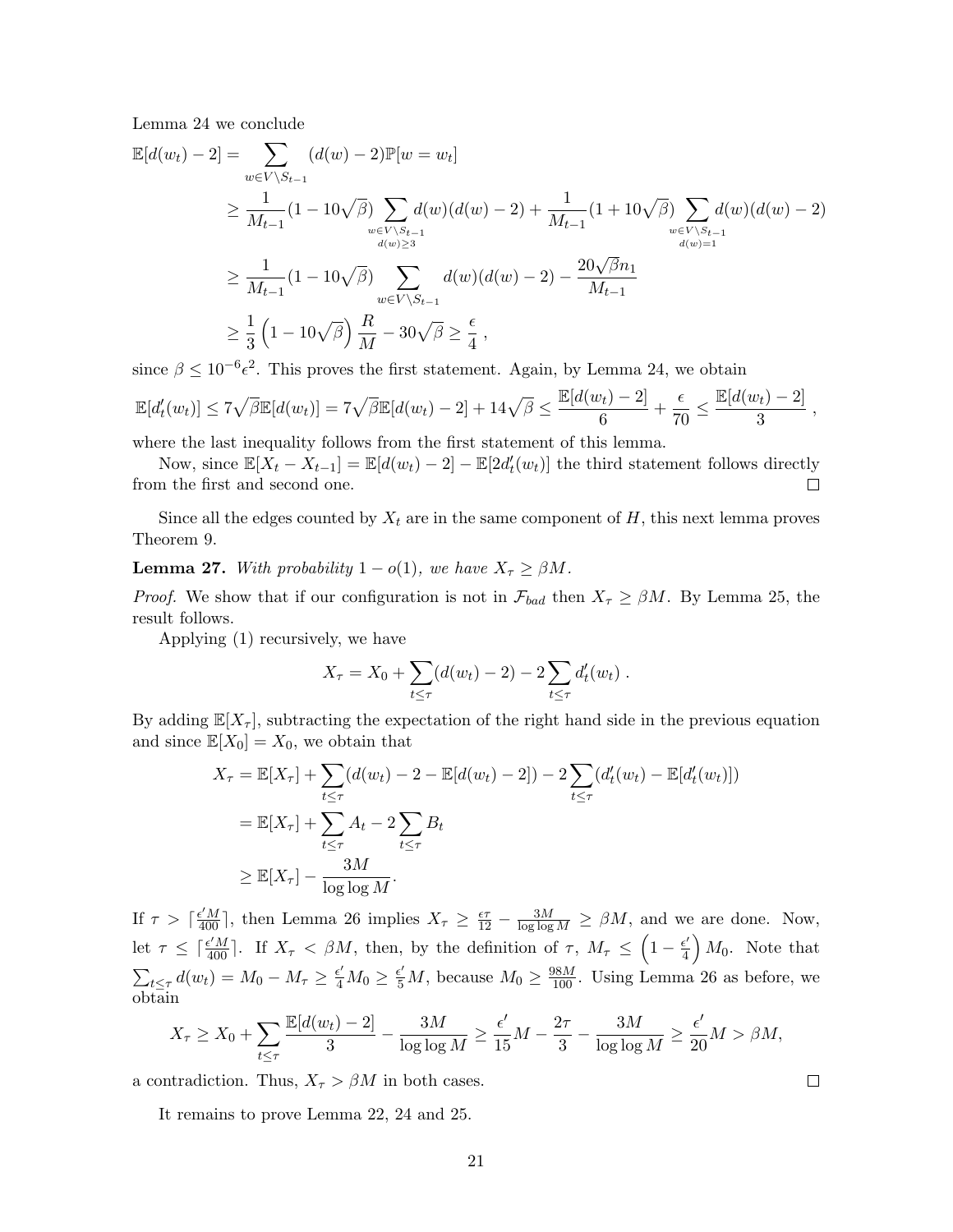Lemma 24 we conclude

$$
\begin{aligned}
\mathbb{E}[d(w_t)-2] &= \sum_{w\in V\setminus S_{t-1}} (d(w)-2)\mathbb{P}[w=w_t] \\
&\geq \frac{1}{M_{t-1}}(1-10\sqrt{\beta})\sum_{\substack{w\in V\setminus S_{t-1}\\ d(w)\geq 3}} d(w)(d(w)-2) + \frac{1}{M_{t-1}}(1+10\sqrt{\beta})\sum_{\substack{w\in V\setminus S_{t-1}\\ d(w)=1}} d(w)(d(w)-2) \\
&\geq \frac{1}{M_{t-1}}(1-10\sqrt{\beta})\sum_{w\in V\setminus S_{t-1}} d(w)(d(w)-2) - \frac{20\sqrt{\beta}n_1}{M_{t-1}} \\
&\geq \frac{1}{3}\left(1-10\sqrt{\beta}\right)\frac{R}{M} - 30\sqrt{\beta} \geq \frac{\epsilon}{4}\,,
\end{aligned}
$$

since $\beta \leq 10^{-6}\epsilon^2$. This proves the first statement. Again, by Lemma 24, we obtain

$$
\mathbb{E}[d'_t(w_t)] \leq 7\sqrt{\beta}\mathbb{E}[d(w_t)] = 7\sqrt{\beta}\mathbb{E}[d(w_t)-2] + 14\sqrt{\beta} \leq \frac{\mathbb{E}[d(w_t)-2]}{6} + \frac{\epsilon}{70} \leq \frac{\mathbb{E}[d(w_t)-2]}{3}\,,
$$

where the last inequality follows from the first statement of this lemma.

Now, since $\mathbb{E}[X_t - X_{t-1}] = \mathbb{E}[d(w_t)-2] - \mathbb{E}[2d'_t(w_t)]$ the third statement follows directly from the first and second one. $\square$

Since all the edges counted by $X_t$ are in the same component of $H$, this next lemma proves Theorem 9.

**Lemma 27.** *With probability $1-o(1)$, we have $X_\tau \geq \beta M$.*

*Proof.* We show that if our configuration is not in $\mathcal{F}_{bad}$ then $X_\tau \geq \beta M$. By Lemma 25, the result follows.

Applying (1) recursively, we have

$$
X_\tau = X_0 + \sum_{t\leq\tau}(d(w_t)-2) - 2\sum_{t\leq\tau} d'_t(w_t)\,.
$$

By adding $\mathbb{E}[X_\tau]$, subtracting the expectation of the right hand side in the previous equation and since $\mathbb{E}[X_0] = X_0$, we obtain that

$$
\begin{aligned}
X_\tau &= \mathbb{E}[X_\tau] + \sum_{t\leq\tau}(d(w_t)-2-\mathbb{E}[d(w_t)-2]) - 2\sum_{t\leq\tau}(d'_t(w_t)-\mathbb{E}[d'_t(w_t)]) \\
&= \mathbb{E}[X_\tau] + \sum_{t\leq\tau} A_t - 2\sum_{t\leq\tau} B_t \\
&\geq \mathbb{E}[X_\tau] - \frac{3M}{\log\log M}.
\end{aligned}
$$

If $\tau > \lceil \frac{\epsilon' M}{400}\rceil$, then Lemma 26 implies $X_\tau \geq \frac{\epsilon\tau}{12} - \frac{3M}{\log\log M} \geq \beta M$, and we are done. Now, let $\tau \leq \lceil \frac{\epsilon' M}{400}\rceil$. If $X_\tau < \beta M$, then, by the definition of $\tau$, $M_\tau \leq \left(1-\frac{\epsilon'}{4}\right)M_0$. Note that $\sum_{t\leq\tau} d(w_t) = M_0 - M_\tau \geq \frac{\epsilon'}{4}M_0 \geq \frac{\epsilon'}{5}M$, because $M_0 \geq \frac{98M}{100}$. Using Lemma 26 as before, we obtain

$$
X_\tau \geq X_0 + \sum_{t\leq\tau}\frac{\mathbb{E}[d(w_t)-2]}{3} - \frac{3M}{\log\log M} \geq \frac{\epsilon'}{15}M - \frac{2\tau}{3} - \frac{3M}{\log\log M} \geq \frac{\epsilon'}{20}M > \beta M,
$$

a contradiction. Thus, $X_\tau > \beta M$ in both cases. $\square$

It remains to prove Lemma 22, 24 and 25.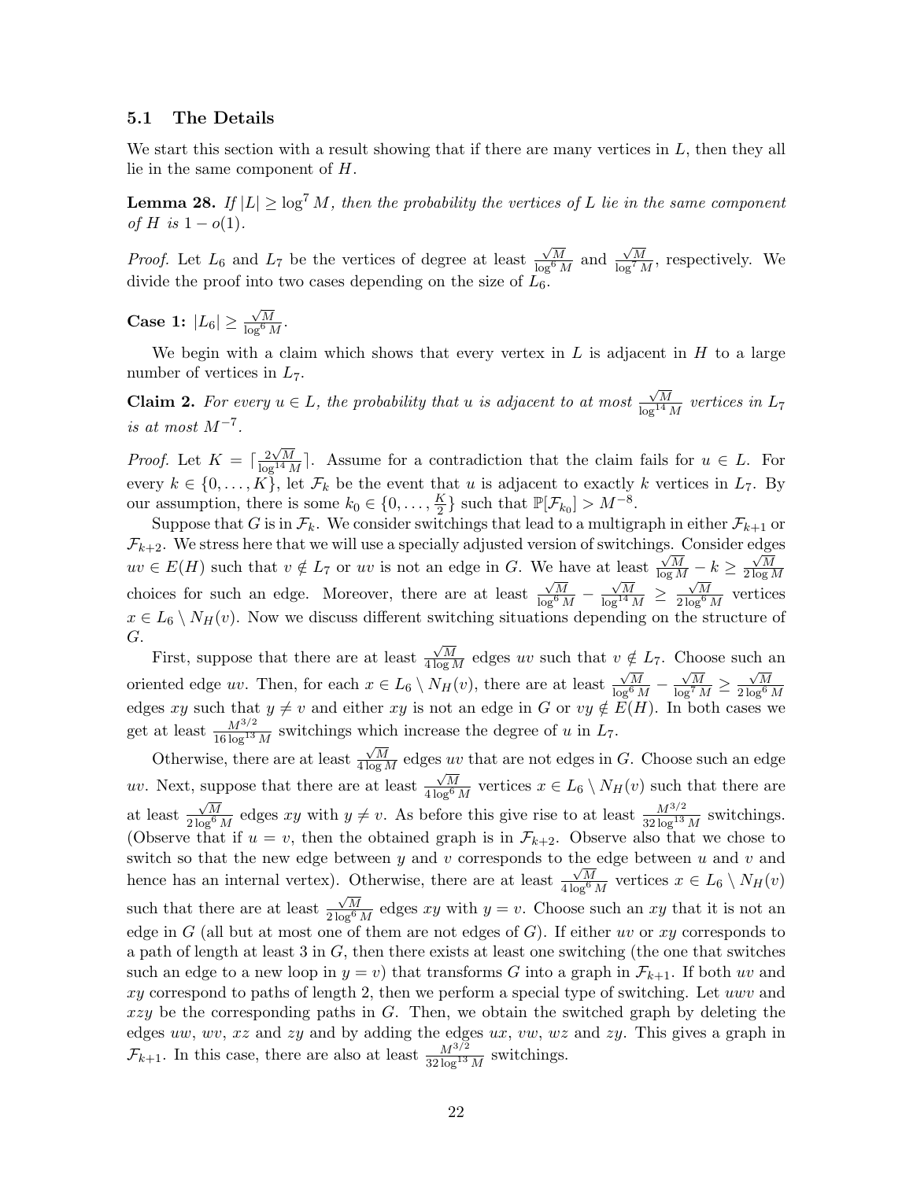### 5.1 The Details

We start this section with a result showing that if there are many vertices in $L$, then they all lie in the same component of $H$.

**Lemma 28.** *If $|L| \geq \log^7 M$, then the probability the vertices of $L$ lie in the same component of $H$ is $1 - o(1)$.*

*Proof.* Let $L_6$ and $L_7$ be the vertices of degree at least $\frac{\sqrt{M}}{\log^6 M}$ and $\frac{\sqrt{M}}{\log^7 M}$, respectively. We divide the proof into two cases depending on the size of $L_6$.

**Case 1:** $|L_6| \geq \frac{\sqrt{M}}{\log^6 M}$.

We begin with a claim which shows that every vertex in $L$ is adjacent in $H$ to a large number of vertices in $L_7$.

**Claim 2.** *For every $u \in L$, the probability that $u$ is adjacent to at most $\frac{\sqrt{M}}{\log^{14} M}$ vertices in $L_7$ is at most $M^{-7}$.*

*Proof.* Let $K = \lceil \frac{2\sqrt{M}}{\log^{14} M} \rceil$. Assume for a contradiction that the claim fails for $u \in L$. For every $k \in \{0, \ldots, K\}$, let $\mathcal{F}_k$ be the event that $u$ is adjacent to exactly $k$ vertices in $L_7$. By our assumption, there is some $k_0 \in \{0, \ldots, \frac{K}{2}\}$ such that $\mathbb{P}[\mathcal{F}_{k_0}] > M^{-8}$.

Suppose that $G$ is in $\mathcal{F}_k$. We consider switchings that lead to a multigraph in either $\mathcal{F}_{k+1}$ or $\mathcal{F}_{k+2}$. We stress here that we will use a specially adjusted version of switchings. Consider edges $uv \in E(H)$ such that $v \notin L_7$ or $uv$ is not an edge in $G$. We have at least $\frac{\sqrt{M}}{\log M} - k \geq \frac{\sqrt{M}}{2\log M}$ choices for such an edge. Moreover, there are at least $\frac{\sqrt{M}}{\log^6 M} - \frac{\sqrt{M}}{\log^{14} M} \geq \frac{\sqrt{M}}{2\log^6 M}$ vertices $x \in L_6 \setminus N_H(v)$. Now we discuss different switching situations depending on the structure of $G$.

First, suppose that there are at least $\frac{\sqrt{M}}{4\log M}$ edges $uv$ such that $v \notin L_7$. Choose such an oriented edge $uv$. Then, for each $x \in L_6 \setminus N_H(v)$, there are at least $\frac{\sqrt{M}}{\log^6 M} - \frac{\sqrt{M}}{\log^7 M} \geq \frac{\sqrt{M}}{2\log^6 M}$ edges $xy$ such that $y \neq v$ and either $xy$ is not an edge in $G$ or $vy \notin E(H)$. In both cases we get at least $\frac{M^{3/2}}{16\log^{13} M}$ switchings which increase the degree of $u$ in $L_7$.

Otherwise, there are at least $\frac{\sqrt{M}}{4\log M}$ edges $uv$ that are not edges in $G$. Choose such an edge $uv$. Next, suppose that there are at least $\frac{\sqrt{M}}{4\log^6 M}$ vertices $x \in L_6 \setminus N_H(v)$ such that there are at least $\frac{\sqrt{M}}{2\log^6 M}$ edges $xy$ with $y \neq v$. As before this give rise to at least $\frac{M^{3/2}}{32\log^{13} M}$ switchings. (Observe that if $u = v$, then the obtained graph is in $\mathcal{F}_{k+2}$. Observe also that we chose to switch so that the new edge between $y$ and $v$ corresponds to the edge between $u$ and $v$ and hence has an internal vertex). Otherwise, there are at least $\frac{\sqrt{M}}{4\log^6 M}$ vertices $x \in L_6 \setminus N_H(v)$ such that there are at least $\frac{\sqrt{M}}{2\log^6 M}$ edges $xy$ with $y = v$. Choose such an $xy$ that it is not an edge in $G$ (all but at most one of them are not edges of $G$). If either $uv$ or $xy$ corresponds to a path of length at least 3 in $G$, then there exists at least one switching (the one that switches such an edge to a new loop in $y = v$) that transforms $G$ into a graph in $\mathcal{F}_{k+1}$. If both $uv$ and $xy$ correspond to paths of length 2, then we perform a special type of switching. Let $uwv$ and $xzy$ be the corresponding paths in $G$. Then, we obtain the switched graph by deleting the edges $uw$, $wv$, $xz$ and $zy$ and by adding the edges $ux$, $vw$, $wz$ and $zy$. This gives a graph in $\mathcal{F}_{k+1}$. In this case, there are also at least $\frac{M^{3/2}}{32\log^{13} M}$ switchings.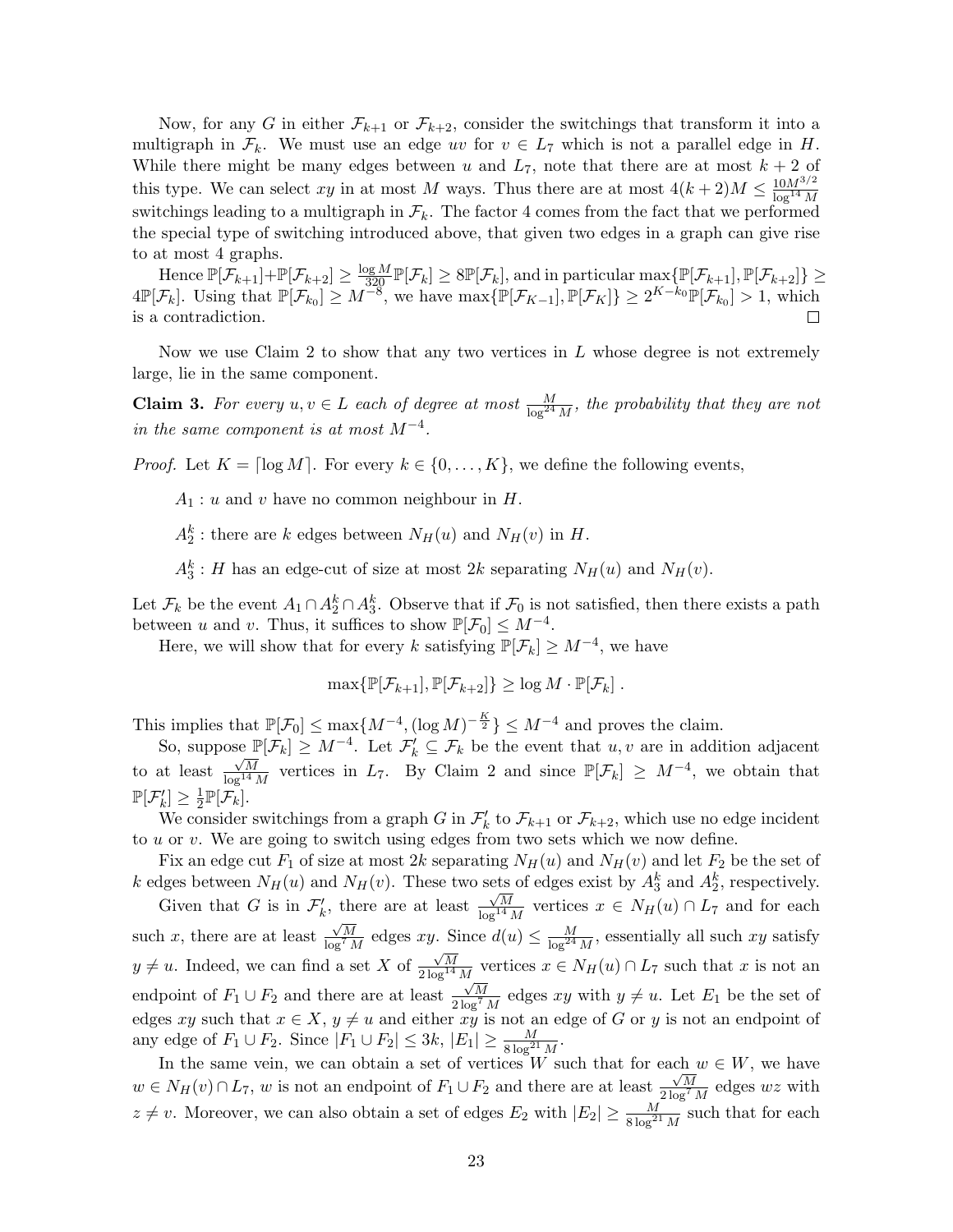Now, for any $G$ in either $\mathcal{F}_{k+1}$ or $\mathcal{F}_{k+2}$, consider the switchings that transform it into a multigraph in $\mathcal{F}_k$. We must use an edge $uv$ for $v \in L_7$ which is not a parallel edge in $H$. While there might be many edges between $u$ and $L_7$, note that there are at most $k+2$ of this type. We can select $xy$ in at most $M$ ways. Thus there are at most $4(k+2)M \leq \frac{10M^{3/2}}{\log^{14} M}$ switchings leading to a multigraph in $\mathcal{F}_k$. The factor 4 comes from the fact that we performed the special type of switching introduced above, that given two edges in a graph can give rise to at most 4 graphs.

Hence $\mathbb{P}[\mathcal{F}_{k+1}]+\mathbb{P}[\mathcal{F}_{k+2}] \geq \frac{\log M}{320}\mathbb{P}[\mathcal{F}_k] \geq 8\mathbb{P}[\mathcal{F}_k]$, and in particular $\max\{\mathbb{P}[\mathcal{F}_{k+1}], \mathbb{P}[\mathcal{F}_{k+2}]\} \geq 4\mathbb{P}[\mathcal{F}_k]$. Using that $\mathbb{P}[\mathcal{F}_{k_0}] \geq M^{-8}$, we have $\max\{\mathbb{P}[\mathcal{F}_{K-1}], \mathbb{P}[\mathcal{F}_K]\} \geq 2^{K-k_0}\mathbb{P}[\mathcal{F}_{k_0}] > 1$, which is a contradiction. □

Now we use Claim 2 to show that any two vertices in $L$ whose degree is not extremely large, lie in the same component.

**Claim 3.** *For every $u, v \in L$ each of degree at most $\frac{M}{\log^{24} M}$, the probability that they are not in the same component is at most $M^{-4}$.*

*Proof.* Let $K = \lceil \log M \rceil$. For every $k \in \{0, \dots, K\}$, we define the following events,

$A_1$ : $u$ and $v$ have no common neighbour in $H$.

$A_2^k$ : there are $k$ edges between $N_H(u)$ and $N_H(v)$ in $H$.

$A_3^k$ : $H$ has an edge-cut of size at most $2k$ separating $N_H(u)$ and $N_H(v)$.

Let $\mathcal{F}_k$ be the event $A_1 \cap A_2^k \cap A_3^k$. Observe that if $\mathcal{F}_0$ is not satisfied, then there exists a path between $u$ and $v$. Thus, it suffices to show $\mathbb{P}[\mathcal{F}_0] \leq M^{-4}$.

Here, we will show that for every $k$ satisfying $\mathbb{P}[\mathcal{F}_k] \geq M^{-4}$, we have

$$\max\{\mathbb{P}[\mathcal{F}_{k+1}], \mathbb{P}[\mathcal{F}_{k+2}]\} \geq \log M \cdot \mathbb{P}[\mathcal{F}_k] \ .$$

This implies that $\mathbb{P}[\mathcal{F}_0] \leq \max\{M^{-4}, (\log M)^{-\frac{K}{2}}\} \leq M^{-4}$ and proves the claim.

So, suppose $\mathbb{P}[\mathcal{F}_k] \geq M^{-4}$. Let $\mathcal{F}_k' \subseteq \mathcal{F}_k$ be the event that $u, v$ are in addition adjacent to at least $\frac{\sqrt{M}}{\log^{14} M}$ vertices in $L_7$. By Claim 2 and since $\mathbb{P}[\mathcal{F}_k] \geq M^{-4}$, we obtain that $\mathbb{P}[\mathcal{F}_k'] \geq \frac{1}{2}\mathbb{P}[\mathcal{F}_k]$.

We consider switchings from a graph $G$ in $\mathcal{F}_k'$ to $\mathcal{F}_{k+1}$ or $\mathcal{F}_{k+2}$, which use no edge incident to $u$ or $v$. We are going to switch using edges from two sets which we now define.

Fix an edge cut $F_1$ of size at most $2k$ separating $N_H(u)$ and $N_H(v)$ and let $F_2$ be the set of $k$ edges between $N_H(u)$ and $N_H(v)$. These two sets of edges exist by $A_3^k$ and $A_2^k$, respectively.

Given that $G$ is in $\mathcal{F}_k'$, there are at least $\frac{\sqrt{M}}{\log^{14} M}$ vertices $x \in N_H(u) \cap L_7$ and for each such $x$, there are at least $\frac{\sqrt{M}}{\log^7 M}$ edges $xy$. Since $d(u) \leq \frac{M}{\log^{24} M}$, essentially all such $xy$ satisfy $y \neq u$. Indeed, we can find a set $X$ of $\frac{\sqrt{M}}{2\log^{14} M}$ vertices $x \in N_H(u) \cap L_7$ such that $x$ is not an endpoint of $F_1 \cup F_2$ and there are at least $\frac{\sqrt{M}}{2\log^7 M}$ edges $xy$ with $y \neq u$. Let $E_1$ be the set of edges $xy$ such that $x \in X$, $y \neq u$ and either $xy$ is not an edge of $G$ or $y$ is not an endpoint of any edge of $F_1 \cup F_2$. Since $|F_1 \cup F_2| \leq 3k$, $|E_1| \geq \frac{M}{8\log^{21} M}$.

In the same vein, we can obtain a set of vertices $W$ such that for each $w \in W$, we have $w \in N_H(v) \cap L_7$, $w$ is not an endpoint of $F_1 \cup F_2$ and there are at least $\frac{\sqrt{M}}{2\log^7 M}$ edges $wz$ with $z \neq v$. Moreover, we can also obtain a set of edges $E_2$ with $|E_2| \geq \frac{M}{8\log^{21} M}$ such that for each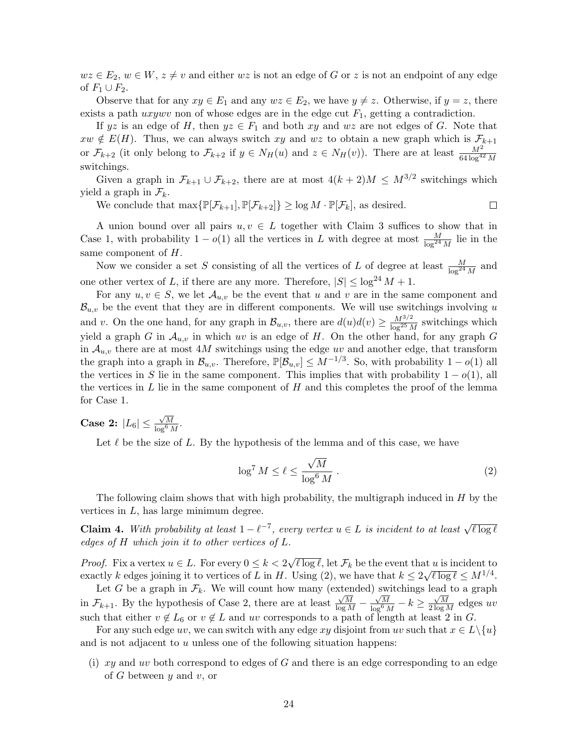$wz \in E_2$, $w \in W$, $z \neq v$ and either $wz$ is not an edge of $G$ or $z$ is not an endpoint of any edge of $F_1 \cup F_2$.

Observe that for any $xy \in E_1$ and any $wz \in E_2$, we have $y \neq z$. Otherwise, if $y = z$, there exists a path $uxywv$ non of whose edges are in the edge cut $F_1$, getting a contradiction.

If $yz$ is an edge of $H$, then $yz \in F_1$ and both $xy$ and $wz$ are not edges of $G$. Note that $xw \notin E(H)$. Thus, we can always switch $xy$ and $wz$ to obtain a new graph which is $\mathcal{F}_{k+1}$ or $\mathcal{F}_{k+2}$ (it only belong to $\mathcal{F}_{k+2}$ if $y \in N_H(u)$ and $z \in N_H(v)$). There are at least $\frac{M^2}{64 \log^{42} M}$ switchings.

Given a graph in $\mathcal{F}_{k+1} \cup \mathcal{F}_{k+2}$, there are at most $4(k+2)M \leq M^{3/2}$ switchings which yield a graph in $\mathcal{F}_k$.

We conclude that $\max\{\mathbb{P}[\mathcal{F}_{k+1}], \mathbb{P}[\mathcal{F}_{k+2}]\} \geq \log M \cdot \mathbb{P}[\mathcal{F}_k]$, as desired. $\square$

A union bound over all pairs $u, v \in L$ together with Claim 3 suffices to show that in Case 1, with probability $1 - o(1)$ all the vertices in $L$ with degree at most $\frac{M}{\log^{24} M}$ lie in the same component of $H$.

Now we consider a set $S$ consisting of all the vertices of $L$ of degree at least $\frac{M}{\log^{24} M}$ and one other vertex of $L$, if there are any more. Therefore, $|S| \leq \log^{24} M + 1$.

For any $u, v \in S$, we let $\mathcal{A}_{u,v}$ be the event that $u$ and $v$ are in the same component and $\mathcal{B}_{u,v}$ be the event that they are in different components. We will use switchings involving $u$ and $v$. On the one hand, for any graph in $\mathcal{B}_{u,v}$, there are $d(u)d(v) \geq \frac{M^{3/2}}{\log^{25} M}$ switchings which yield a graph $G$ in $\mathcal{A}_{u,v}$ in which $uv$ is an edge of $H$. On the other hand, for any graph $G$ in $\mathcal{A}_{u,v}$ there are at most $4M$ switchings using the edge $uv$ and another edge, that transform the graph into a graph in $\mathcal{B}_{u,v}$. Therefore, $\mathbb{P}[\mathcal{B}_{u,v}] \leq M^{-1/3}$. So, with probability $1 - o(1)$ all the vertices in $S$ lie in the same component. This implies that with probability $1 - o(1)$, all the vertices in $L$ lie in the same component of $H$ and this completes the proof of the lemma for Case 1.

**Case 2:** $|L_6| \leq \frac{\sqrt{M}}{\log^6 M}$.

Let $\ell$ be the size of $L$. By the hypothesis of the lemma and of this case, we have

$$\log^7 M \leq \ell \leq \frac{\sqrt{M}}{\log^6 M} \ . \tag{2}$$

The following claim shows that with high probability, the multigraph induced in $H$ by the vertices in $L$, has large minimum degree.

**Claim 4.** *With probability at least $1 - \ell^{-7}$, every vertex $u \in L$ is incident to at least $\sqrt{\ell \log \ell}$ edges of $H$ which join it to other vertices of $L$.*

*Proof.* Fix a vertex $u \in L$. For every $0 \leq k < 2\sqrt{\ell \log \ell}$, let $\mathcal{F}_k$ be the event that $u$ is incident to exactly $k$ edges joining it to vertices of $L$ in $H$. Using (2), we have that $k \leq 2\sqrt{\ell \log \ell} \leq M^{1/4}$.

Let $G$ be a graph in $\mathcal{F}_k$. We will count how many (extended) switchings lead to a graph in $\mathcal{F}_{k+1}$. By the hypothesis of Case 2, there are at least $\frac{\sqrt{M}}{\log M} - \frac{\sqrt{M}}{\log^6 M} - k \geq \frac{\sqrt{M}}{2 \log M}$ edges $uv$ such that either $v \notin L_6$ or $v \notin L$ and $uv$ corresponds to a path of length at least 2 in $G$.

For any such edge $uv$, we can switch with any edge $xy$ disjoint from $uv$ such that $x \in L \setminus \{u\}$ and is not adjacent to $u$ unless one of the following situation happens:

(i) $xy$ and $uv$ both correspond to edges of $G$ and there is an edge corresponding to an edge of $G$ between $y$ and $v$, or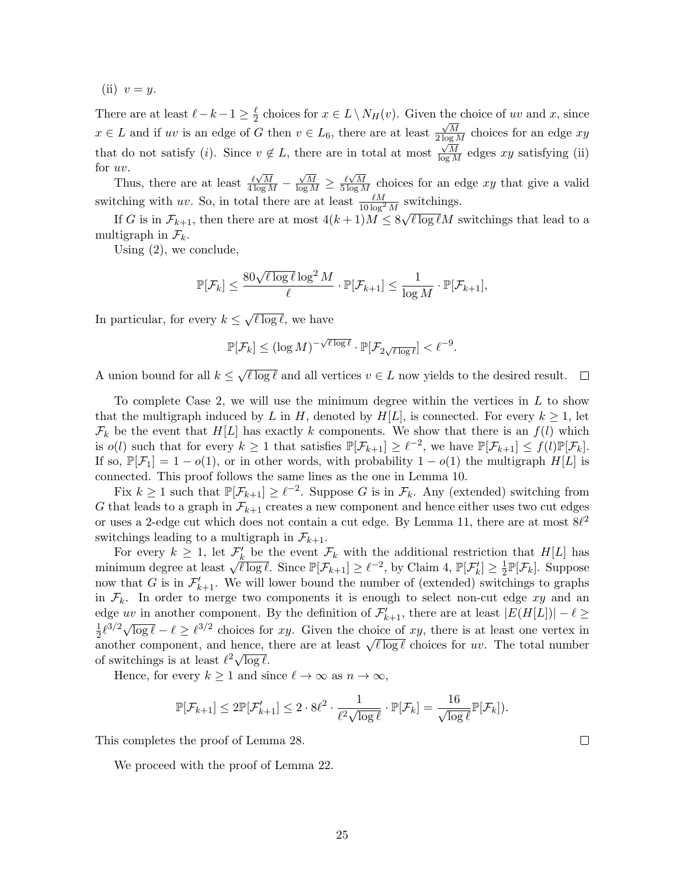(ii) $v = y$.

There are at least $\ell - k - 1 \geq \frac{\ell}{2}$ choices for $x \in L \setminus N_H(v)$. Given the choice of $uv$ and $x$, since $x \in L$ and if $uv$ is an edge of $G$ then $v \in L_6$, there are at least $\frac{\sqrt{M}}{2\log M}$ choices for an edge $xy$ that do not satisfy $(i)$. Since $v \notin L$, there are in total at most $\frac{\sqrt{M}}{\log M}$ edges $xy$ satisfying (ii) for $uv$.

Thus, there are at least $\frac{\ell\sqrt{M}}{4\log M} - \frac{\sqrt{M}}{\log M} \geq \frac{\ell\sqrt{M}}{5\log M}$ choices for an edge $xy$ that give a valid switching with $uv$. So, in total there are at least $\frac{\ell M}{10\log^2 M}$ switchings.

If $G$ is in $\mathcal{F}_{k+1}$, then there are at most $4(k+1)M \leq 8\sqrt{\ell\log\ell}M$ switchings that lead to a multigraph in $\mathcal{F}_k$.

Using (2), we conclude,

$$\mathbb{P}[\mathcal{F}_k] \leq \frac{80\sqrt{\ell\log\ell}\log^2 M}{\ell} \cdot \mathbb{P}[\mathcal{F}_{k+1}] \leq \frac{1}{\log M} \cdot \mathbb{P}[\mathcal{F}_{k+1}],$$

In particular, for every $k \leq \sqrt{\ell\log\ell}$, we have

$$\mathbb{P}[\mathcal{F}_k] \leq (\log M)^{-\sqrt{\ell\log\ell}} \cdot \mathbb{P}[\mathcal{F}_{2\sqrt{\ell\log\ell}}] < \ell^{-9}.$$

A union bound for all $k \leq \sqrt{\ell\log\ell}$ and all vertices $v \in L$ now yields to the desired result. $\square$

To complete Case 2, we will use the minimum degree within the vertices in $L$ to show that the multigraph induced by $L$ in $H$, denoted by $H[L]$, is connected. For every $k \geq 1$, let $\mathcal{F}_k$ be the event that $H[L]$ has exactly $k$ components. We show that there is an $f(l)$ which is $o(l)$ such that for every $k \geq 1$ that satisfies $\mathbb{P}[\mathcal{F}_{k+1}] \geq \ell^{-2}$, we have $\mathbb{P}[\mathcal{F}_{k+1}] \leq f(l)\mathbb{P}[\mathcal{F}_k]$. If so, $\mathbb{P}[\mathcal{F}_1] = 1 - o(1)$, or in other words, with probability $1 - o(1)$ the multigraph $H[L]$ is connected. This proof follows the same lines as the one in Lemma 10.

Fix $k \geq 1$ such that $\mathbb{P}[\mathcal{F}_{k+1}] \geq \ell^{-2}$. Suppose $G$ is in $\mathcal{F}_k$. Any (extended) switching from $G$ that leads to a graph in $\mathcal{F}_{k+1}$ creates a new component and hence either uses two cut edges or uses a 2-edge cut which does not contain a cut edge. By Lemma 11, there are at most $8\ell^2$ switchings leading to a multigraph in $\mathcal{F}_{k+1}$.

For every $k \geq 1$, let $\mathcal{F}'_k$ be the event $\mathcal{F}_k$ with the additional restriction that $H[L]$ has minimum degree at least $\sqrt{\ell\log\ell}$. Since $\mathbb{P}[\mathcal{F}_{k+1}] \geq \ell^{-2}$, by Claim 4, $\mathbb{P}[\mathcal{F}'_k] \geq \frac{1}{2}\mathbb{P}[\mathcal{F}_k]$. Suppose now that $G$ is in $\mathcal{F}'_{k+1}$. We will lower bound the number of (extended) switchings to graphs in $\mathcal{F}_k$. In order to merge two components it is enough to select non-cut edge $xy$ and an edge $uv$ in another component. By the definition of $\mathcal{F}'_{k+1}$, there are at least $|E(H[L])| - \ell \geq \frac{1}{2}\ell^{3/2}\sqrt{\log\ell} - \ell \geq \ell^{3/2}$ choices for $xy$. Given the choice of $xy$, there is at least one vertex in another component, and hence, there are at least $\sqrt{\ell\log\ell}$ choices for $uv$. The total number of switchings is at least $\ell^2\sqrt{\log\ell}$.

Hence, for every $k \geq 1$ and since $\ell \to \infty$ as $n \to \infty$,

$$\mathbb{P}[\mathcal{F}_{k+1}] \leq 2\mathbb{P}[\mathcal{F}'_{k+1}] \leq 2 \cdot 8\ell^2 \cdot \frac{1}{\ell^2\sqrt{\log\ell}} \cdot \mathbb{P}[\mathcal{F}_k] = \frac{16}{\sqrt{\log\ell}}\mathbb{P}[\mathcal{F}_k]).$$

This completes the proof of Lemma 28. $\square$

We proceed with the proof of Lemma 22.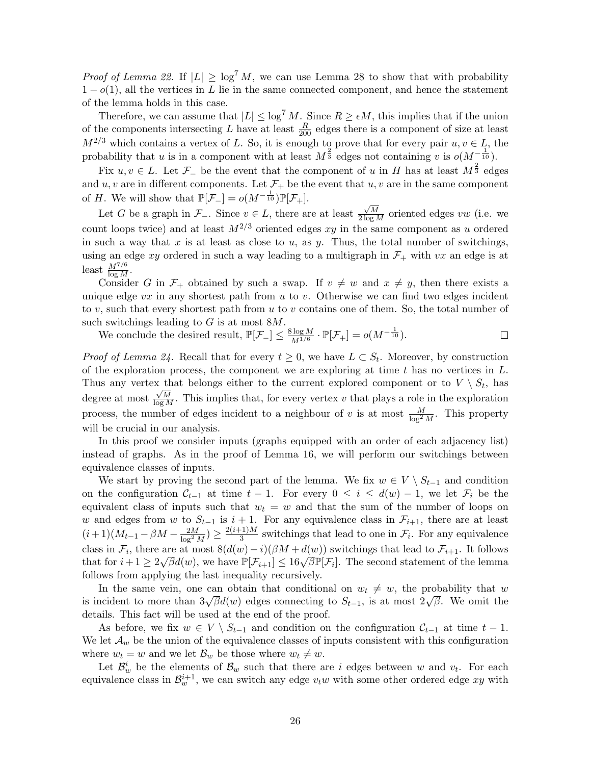*Proof of Lemma 22.* If $|L| \geq \log^7 M$, we can use Lemma 28 to show that with probability $1 - o(1)$, all the vertices in $L$ lie in the same connected component, and hence the statement of the lemma holds in this case.

Therefore, we can assume that $|L| \leq \log^7 M$. Since $R \geq \epsilon M$, this implies that if the union of the components intersecting $L$ have at least $\frac{R}{200}$ edges there is a component of size at least $M^{2/3}$ which contains a vertex of $L$. So, it is enough to prove that for every pair $u, v \in L$, the probability that $u$ is in a component with at least $M^{\frac{2}{3}}$ edges not containing $v$ is $o(M^{-\frac{1}{10}})$.

Fix $u, v \in L$. Let $\mathcal{F}_-$ be the event that the component of $u$ in $H$ has at least $M^{\frac{2}{3}}$ edges and $u, v$ are in different components. Let $\mathcal{F}_+$ be the event that $u, v$ are in the same component of $H$. We will show that $\mathbb{P}[\mathcal{F}_-] = o(M^{-\frac{1}{10}})\mathbb{P}[\mathcal{F}_+]$.

Let $G$ be a graph in $\mathcal{F}_-$. Since $v \in L$, there are at least $\frac{\sqrt{M}}{2 \log M}$ oriented edges $vw$ (i.e. we count loops twice) and at least $M^{2/3}$ oriented edges $xy$ in the same component as $u$ ordered in such a way that $x$ is at least as close to $u$, as $y$. Thus, the total number of switchings, using an edge $xy$ ordered in such a way leading to a multigraph in $\mathcal{F}_+$ with $vx$ an edge is at least $\frac{M^{7/6}}{\log M}$.

Consider $G$ in $\mathcal{F}_+$ obtained by such a swap. If $v \neq w$ and $x \neq y$, then there exists a unique edge $vx$ in any shortest path from $u$ to $v$. Otherwise we can find two edges incident to $v$, such that every shortest path from $u$ to $v$ contains one of them. So, the total number of such switchings leading to $G$ is at most $8M$.

We conclude the desired result, $\mathbb{P}[\mathcal{F}_-] \leq \frac{8 \log M}{M^{1/6}} \cdot \mathbb{P}[\mathcal{F}_+] = o(M^{-\frac{1}{10}})$. $\square$

*Proof of Lemma 24.* Recall that for every $t \geq 0$, we have $L \subset S_t$. Moreover, by construction of the exploration process, the component we are exploring at time $t$ has no vertices in $L$. Thus any vertex that belongs either to the current explored component or to $V \setminus S_t$, has degree at most $\frac{\sqrt{M}}{\log M}$. This implies that, for every vertex $v$ that plays a role in the exploration process, the number of edges incident to a neighbour of $v$ is at most $\frac{M}{\log^2 M}$. This property will be crucial in our analysis.

In this proof we consider inputs (graphs equipped with an order of each adjacency list) instead of graphs. As in the proof of Lemma 16, we will perform our switchings between equivalence classes of inputs.

We start by proving the second part of the lemma. We fix $w \in V \setminus S_{t-1}$ and condition on the configuration $\mathcal{C}_{t-1}$ at time $t-1$. For every $0 \leq i \leq d(w) - 1$, we let $\mathcal{F}_i$ be the equivalent class of inputs such that $w_t = w$ and that the sum of the number of loops on $w$ and edges from $w$ to $S_{t-1}$ is $i+1$. For any equivalence class in $\mathcal{F}_{i+1}$, there are at least $(i+1)(M_{t-1} - \beta M - \frac{2M}{\log^2 M}) \geq \frac{2(i+1)M}{3}$ switchings that lead to one in $\mathcal{F}_i$. For any equivalence class in $\mathcal{F}_i$, there are at most $8(d(w) - i)(\beta M + d(w))$ switchings that lead to $\mathcal{F}_{i+1}$. It follows that for $i + 1 \geq 2\sqrt{\beta} d(w)$, we have $\mathbb{P}[\mathcal{F}_{i+1}] \leq 16\sqrt{\beta}\mathbb{P}[\mathcal{F}_i]$. The second statement of the lemma follows from applying the last inequality recursively.

In the same vein, one can obtain that conditional on $w_t \neq w$, the probability that $w$ is incident to more than $3\sqrt{\beta} d(w)$ edges connecting to $S_{t-1}$, is at most $2\sqrt{\beta}$. We omit the details. This fact will be used at the end of the proof.

As before, we fix $w \in V \setminus S_{t-1}$ and condition on the configuration $\mathcal{C}_{t-1}$ at time $t-1$. We let $\mathcal{A}_w$ be the union of the equivalence classes of inputs consistent with this configuration where $w_t = w$ and we let $\mathcal{B}_w$ be those where $w_t \neq w$.

Let $\mathcal{B}_w^i$ be the elements of $\mathcal{B}_w$ such that there are $i$ edges between $w$ and $v_t$. For each equivalence class in $\mathcal{B}_w^{i+1}$, we can switch any edge $v_t w$ with some other ordered edge $xy$ with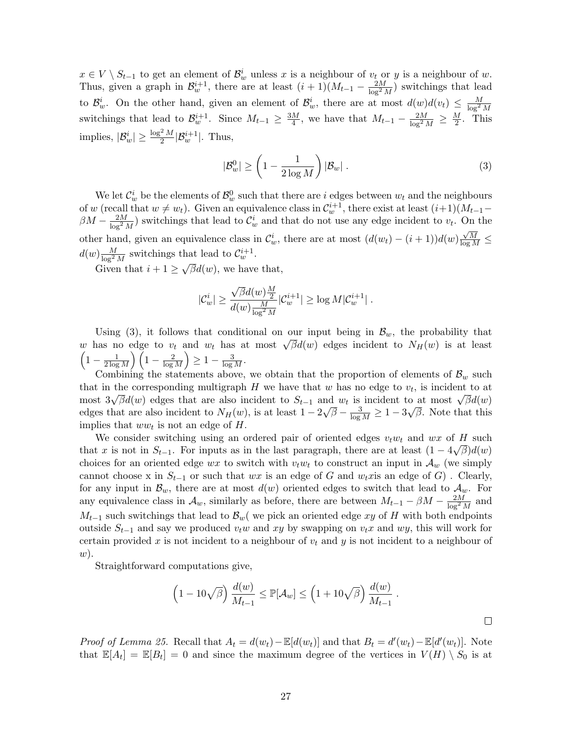$x \in V \setminus S_{t-1}$ to get an element of $\mathcal{B}_w^i$ unless $x$ is a neighbour of $v_t$ or $y$ is a neighbour of $w$. Thus, given a graph in $\mathcal{B}_w^{i+1}$, there are at least $(i+1)(M_{t-1} - \frac{2M}{\log^2 M})$ switchings that lead to $\mathcal{B}_w^i$. On the other hand, given an element of $\mathcal{B}_w^i$, there are at most $d(w)d(v_t) \leq \frac{M}{\log^2 M}$ switchings that lead to $\mathcal{B}_w^{i+1}$. Since $M_{t-1} \geq \frac{3M}{4}$, we have that $M_{t-1} - \frac{2M}{\log^2 M} \geq \frac{M}{2}$. This implies, $|\mathcal{B}_w^i| \geq \frac{\log^2 M}{2} |\mathcal{B}_w^{i+1}|$. Thus,

$$|\mathcal{B}_w^0| \geq \left(1 - \frac{1}{2\log M}\right) |\mathcal{B}_w| \,. \tag{3}$$

We let $\mathcal{C}_w^i$ be the elements of $\mathcal{B}_w^0$ such that there are $i$ edges between $w_t$ and the neighbours of $w$ (recall that $w \neq w_t$). Given an equivalence class in $\mathcal{C}_w^{i+1}$, there exist at least $(i+1)(M_{t-1} - \beta M - \frac{2M}{\log^2 M})$ switchings that lead to $\mathcal{C}_w^i$ and that do not use any edge incident to $v_t$. On the other hand, given an equivalence class in $\mathcal{C}_w^i$, there are at most $(d(w_t) - (i+1))d(w)\frac{\sqrt{M}}{\log M} \leq d(w)\frac{M}{\log^2 M}$ switchings that lead to $\mathcal{C}_w^{i+1}$.

Given that $i + 1 \geq \sqrt{\beta} d(w)$, we have that,

$$|\mathcal{C}_w^i| \geq \frac{\sqrt{\beta} d(w) \frac{M}{2}}{d(w) \frac{M}{\log^2 M}} |\mathcal{C}_w^{i+1}| \geq \log M |\mathcal{C}_w^{i+1}| \,.$$

Using (3), it follows that conditional on our input being in $\mathcal{B}_w$, the probability that $w$ has no edge to $v_t$ and $w_t$ has at most $\sqrt{\beta} d(w)$ edges incident to $N_H(w)$ is at least $\left(1 - \frac{1}{2\log M}\right)\left(1 - \frac{2}{\log M}\right) \geq 1 - \frac{3}{\log M}$.

Combining the statements above, we obtain that the proportion of elements of $\mathcal{B}_w$ such that in the corresponding multigraph $H$ we have that $w$ has no edge to $v_t$, is incident to at most $3\sqrt{\beta} d(w)$ edges that are also incident to $S_{t-1}$ and $w_t$ is incident to at most $\sqrt{\beta} d(w)$ edges that are also incident to $N_H(w)$, is at least $1 - 2\sqrt{\beta} - \frac{3}{\log M} \geq 1 - 3\sqrt{\beta}$. Note that this implies that $ww_t$ is not an edge of $H$.

We consider switching using an ordered pair of oriented edges $v_t w_t$ and $wx$ of $H$ such that $x$ is not in $S_{t-1}$. For inputs as in the last paragraph, there are at least $(1 - 4\sqrt{\beta})d(w)$ choices for an oriented edge $wx$ to switch with $v_t w_t$ to construct an input in $\mathcal{A}_w$ (we simply cannot choose x in $S_{t-1}$ or such that $wx$ is an edge of $G$ and $w_t x$is an edge of $G$) . Clearly, for any input in $\mathcal{B}_w$, there are at most $d(w)$ oriented edges to switch that lead to $\mathcal{A}_w$. For any equivalence class in $\mathcal{A}_w$, similarly as before, there are between $M_{t-1} - \beta M - \frac{2M}{\log^2 M}$ and $M_{t-1}$ such switchings that lead to $\mathcal{B}_w$( we pick an oriented edge $xy$ of $H$ with both endpoints outside $S_{t-1}$ and say we produced $v_t w$ and $xy$ by swapping on $v_t x$ and $wy$, this will work for certain provided $x$ is not incident to a neighbour of $v_t$ and $y$ is not incident to a neighbour of $w$).

Straightforward computations give,

$$\left(1 - 10\sqrt{\beta}\right) \frac{d(w)}{M_{t-1}} \leq \mathbb{P}[\mathcal{A}_w] \leq \left(1 + 10\sqrt{\beta}\right) \frac{d(w)}{M_{t-1}} \,.$$

□

*Proof of Lemma 25.* Recall that $A_t = d(w_t) - \mathbb{E}[d(w_t)]$ and that $B_t = d'(w_t) - \mathbb{E}[d'(w_t)]$. Note that $\mathbb{E}[A_t] = \mathbb{E}[B_t] = 0$ and since the maximum degree of the vertices in $V(H) \setminus S_0$ is at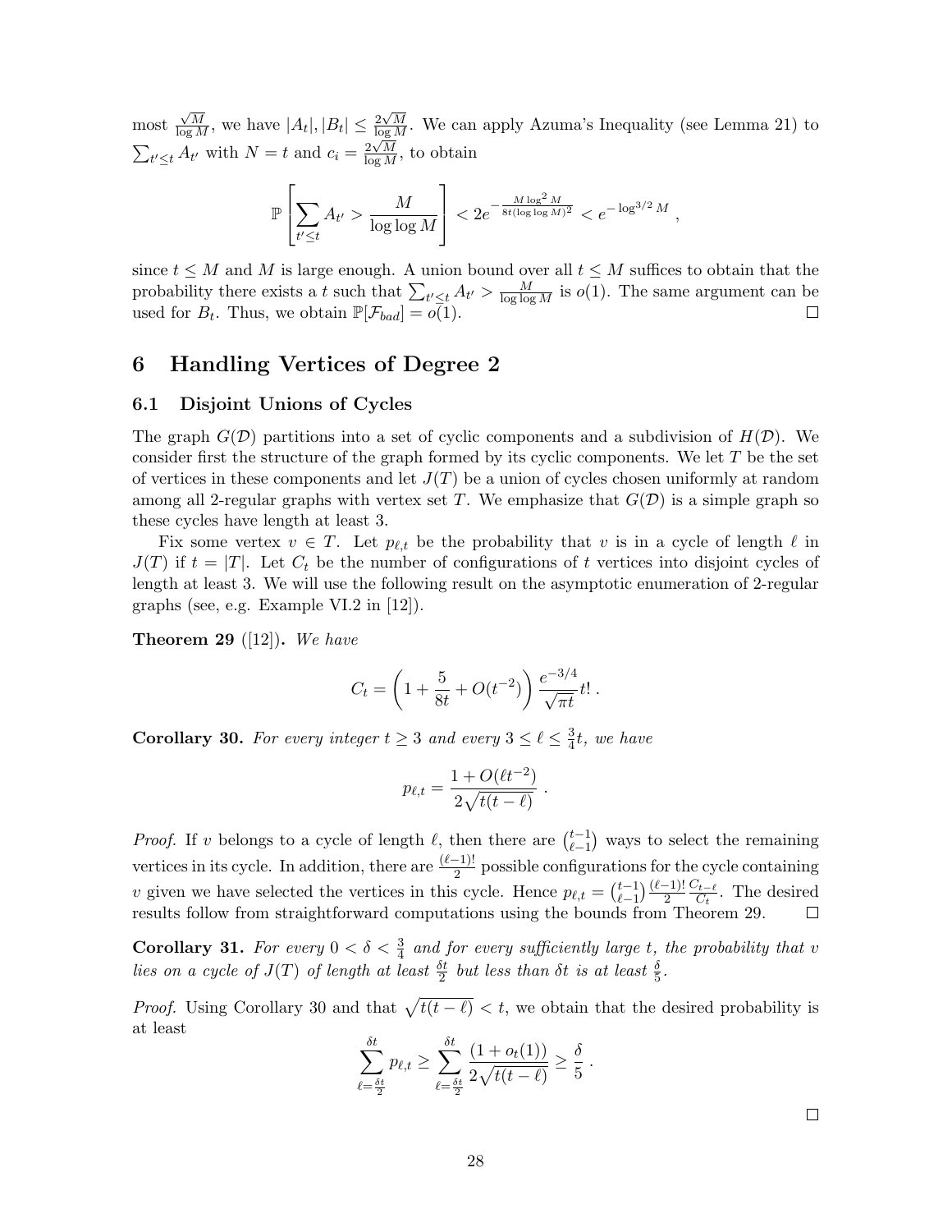most $\frac{\sqrt{M}}{\log M}$, we have $|A_t|, |B_t| \leq \frac{2\sqrt{M}}{\log M}$. We can apply Azuma's Inequality (see Lemma 21) to $\sum_{t' \leq t} A_{t'}$ with $N = t$ and $c_i = \frac{2\sqrt{M}}{\log M}$, to obtain

$$\mathbb{P}\left[\sum_{t' \leq t} A_{t'} > \frac{M}{\log \log M}\right] < 2e^{-\frac{M \log^2 M}{8t(\log \log M)^2}} < e^{-\log^{3/2} M} ,$$

since $t \leq M$ and $M$ is large enough. A union bound over all $t \leq M$ suffices to obtain that the probability there exists a $t$ such that $\sum_{t' \leq t} A_{t'} > \frac{M}{\log \log M}$ is $o(1)$. The same argument can be used for $B_t$. Thus, we obtain $\mathbb{P}[\mathcal{F}_{bad}] = o(1)$. □

# 6 Handling Vertices of Degree 2

## 6.1 Disjoint Unions of Cycles

The graph $G(\mathcal{D})$ partitions into a set of cyclic components and a subdivision of $H(\mathcal{D})$. We consider first the structure of the graph formed by its cyclic components. We let $T$ be the set of vertices in these components and let $J(T)$ be a union of cycles chosen uniformly at random among all 2-regular graphs with vertex set $T$. We emphasize that $G(\mathcal{D})$ is a simple graph so these cycles have length at least 3.

Fix some vertex $v \in T$. Let $p_{\ell,t}$ be the probability that $v$ is in a cycle of length $\ell$ in $J(T)$ if $t = |T|$. Let $C_t$ be the number of configurations of $t$ vertices into disjoint cycles of length at least 3. We will use the following result on the asymptotic enumeration of 2-regular graphs (see, e.g. Example VI.2 in [12]).

**Theorem 29** ([12])**.** *We have*

$$C_t = \left(1 + \frac{5}{8t} + O(t^{-2})\right) \frac{e^{-3/4}}{\sqrt{\pi t}} t! .$$

**Corollary 30.** *For every integer $t \geq 3$ and every $3 \leq \ell \leq \frac{3}{4}t$, we have*

$$p_{\ell,t} = \frac{1 + O(\ell t^{-2})}{2\sqrt{t(t-\ell)}} .$$

*Proof.* If $v$ belongs to a cycle of length $\ell$, then there are $\binom{t-1}{\ell-1}$ ways to select the remaining vertices in its cycle. In addition, there are $\frac{(\ell-1)!}{2}$ possible configurations for the cycle containing $v$ given we have selected the vertices in this cycle. Hence $p_{\ell,t} = \binom{t-1}{\ell-1} \frac{(\ell-1)!}{2} \frac{C_{t-\ell}}{C_t}$. The desired results follow from straightforward computations using the bounds from Theorem 29. □

**Corollary 31.** *For every $0 < \delta < \frac{3}{4}$ and for every sufficiently large $t$, the probability that $v$ lies on a cycle of $J(T)$ of length at least $\frac{\delta t}{2}$ but less than $\delta t$ is at least $\frac{\delta}{5}$.*

*Proof.* Using Corollary 30 and that $\sqrt{t(t-\ell)} < t$, we obtain that the desired probability is at least

$$\sum_{\ell=\frac{\delta t}{2}}^{\delta t} p_{\ell,t} \geq \sum_{\ell=\frac{\delta t}{2}}^{\delta t} \frac{(1 + o_t(1))}{2\sqrt{t(t-\ell)}} \geq \frac{\delta}{5} .$$

□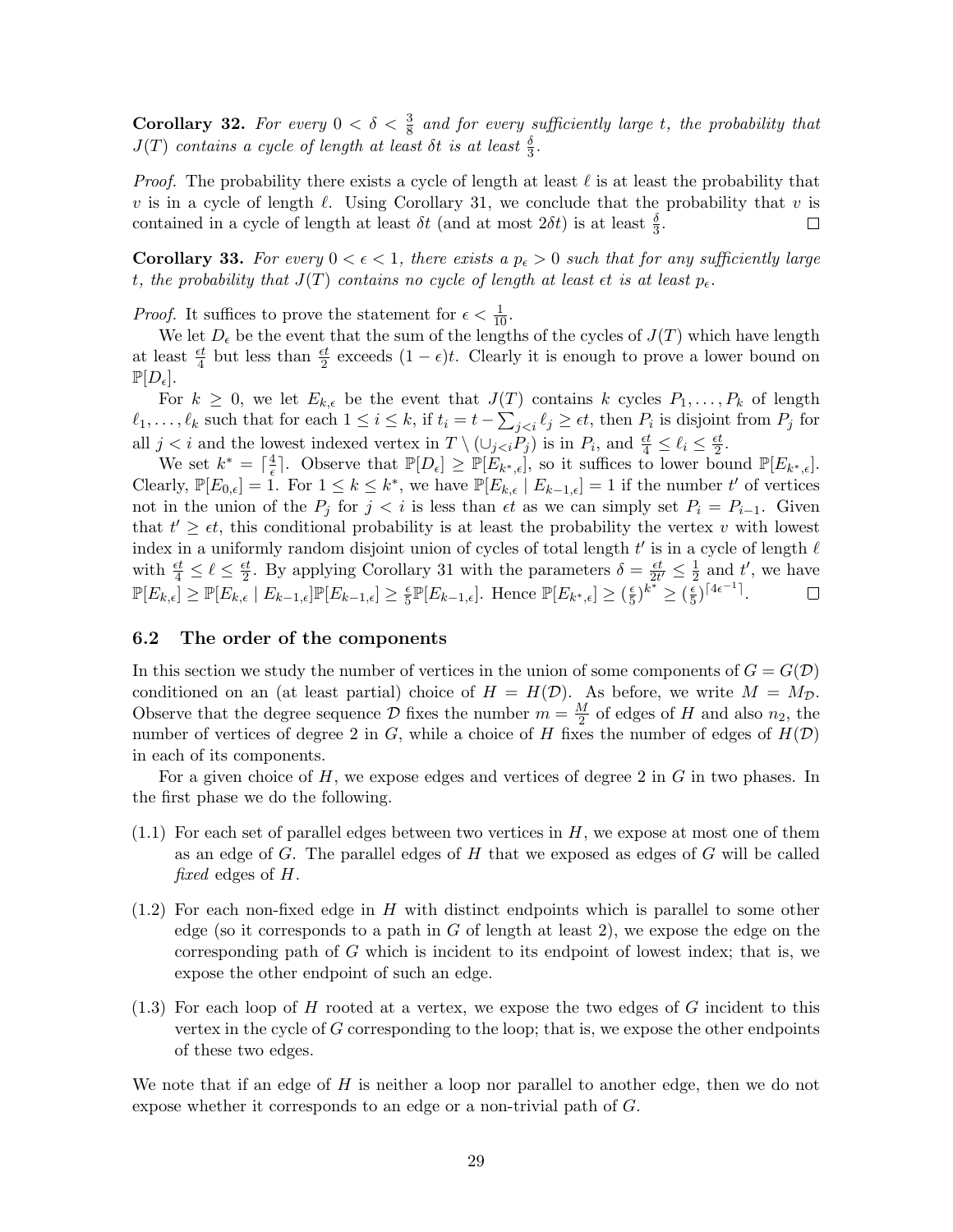**Corollary 32.** *For every $0 < \delta < \frac{3}{8}$ and for every sufficiently large $t$, the probability that $J(T)$ contains a cycle of length at least $\delta t$ is at least $\frac{\delta}{3}$.*

*Proof.* The probability there exists a cycle of length at least $\ell$ is at least the probability that $v$ is in a cycle of length $\ell$. Using Corollary 31, we conclude that the probability that $v$ is contained in a cycle of length at least $\delta t$ (and at most $2\delta t$) is at least $\frac{\delta}{3}$. $\square$

**Corollary 33.** *For every $0 < \epsilon < 1$, there exists a $p_\epsilon > 0$ such that for any sufficiently large $t$, the probability that $J(T)$ contains no cycle of length at least $\epsilon t$ is at least $p_\epsilon$.*

*Proof.* It suffices to prove the statement for $\epsilon < \frac{1}{10}$.

We let $D_\epsilon$ be the event that the sum of the lengths of the cycles of $J(T)$ which have length at least $\frac{\epsilon t}{4}$ but less than $\frac{\epsilon t}{2}$ exceeds $(1-\epsilon)t$. Clearly it is enough to prove a lower bound on $\mathbb{P}[D_\epsilon]$.

For $k \geq 0$, we let $E_{k,\epsilon}$ be the event that $J(T)$ contains $k$ cycles $P_1, \ldots, P_k$ of length $\ell_1, \ldots, \ell_k$ such that for each $1 \leq i \leq k$, if $t_i = t - \sum_{j<i} \ell_j \geq \epsilon t$, then $P_i$ is disjoint from $P_j$ for all $j < i$ and the lowest indexed vertex in $T \setminus (\cup_{j<i} P_j)$ is in $P_i$, and $\frac{\epsilon t}{4} \leq \ell_i \leq \frac{\epsilon t}{2}$.

We set $k^* = \lceil \frac{4}{\epsilon} \rceil$. Observe that $\mathbb{P}[D_\epsilon] \geq \mathbb{P}[E_{k^*,\epsilon}]$, so it suffices to lower bound $\mathbb{P}[E_{k^*,\epsilon}]$. Clearly, $\mathbb{P}[E_{0,\epsilon}] = 1$. For $1 \leq k \leq k^*$, we have $\mathbb{P}[E_{k,\epsilon} \mid E_{k-1,\epsilon}] = 1$ if the number $t'$ of vertices not in the union of the $P_j$ for $j < i$ is less than $\epsilon t$ as we can simply set $P_i = P_{i-1}$. Given that $t' \geq \epsilon t$, this conditional probability is at least the probability the vertex $v$ with lowest index in a uniformly random disjoint union of cycles of total length $t'$ is in a cycle of length $\ell$ with $\frac{\epsilon t}{4} \leq \ell \leq \frac{\epsilon t}{2}$. By applying Corollary 31 with the parameters $\delta = \frac{\epsilon t}{2t'} \leq \frac{1}{2}$ and $t'$, we have $\mathbb{P}[E_{k,\epsilon}] \geq \mathbb{P}[E_{k,\epsilon} \mid E_{k-1,\epsilon}]\mathbb{P}[E_{k-1,\epsilon}] \geq \frac{\epsilon}{5}\mathbb{P}[E_{k-1,\epsilon}]$. Hence $\mathbb{P}[E_{k^*,\epsilon}] \geq (\frac{\epsilon}{5})^{k^*} \geq (\frac{\epsilon}{5})^{\lceil 4\epsilon^{-1} \rceil}$. $\square$

### 6.2 The order of the components

In this section we study the number of vertices in the union of some components of $G = G(\mathcal{D})$ conditioned on an (at least partial) choice of $H = H(\mathcal{D})$. As before, we write $M = M_{\mathcal{D}}$. Observe that the degree sequence $\mathcal{D}$ fixes the number $m = \frac{M}{2}$ of edges of $H$ and also $n_2$, the number of vertices of degree 2 in $G$, while a choice of $H$ fixes the number of edges of $H(\mathcal{D})$ in each of its components.

For a given choice of $H$, we expose edges and vertices of degree 2 in $G$ in two phases. In the first phase we do the following.

(1.1) For each set of parallel edges between two vertices in $H$, we expose at most one of them as an edge of $G$. The parallel edges of $H$ that we exposed as edges of $G$ will be called *fixed* edges of $H$.

(1.2) For each non-fixed edge in $H$ with distinct endpoints which is parallel to some other edge (so it corresponds to a path in $G$ of length at least 2), we expose the edge on the corresponding path of $G$ which is incident to its endpoint of lowest index; that is, we expose the other endpoint of such an edge.

(1.3) For each loop of $H$ rooted at a vertex, we expose the two edges of $G$ incident to this vertex in the cycle of $G$ corresponding to the loop; that is, we expose the other endpoints of these two edges.

We note that if an edge of $H$ is neither a loop nor parallel to another edge, then we do not expose whether it corresponds to an edge or a non-trivial path of $G$.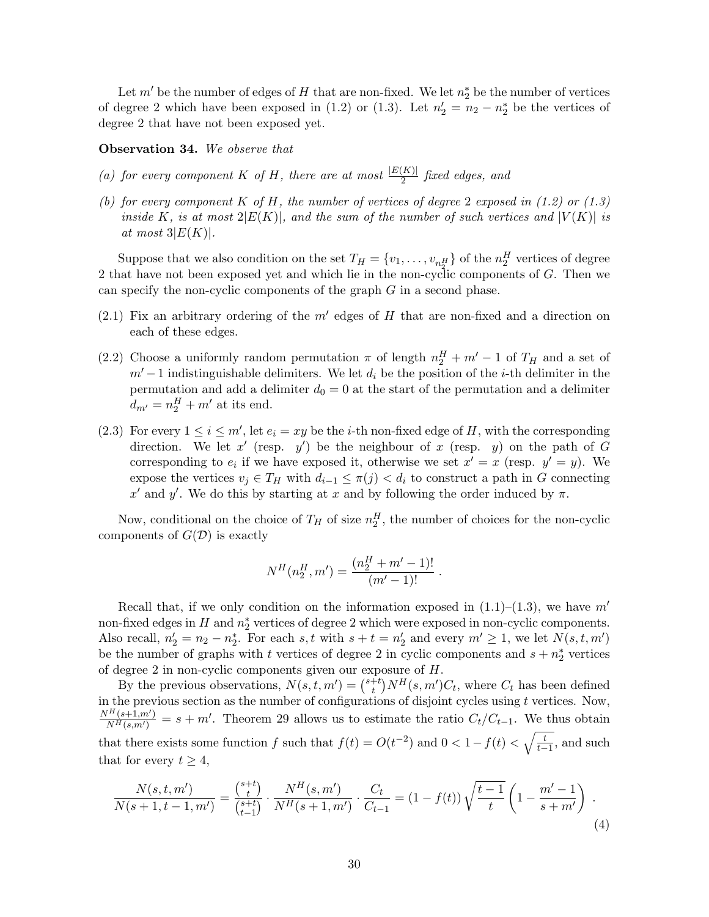Let $m'$ be the number of edges of $H$ that are non-fixed. We let $n_2^*$ be the number of vertices of degree 2 which have been exposed in (1.2) or (1.3). Let $n_2' = n_2 - n_2^*$ be the vertices of degree 2 that have not been exposed yet.

**Observation 34.** *We observe that*

*(a) for every component $K$ of $H$, there are at most $\frac{|E(K)|}{2}$ fixed edges, and*

*(b) for every component $K$ of $H$, the number of vertices of degree 2 exposed in (1.2) or (1.3) inside $K$, is at most $2|E(K)|$, and the sum of the number of such vertices and $|V(K)|$ is at most $3|E(K)|$.*

Suppose that we also condition on the set $T_H = \{v_1, \dots, v_{n_2^H}\}$ of the $n_2^H$ vertices of degree 2 that have not been exposed yet and which lie in the non-cyclic components of $G$. Then we can specify the non-cyclic components of the graph $G$ in a second phase.

(2.1) Fix an arbitrary ordering of the $m'$ edges of $H$ that are non-fixed and a direction on each of these edges.

(2.2) Choose a uniformly random permutation $\pi$ of length $n_2^H + m' - 1$ of $T_H$ and a set of $m' - 1$ indistinguishable delimiters. We let $d_i$ be the position of the $i$-th delimiter in the permutation and add a delimiter $d_0 = 0$ at the start of the permutation and a delimiter $d_{m'} = n_2^H + m'$ at its end.

(2.3) For every $1 \le i \le m'$, let $e_i = xy$ be the $i$-th non-fixed edge of $H$, with the corresponding direction. We let $x'$ (resp. $y'$) be the neighbour of $x$ (resp. $y$) on the path of $G$ corresponding to $e_i$ if we have exposed it, otherwise we set $x' = x$ (resp. $y' = y$). We expose the vertices $v_j \in T_H$ with $d_{i-1} \le \pi(j) < d_i$ to construct a path in $G$ connecting $x'$ and $y'$. We do this by starting at $x$ and by following the order induced by $\pi$.

Now, conditional on the choice of $T_H$ of size $n_2^H$, the number of choices for the non-cyclic components of $G(\mathcal{D})$ is exactly

$$N^H(n_2^H, m') = \frac{(n_2^H + m' - 1)!}{(m' - 1)!} .$$

Recall that, if we only condition on the information exposed in (1.1)–(1.3), we have $m'$ non-fixed edges in $H$ and $n_2^*$ vertices of degree 2 which were exposed in non-cyclic components. Also recall, $n_2' = n_2 - n_2^*$. For each $s, t$ with $s + t = n_2'$ and every $m' \ge 1$, we let $N(s, t, m')$ be the number of graphs with $t$ vertices of degree 2 in cyclic components and $s + n_2^*$ vertices of degree 2 in non-cyclic components given our exposure of $H$.

By the previous observations, $N(s, t, m') = \binom{s+t}{t} N^H(s, m') C_t$, where $C_t$ has been defined in the previous section as the number of configurations of disjoint cycles using $t$ vertices. Now, $\frac{N^H(s+1,m')}{N^H(s,m')} = s + m'$. Theorem 29 allows us to estimate the ratio $C_t/C_{t-1}$. We thus obtain that there exists some function $f$ such that $f(t) = O(t^{-2})$ and $0 < 1 - f(t) < \sqrt{\frac{t}{t-1}}$, and such that for every $t \ge 4$,

$$\frac{N(s, t, m')}{N(s + 1, t - 1, m')} = \frac{\binom{s+t}{t}}{\binom{s+t}{t-1}} \cdot \frac{N^H(s, m')}{N^H(s + 1, m')} \cdot \frac{C_t}{C_{t-1}} = (1 - f(t)) \sqrt{\frac{t-1}{t}} \left(1 - \frac{m' - 1}{s + m'}\right) . \tag{4}$$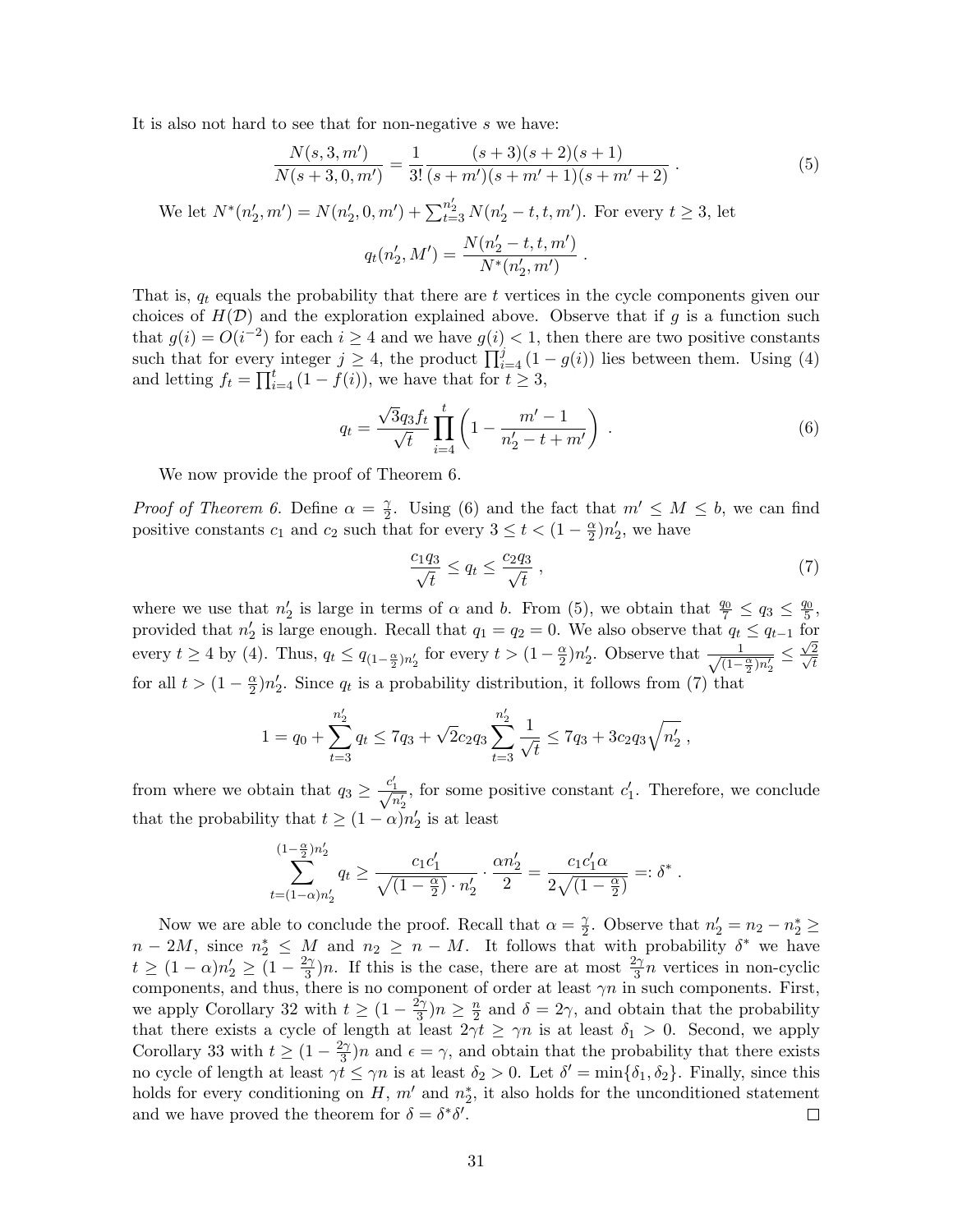It is also not hard to see that for non-negative $s$ we have:

$$\frac{N(s,3,m')}{N(s+3,0,m')} = \frac{1}{3!}\frac{(s+3)(s+2)(s+1)}{(s+m')(s+m'+1)(s+m'+2)} \ . \tag{5}$$

We let $N^*(n_2', m') = N(n_2', 0, m') + \sum_{t=3}^{n_2'} N(n_2'-t, t, m')$. For every $t \geq 3$, let

$$q_t(n_2', M') = \frac{N(n_2'-t,t,m')}{N^*(n_2',m')} \ .$$

That is, $q_t$ equals the probability that there are $t$ vertices in the cycle components given our choices of $H(\mathcal{D})$ and the exploration explained above. Observe that if $g$ is a function such that $g(i) = O(i^{-2})$ for each $i \geq 4$ and we have $g(i) < 1$, then there are two positive constants such that for every integer $j \geq 4$, the product $\prod_{i=4}^{j}(1-g(i))$ lies between them. Using (4) and letting $f_t = \prod_{i=4}^{t}(1-f(i))$, we have that for $t \geq 3$,

$$q_t = \frac{\sqrt{3}q_3 f_t}{\sqrt{t}} \prod_{i=4}^{t}\left(1 - \frac{m'-1}{n_2'-t+m'}\right) \ . \tag{6}$$

We now provide the proof of Theorem 6.

*Proof of Theorem 6.* Define $\alpha = \frac{\gamma}{2}$. Using (6) and the fact that $m' \leq M \leq b$, we can find positive constants $c_1$ and $c_2$ such that for every $3 \leq t < (1-\frac{\alpha}{2})n_2'$, we have

$$\frac{c_1 q_3}{\sqrt{t}} \leq q_t \leq \frac{c_2 q_3}{\sqrt{t}} \ , \tag{7}$$

where we use that $n_2'$ is large in terms of $\alpha$ and $b$. From (5), we obtain that $\frac{q_0}{7} \leq q_3 \leq \frac{q_0}{5}$, provided that $n_2'$ is large enough. Recall that $q_1 = q_2 = 0$. We also observe that $q_t \leq q_{t-1}$ for every $t \geq 4$ by (4). Thus, $q_t \leq q_{(1-\frac{\alpha}{2})n_2'}$ for every $t > (1-\frac{\alpha}{2})n_2'$. Observe that $\frac{1}{\sqrt{(1-\frac{\alpha}{2})n_2'}} \leq \frac{\sqrt{2}}{\sqrt{t}}$ for all $t > (1-\frac{\alpha}{2})n_2'$. Since $q_t$ is a probability distribution, it follows from (7) that

$$1 = q_0 + \sum_{t=3}^{n_2'} q_t \leq 7q_3 + \sqrt{2}c_2 q_3 \sum_{t=3}^{n_2'} \frac{1}{\sqrt{t}} \leq 7q_3 + 3c_2 q_3 \sqrt{n_2'} \ ,$$

from where we obtain that $q_3 \geq \frac{c_1'}{\sqrt{n_2'}}$, for some positive constant $c_1'$. Therefore, we conclude that the probability that $t \geq (1-\alpha)n_2'$ is at least

$$\sum_{t=(1-\alpha)n_2'}^{(1-\frac{\alpha}{2})n_2'} q_t \geq \frac{c_1 c_1'}{\sqrt{(1-\frac{\alpha}{2})\cdot n_2'}} \cdot \frac{\alpha n_2'}{2} = \frac{c_1 c_1' \alpha}{2\sqrt{(1-\frac{\alpha}{2})}} =: \delta^* \ .$$

Now we are able to conclude the proof. Recall that $\alpha = \frac{\gamma}{2}$. Observe that $n_2' = n_2 - n_2^* \geq n - 2M$, since $n_2^* \leq M$ and $n_2 \geq n - M$. It follows that with probability $\delta^*$ we have $t \geq (1-\alpha)n_2' \geq (1-\frac{2\gamma}{3})n$. If this is the case, there are at most $\frac{2\gamma}{3}n$ vertices in non-cyclic components, and thus, there is no component of order at least $\gamma n$ in such components. First, we apply Corollary 32 with $t \geq (1-\frac{2\gamma}{3})n \geq \frac{n}{2}$ and $\delta = 2\gamma$, and obtain that the probability that there exists a cycle of length at least $2\gamma t \geq \gamma n$ is at least $\delta_1 > 0$. Second, we apply Corollary 33 with $t \geq (1-\frac{2\gamma}{3})n$ and $\epsilon = \gamma$, and obtain that the probability that there exists no cycle of length at least $\gamma t \leq \gamma n$ is at least $\delta_2 > 0$. Let $\delta' = \min\{\delta_1, \delta_2\}$. Finally, since this holds for every conditioning on $H$, $m'$ and $n_2^*$, it also holds for the unconditioned statement and we have proved the theorem for $\delta = \delta^*\delta'$. $\square$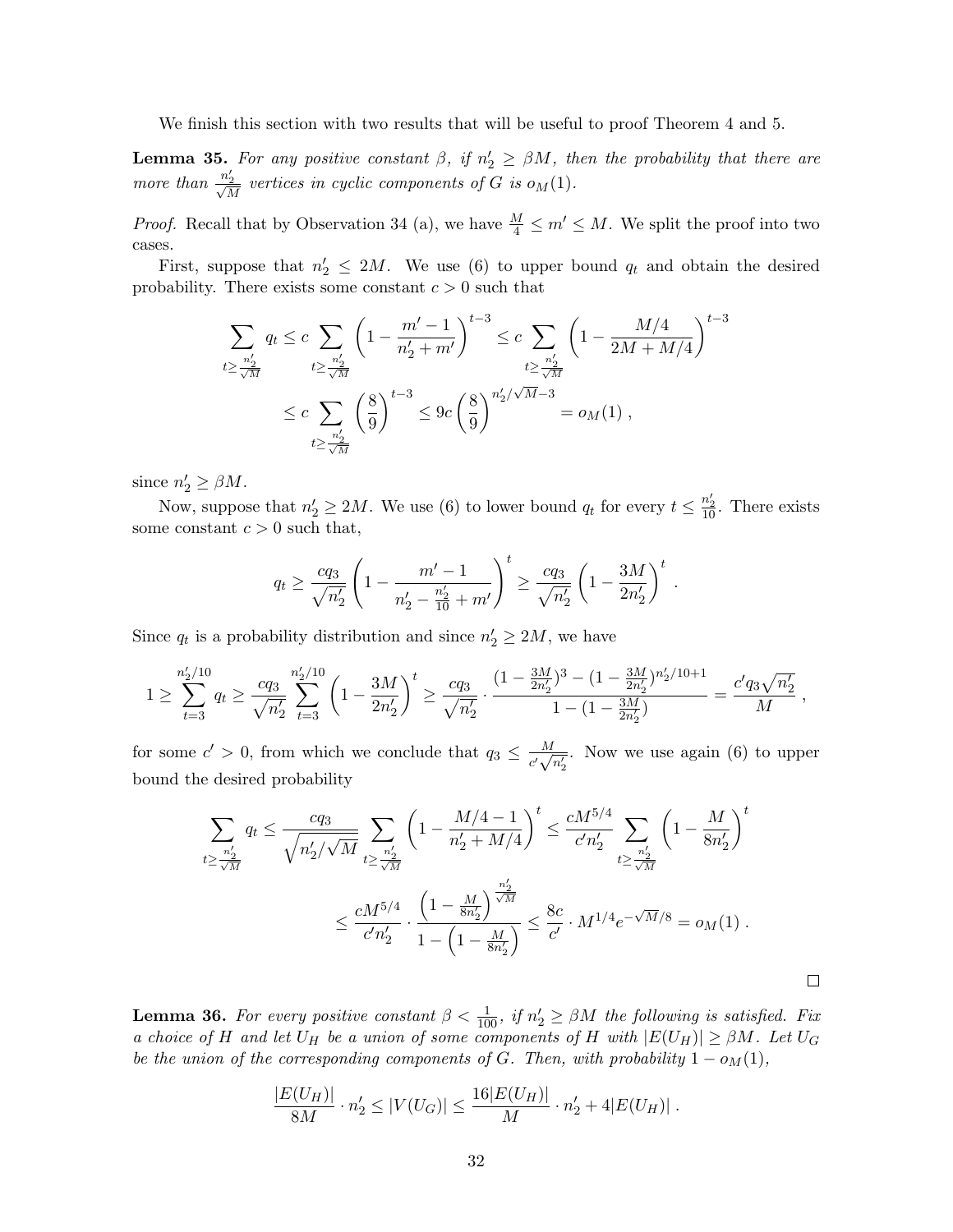We finish this section with two results that will be useful to proof Theorem 4 and 5.

**Lemma 35.** *For any positive constant $\beta$, if $n_2' \geq \beta M$, then the probability that there are more than $\frac{n_2'}{\sqrt{M}}$ vertices in cyclic components of $G$ is $o_M(1)$.*

*Proof.* Recall that by Observation 34 (a), we have $\frac{M}{4} \leq m' \leq M$. We split the proof into two cases.

First, suppose that $n_2' \leq 2M$. We use (6) to upper bound $q_t$ and obtain the desired probability. There exists some constant $c > 0$ such that

$$
\begin{aligned}
\sum_{t \geq \frac{n_2'}{\sqrt{M}}} q_t &\leq c \sum_{t \geq \frac{n_2'}{\sqrt{M}}} \left(1 - \frac{m'-1}{n_2' + m'}\right)^{t-3} \leq c \sum_{t \geq \frac{n_2'}{\sqrt{M}}} \left(1 - \frac{M/4}{2M + M/4}\right)^{t-3} \\
&\leq c \sum_{t \geq \frac{n_2'}{\sqrt{M}}} \left(\frac{8}{9}\right)^{t-3} \leq 9c \left(\frac{8}{9}\right)^{n_2'/\sqrt{M}-3} = o_M(1) ,
\end{aligned}
$$

since $n_2' \geq \beta M$.

Now, suppose that $n_2' \geq 2M$. We use (6) to lower bound $q_t$ for every $t \leq \frac{n_2'}{10}$. There exists some constant $c > 0$ such that,

$$
q_t \geq \frac{c q_3}{\sqrt{n_2'}} \left(1 - \frac{m'-1}{n_2' - \frac{n_2'}{10} + m'}\right)^t \geq \frac{c q_3}{\sqrt{n_2'}} \left(1 - \frac{3M}{2n_2'}\right)^t .
$$

Since $q_t$ is a probability distribution and since $n_2' \geq 2M$, we have

$$
1 \geq \sum_{t=3}^{n_2'/10} q_t \geq \frac{c q_3}{\sqrt{n_2'}} \sum_{t=3}^{n_2'/10} \left(1 - \frac{3M}{2n_2'}\right)^t \geq \frac{c q_3}{\sqrt{n_2'}} \cdot \frac{(1 - \frac{3M}{2n_2'})^3 - (1 - \frac{3M}{2n_2'})^{n_2'/10+1}}{1 - (1 - \frac{3M}{2n_2'})} = \frac{c' q_3 \sqrt{n_2'}}{M} ,
$$

for some $c' > 0$, from which we conclude that $q_3 \leq \frac{M}{c'\sqrt{n_2'}}$. Now we use again (6) to upper bound the desired probability

$$
\begin{aligned}
\sum_{t \geq \frac{n_2'}{\sqrt{M}}} q_t &\leq \frac{c q_3}{\sqrt{n_2'/\sqrt{M}}} \sum_{t \geq \frac{n_2'}{\sqrt{M}}} \left(1 - \frac{M/4 - 1}{n_2' + M/4}\right)^t \leq \frac{c M^{5/4}}{c' n_2'} \sum_{t \geq \frac{n_2'}{\sqrt{M}}} \left(1 - \frac{M}{8n_2'}\right)^t \\
&\leq \frac{c M^{5/4}}{c' n_2'} \cdot \frac{\left(1 - \frac{M}{8n_2'}\right)^{\frac{n_2'}{\sqrt{M}}}}{1 - \left(1 - \frac{M}{8n_2'}\right)} \leq \frac{8c}{c'} \cdot M^{1/4} e^{-\sqrt{M}/8} = o_M(1) .
\end{aligned}
$$

$\square$

**Lemma 36.** *For every positive constant $\beta < \frac{1}{100}$, if $n_2' \geq \beta M$ the following is satisfied. Fix a choice of $H$ and let $U_H$ be a union of some components of $H$ with $|E(U_H)| \geq \beta M$. Let $U_G$ be the union of the corresponding components of $G$. Then, with probability $1 - o_M(1)$,*

$$
\frac{|E(U_H)|}{8M} \cdot n_2' \leq |V(U_G)| \leq \frac{16|E(U_H)|}{M} \cdot n_2' + 4|E(U_H)| .
$$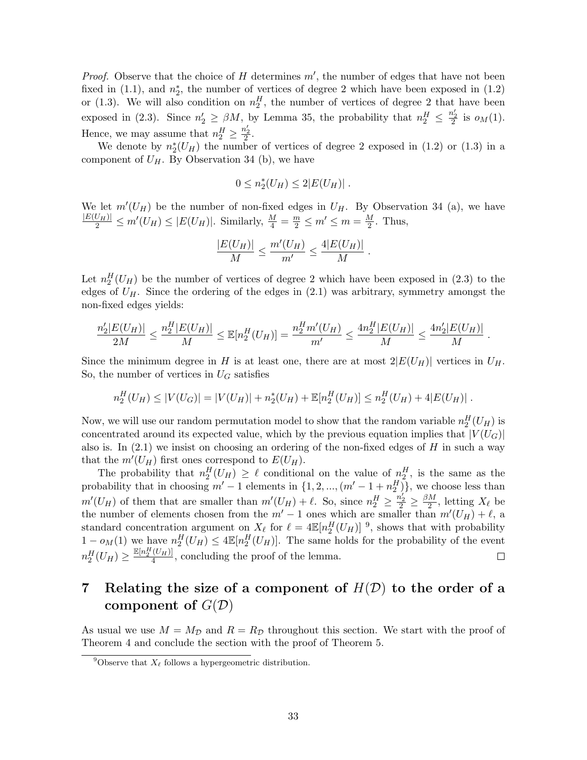*Proof.* Observe that the choice of $H$ determines $m'$, the number of edges that have not been fixed in (1.1), and $n_2^*$, the number of vertices of degree 2 which have been exposed in (1.2) or (1.3). We will also condition on $n_2^H$, the number of vertices of degree 2 that have been exposed in (2.3). Since $n_2' \geq \beta M$, by Lemma 35, the probability that $n_2^H \leq \frac{n_2'}{2}$ is $o_M(1)$. Hence, we may assume that $n_2^H \geq \frac{n_2'}{2}$.

We denote by $n_2^*(U_H)$ the number of vertices of degree 2 exposed in (1.2) or (1.3) in a component of $U_H$. By Observation 34 (b), we have

$$0 \leq n_2^*(U_H) \leq 2|E(U_H)| \ .$$

We let $m'(U_H)$ be the number of non-fixed edges in $U_H$. By Observation 34 (a), we have $\frac{|E(U_H)|}{2} \leq m'(U_H) \leq |E(U_H)|$. Similarly, $\frac{M}{4} = \frac{m}{2} \leq m' \leq m = \frac{M}{2}$. Thus,

$$\frac{|E(U_H)|}{M} \leq \frac{m'(U_H)}{m'} \leq \frac{4|E(U_H)|}{M} \ .$$

Let $n_2^H(U_H)$ be the number of vertices of degree 2 which have been exposed in (2.3) to the edges of $U_H$. Since the ordering of the edges in (2.1) was arbitrary, symmetry amongst the non-fixed edges yields:

$$\frac{n_2'|E(U_H)|}{2M} \leq \frac{n_2^H|E(U_H)|}{M} \leq \mathbb{E}[n_2^H(U_H)] = \frac{n_2^H m'(U_H)}{m'} \leq \frac{4n_2^H|E(U_H)|}{M} \leq \frac{4n_2'|E(U_H)|}{M} \ .$$

Since the minimum degree in $H$ is at least one, there are at most $2|E(U_H)|$ vertices in $U_H$. So, the number of vertices in $U_G$ satisfies

$$n_2^H(U_H) \leq |V(U_G)| = |V(U_H)| + n_2^*(U_H) + \mathbb{E}[n_2^H(U_H)] \leq n_2^H(U_H) + 4|E(U_H)| \ .$$

Now, we will use our random permutation model to show that the random variable $n_2^H(U_H)$ is concentrated around its expected value, which by the previous equation implies that $|V(U_G)|$ also is. In (2.1) we insist on choosing an ordering of the non-fixed edges of $H$ in such a way that the $m'(U_H)$ first ones correspond to $E(U_H)$.

The probability that $n_2^H(U_H) \geq \ell$ conditional on the value of $n_2^H$, is the same as the probability that in choosing $m'-1$ elements in $\{1, 2, ..., (m'-1+n_2^H)\}$, we choose less than $m'(U_H)$ of them that are smaller than $m'(U_H) + \ell$. So, since $n_2^H \geq \frac{n_2'}{2} \geq \frac{\beta M}{2}$, letting $X_\ell$ be the number of elements chosen from the $m'-1$ ones which are smaller than $m'(U_H)+\ell$, a standard concentration argument on $X_\ell$ for $\ell = 4\mathbb{E}[n_2^H(U_H)]$ [9], shows that with probability $1 - o_M(1)$ we have $n_2^H(U_H) \leq 4\mathbb{E}[n_2^H(U_H)]$. The same holds for the probability of the event $n_2^H(U_H) \geq \frac{\mathbb{E}[n_2^H(U_H)]}{4}$, concluding the proof of the lemma. □

# 7 Relating the size of a component of $H(\mathcal{D})$ to the order of a component of $G(\mathcal{D})$

As usual we use $M = M_{\mathcal{D}}$ and $R = R_{\mathcal{D}}$ throughout this section. We start with the proof of Theorem 4 and conclude the section with the proof of Theorem 5.

[9] Observe that $X_\ell$ follows a hypergeometric distribution.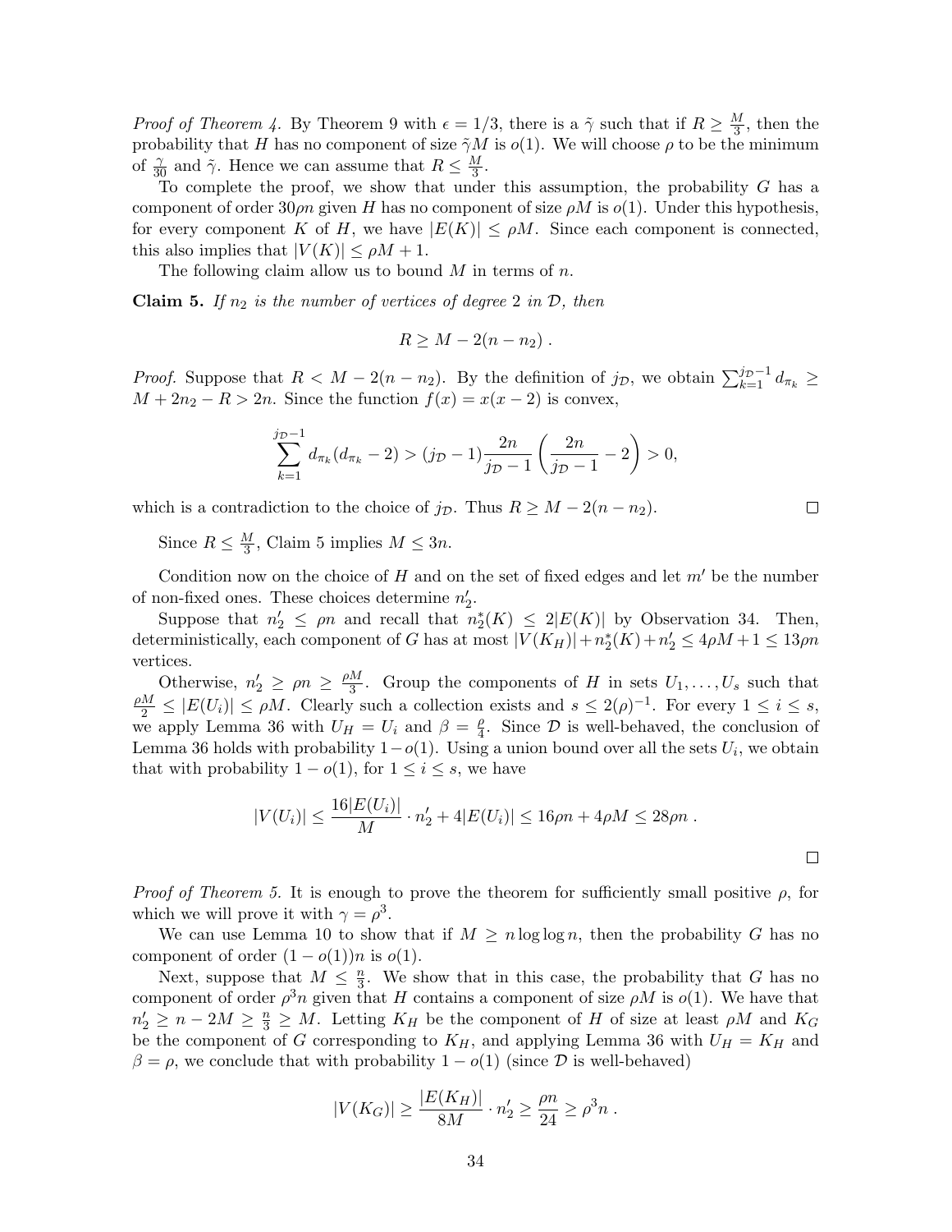*Proof of Theorem 4.* By Theorem 9 with $\epsilon = 1/3$, there is a $\tilde{\gamma}$ such that if $R \geq \frac{M}{3}$, then the probability that $H$ has no component of size $\tilde{\gamma}M$ is $o(1)$. We will choose $\rho$ to be the minimum of $\frac{\gamma}{30}$ and $\tilde{\gamma}$. Hence we can assume that $R \leq \frac{M}{3}$.

To complete the proof, we show that under this assumption, the probability $G$ has a component of order $30\rho n$ given $H$ has no component of size $\rho M$ is $o(1)$. Under this hypothesis, for every component $K$ of $H$, we have $|E(K)| \leq \rho M$. Since each component is connected, this also implies that $|V(K)| \leq \rho M + 1$.

The following claim allow us to bound $M$ in terms of $n$.

**Claim 5.** *If $n_2$ is the number of vertices of degree 2 in $\mathcal{D}$, then*

$$R \geq M - 2(n - n_2) .$$

*Proof.* Suppose that $R < M - 2(n - n_2)$. By the definition of $j_{\mathcal{D}}$, we obtain $\sum_{k=1}^{j_{\mathcal{D}}-1} d_{\pi_k} \geq M + 2n_2 - R > 2n$. Since the function $f(x) = x(x-2)$ is convex,

$$\sum_{k=1}^{j_{\mathcal{D}}-1} d_{\pi_k}(d_{\pi_k} - 2) > (j_{\mathcal{D}} - 1)\frac{2n}{j_{\mathcal{D}} - 1}\left(\frac{2n}{j_{\mathcal{D}} - 1} - 2\right) > 0,$$

which is a contradiction to the choice of $j_{\mathcal{D}}$. Thus $R \geq M - 2(n - n_2)$. □

Since $R \leq \frac{M}{3}$, Claim 5 implies $M \leq 3n$.

Condition now on the choice of $H$ and on the set of fixed edges and let $m'$ be the number of non-fixed ones. These choices determine $n_2'$.

Suppose that $n_2' \leq \rho n$ and recall that $n_2^*(K) \leq 2|E(K)|$ by Observation 34. Then, deterministically, each component of $G$ has at most $|V(K_H)| + n_2^*(K) + n_2' \leq 4\rho M + 1 \leq 13\rho n$ vertices.

Otherwise, $n_2' \geq \rho n \geq \frac{\rho M}{3}$. Group the components of $H$ in sets $U_1, \ldots, U_s$ such that $\frac{\rho M}{2} \leq |E(U_i)| \leq \rho M$. Clearly such a collection exists and $s \leq 2(\rho)^{-1}$. For every $1 \leq i \leq s$, we apply Lemma 36 with $U_H = U_i$ and $\beta = \frac{\rho}{4}$. Since $\mathcal{D}$ is well-behaved, the conclusion of Lemma 36 holds with probability $1 - o(1)$. Using a union bound over all the sets $U_i$, we obtain that with probability $1 - o(1)$, for $1 \leq i \leq s$, we have

$$|V(U_i)| \leq \frac{16|E(U_i)|}{M} \cdot n_2' + 4|E(U_i)| \leq 16\rho n + 4\rho M \leq 28\rho n .$$

□

*Proof of Theorem 5.* It is enough to prove the theorem for sufficiently small positive $\rho$, for which we will prove it with $\gamma = \rho^3$.

We can use Lemma 10 to show that if $M \geq n \log\log n$, then the probability $G$ has no component of order $(1 - o(1))n$ is $o(1)$.

Next, suppose that $M \leq \frac{n}{3}$. We show that in this case, the probability that $G$ has no component of order $\rho^3 n$ given that $H$ contains a component of size $\rho M$ is $o(1)$. We have that $n_2' \geq n - 2M \geq \frac{n}{3} \geq M$. Letting $K_H$ be the component of $H$ of size at least $\rho M$ and $K_G$ be the component of $G$ corresponding to $K_H$, and applying Lemma 36 with $U_H = K_H$ and $\beta = \rho$, we conclude that with probability $1 - o(1)$ (since $\mathcal{D}$ is well-behaved)

$$|V(K_G)| \geq \frac{|E(K_H)|}{8M} \cdot n_2' \geq \frac{\rho n}{24} \geq \rho^3 n .$$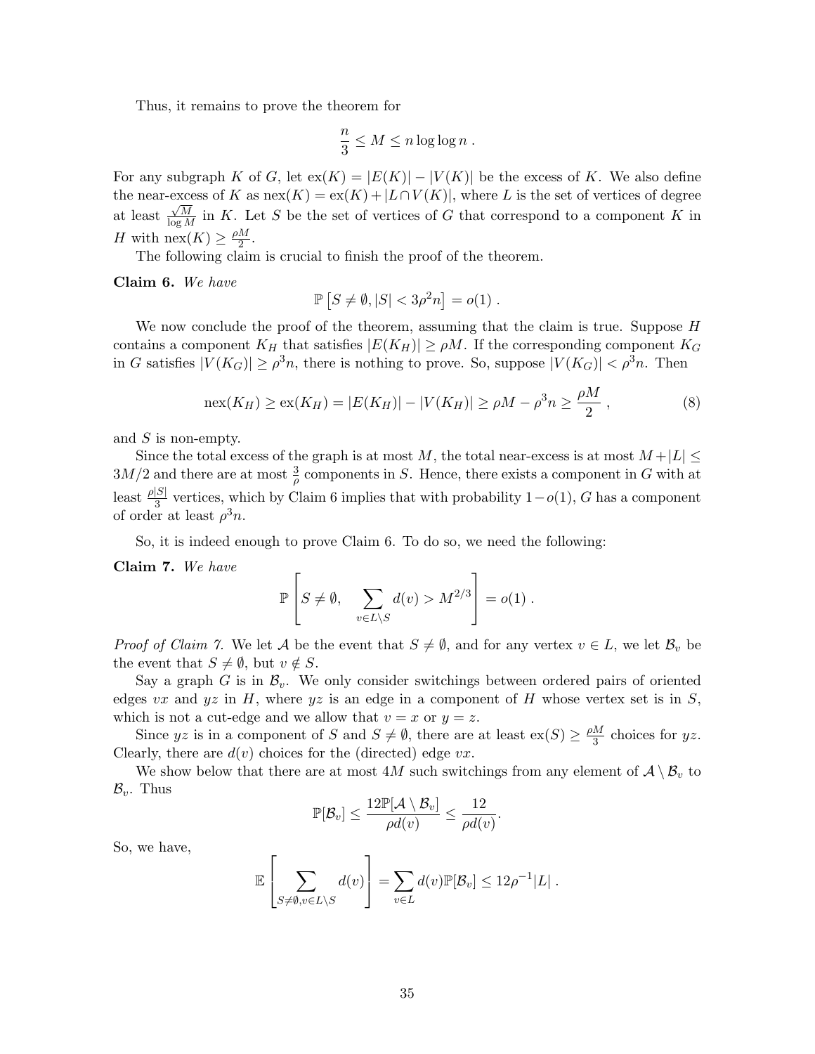Thus, it remains to prove the theorem for

$$\frac{n}{3} \leq M \leq n \log\log n \ .$$

For any subgraph $K$ of $G$, let $\text{ex}(K) = |E(K)| - |V(K)|$ be the excess of $K$. We also define the near-excess of $K$ as $\text{nex}(K) = \text{ex}(K) + |L \cap V(K)|$, where $L$ is the set of vertices of degree at least $\frac{\sqrt{M}}{\log M}$ in $K$. Let $S$ be the set of vertices of $G$ that correspond to a component $K$ in $H$ with $\text{nex}(K) \geq \frac{\rho M}{2}$.

The following claim is crucial to finish the proof of the theorem.

**Claim 6.** *We have*

$$\mathbb{P}\left[S \neq \emptyset, |S| < 3\rho^2 n\right] = o(1) \ .$$

We now conclude the proof of the theorem, assuming that the claim is true. Suppose $H$ contains a component $K_H$ that satisfies $|E(K_H)| \geq \rho M$. If the corresponding component $K_G$ in $G$ satisfies $|V(K_G)| \geq \rho^3 n$, there is nothing to prove. So, suppose $|V(K_G)| < \rho^3 n$. Then

$$\text{nex}(K_H) \geq \text{ex}(K_H) = |E(K_H)| - |V(K_H)| \geq \rho M - \rho^3 n \geq \frac{\rho M}{2} \ , \tag{8}$$

and $S$ is non-empty.

Since the total excess of the graph is at most $M$, the total near-excess is at most $M + |L| \leq 3M/2$ and there are at most $\frac{3}{\rho}$ components in $S$. Hence, there exists a component in $G$ with at least $\frac{\rho|S|}{3}$ vertices, which by Claim 6 implies that with probability $1 - o(1)$, $G$ has a component of order at least $\rho^3 n$.

So, it is indeed enough to prove Claim 6. To do so, we need the following:

**Claim 7.** *We have*

$$\mathbb{P}\left[S \neq \emptyset, \quad \sum_{v \in L \setminus S} d(v) > M^{2/3}\right] = o(1) \ .$$

*Proof of Claim 7.* We let $\mathcal{A}$ be the event that $S \neq \emptyset$, and for any vertex $v \in L$, we let $\mathcal{B}_v$ be the event that $S \neq \emptyset$, but $v \notin S$.

Say a graph $G$ is in $\mathcal{B}_v$. We only consider switchings between ordered pairs of oriented edges $vx$ and $yz$ in $H$, where $yz$ is an edge in a component of $H$ whose vertex set is in $S$, which is not a cut-edge and we allow that $v = x$ or $y = z$.

Since $yz$ is in a component of $S$ and $S \neq \emptyset$, there are at least $\text{ex}(S) \geq \frac{\rho M}{3}$ choices for $yz$. Clearly, there are $d(v)$ choices for the (directed) edge $vx$.

We show below that there are at most $4M$ such switchings from any element of $\mathcal{A} \setminus \mathcal{B}_v$ to $\mathcal{B}_v$. Thus

$$\mathbb{P}[\mathcal{B}_v] \leq \frac{12\mathbb{P}[\mathcal{A} \setminus \mathcal{B}_v]}{\rho d(v)} \leq \frac{12}{\rho d(v)}.$$

So, we have,

$$\mathbb{E}\left[\sum_{S \neq \emptyset, v \in L \setminus S} d(v)\right] = \sum_{v \in L} d(v) \mathbb{P}[\mathcal{B}_v] \leq 12\rho^{-1}|L| \ .$$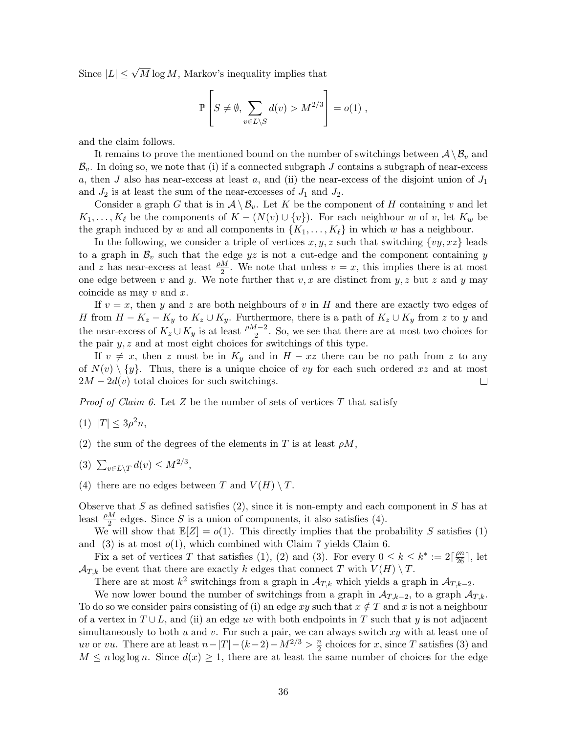Since $|L| \le \sqrt{M}\log M$, Markov's inequality implies that

$$\mathbb{P}\left[S \neq \emptyset, \sum_{v \in L\setminus S} d(v) > M^{2/3}\right] = o(1) ,$$

and the claim follows.

It remains to prove the mentioned bound on the number of switchings between $\mathcal{A}\setminus\mathcal{B}_v$ and $\mathcal{B}_v$. In doing so, we note that (i) if a connected subgraph $J$ contains a subgraph of near-excess $a$, then $J$ also has near-excess at least $a$, and (ii) the near-excess of the disjoint union of $J_1$ and $J_2$ is at least the sum of the near-excesses of $J_1$ and $J_2$.

Consider a graph $G$ that is in $\mathcal{A}\setminus\mathcal{B}_v$. Let $K$ be the component of $H$ containing $v$ and let $K_1,\dots,K_\ell$ be the components of $K-(N(v)\cup\{v\})$. For each neighbour $w$ of $v$, let $K_w$ be the graph induced by $w$ and all components in $\{K_1,\dots,K_\ell\}$ in which $w$ has a neighbour.

In the following, we consider a triple of vertices $x,y,z$ such that switching $\{vy,xz\}$ leads to a graph in $\mathcal{B}_v$ such that the edge $yz$ is not a cut-edge and the component containing $y$ and $z$ has near-excess at least $\frac{\rho M}{2}$. We note that unless $v=x$, this implies there is at most one edge between $v$ and $y$. We note further that $v,x$ are distinct from $y,z$ but $z$ and $y$ may coincide as may $v$ and $x$.

If $v=x$, then $y$ and $z$ are both neighbours of $v$ in $H$ and there are exactly two edges of $H$ from $H-K_z-K_y$ to $K_z\cup K_y$. Furthermore, there is a path of $K_z\cup K_y$ from $z$ to $y$ and the near-excess of $K_z\cup K_y$ is at least $\frac{\rho M-2}{2}$. So, we see that there are at most two choices for the pair $y,z$ and at most eight choices for switchings of this type.

If $v\neq x$, then $z$ must be in $K_y$ and in $H-xz$ there can be no path from $z$ to any of $N(v)\setminus\{y\}$. Thus, there is a unique choice of $vy$ for each such ordered $xz$ and at most $2M-2d(v)$ total choices for such switchings. □

*Proof of Claim 6.* Let $Z$ be the number of sets of vertices $T$ that satisfy

(1) $|T|\le 3\rho^2 n$,

(2) the sum of the degrees of the elements in $T$ is at least $\rho M$,

(3) $\sum_{v\in L\setminus T} d(v)\le M^{2/3}$,

(4) there are no edges between $T$ and $V(H)\setminus T$.

Observe that $S$ as defined satisfies (2), since it is non-empty and each component in $S$ has at least $\frac{\rho M}{2}$ edges. Since $S$ is a union of components, it also satisfies (4).

We will show that $\mathbb{E}[Z]=o(1)$. This directly implies that the probability $S$ satisfies (1) and (3) is at most $o(1)$, which combined with Claim 7 yields Claim 6.

Fix a set of vertices $T$ that satisfies (1), (2) and (3). For every $0\le k\le k^* := 2\lceil\frac{\rho n}{26}\rceil$, let $\mathcal{A}_{T,k}$ be event that there are exactly $k$ edges that connect $T$ with $V(H)\setminus T$.

There are at most $k^2$ switchings from a graph in $\mathcal{A}_{T,k}$ which yields a graph in $\mathcal{A}_{T,k-2}$.

We now lower bound the number of switchings from a graph in $\mathcal{A}_{T,k-2}$, to a graph $\mathcal{A}_{T,k}$. To do so we consider pairs consisting of (i) an edge $xy$ such that $x\notin T$ and $x$ is not a neighbour of a vertex in $T\cup L$, and (ii) an edge $uv$ with both endpoints in $T$ such that $y$ is not adjacent simultaneously to both $u$ and $v$. For such a pair, we can always switch $xy$ with at least one of $uv$ or $vu$. There are at least $n-|T|-(k-2)-M^{2/3}>\frac{n}{2}$ choices for $x$, since $T$ satisfies (3) and $M\le n\log\log n$. Since $d(x)\ge 1$, there are at least the same number of choices for the edge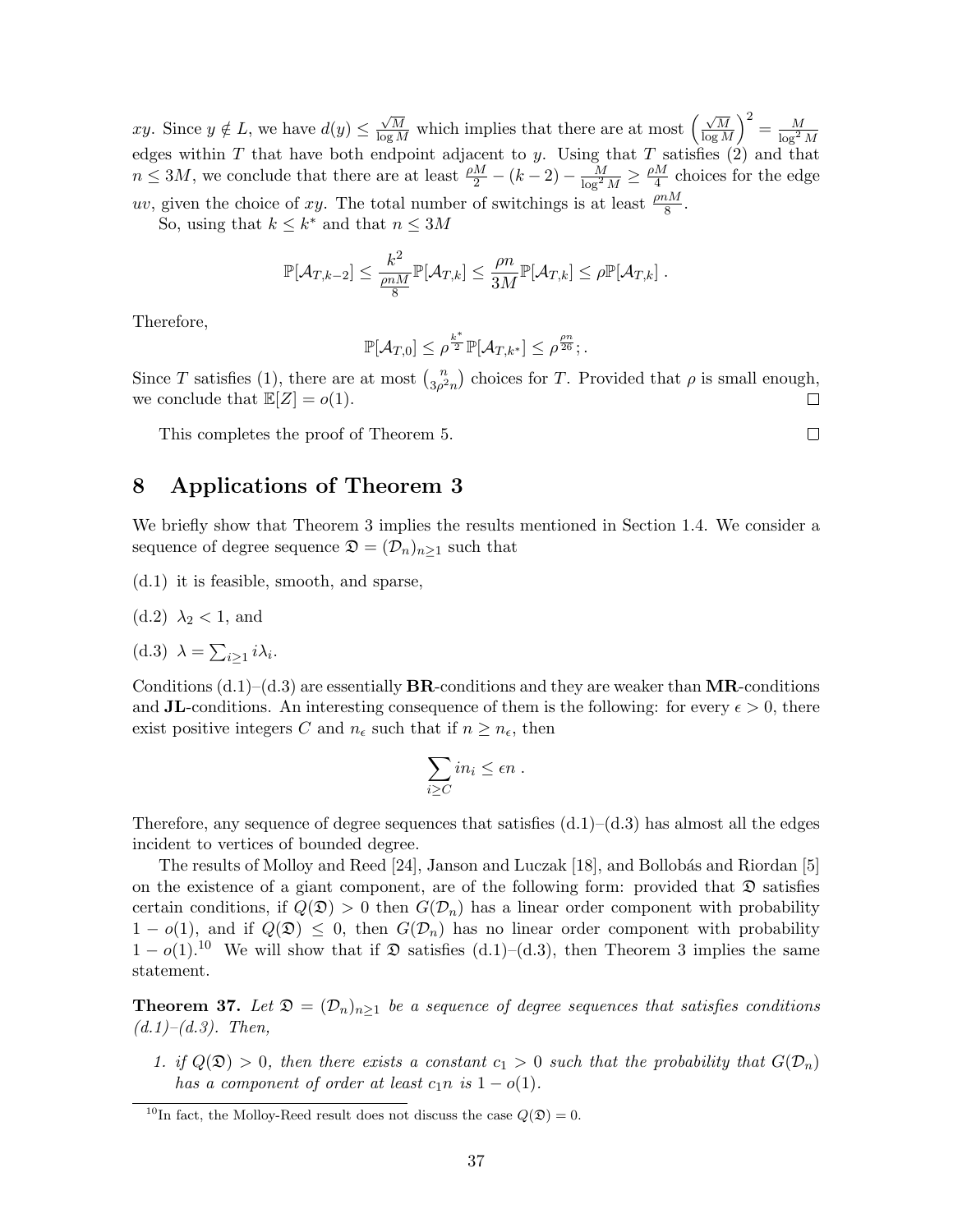$xy$. Since $y \notin L$, we have $d(y) \leq \frac{\sqrt{M}}{\log M}$ which implies that there are at most $\left(\frac{\sqrt{M}}{\log M}\right)^2 = \frac{M}{\log^2 M}$ edges within $T$ that have both endpoint adjacent to $y$. Using that $T$ satisfies (2) and that $n \leq 3M$, we conclude that there are at least $\frac{\rho M}{2} - (k-2) - \frac{M}{\log^2 M} \geq \frac{\rho M}{4}$ choices for the edge $uv$, given the choice of $xy$. The total number of switchings is at least $\frac{\rho n M}{8}$.

So, using that $k \leq k^*$ and that $n \leq 3M$

$$\mathbb{P}[\mathcal{A}_{T,k-2}] \leq \frac{k^2}{\frac{\rho n M}{8}} \mathbb{P}[\mathcal{A}_{T,k}] \leq \frac{\rho n}{3M} \mathbb{P}[\mathcal{A}_{T,k}] \leq \rho \mathbb{P}[\mathcal{A}_{T,k}] .$$

Therefore,

$$\mathbb{P}[\mathcal{A}_{T,0}] \leq \rho^{\frac{k^*}{2}} \mathbb{P}[\mathcal{A}_{T,k^*}] \leq \rho^{\frac{\rho n}{26}}; .$$

Since $T$ satisfies (1), there are at most $\binom{n}{3\rho^2 n}$ choices for $T$. Provided that $\rho$ is small enough, we conclude that $\mathbb{E}[Z] = o(1)$. □

This completes the proof of Theorem 5. □

## 8 Applications of Theorem 3

We briefly show that Theorem 3 implies the results mentioned in Section 1.4. We consider a sequence of degree sequence $\mathfrak{D} = (\mathcal{D}_n)_{n \geq 1}$ such that

(d.1) it is feasible, smooth, and sparse,

(d.2) $\lambda_2 < 1$, and

(d.3) $\lambda = \sum_{i \geq 1} i\lambda_i$.

Conditions (d.1)–(d.3) are essentially **BR**-conditions and they are weaker than **MR**-conditions and **JL**-conditions. An interesting consequence of them is the following: for every $\epsilon > 0$, there exist positive integers $C$ and $n_\epsilon$ such that if $n \geq n_\epsilon$, then

$$\sum_{i \geq C} i n_i \leq \epsilon n .$$

Therefore, any sequence of degree sequences that satisfies (d.1)–(d.3) has almost all the edges incident to vertices of bounded degree.

The results of Molloy and Reed [24], Janson and Luczak [18], and Bollobás and Riordan [5] on the existence of a giant component, are of the following form: provided that $\mathfrak{D}$ satisfies certain conditions, if $Q(\mathfrak{D}) > 0$ then $G(\mathcal{D}_n)$ has a linear order component with probability $1 - o(1)$, and if $Q(\mathfrak{D}) \leq 0$, then $G(\mathcal{D}_n)$ has no linear order component with probability $1 - o(1)$.[10] We will show that if $\mathfrak{D}$ satisfies (d.1)–(d.3), then Theorem 3 implies the same statement.

**Theorem 37.** *Let $\mathfrak{D} = (\mathcal{D}_n)_{n \geq 1}$ be a sequence of degree sequences that satisfies conditions (d.1)–(d.3). Then,*

1. *if $Q(\mathfrak{D}) > 0$, then there exists a constant $c_1 > 0$ such that the probability that $G(\mathcal{D}_n)$ has a component of order at least $c_1 n$ is $1 - o(1)$.*

[10] In fact, the Molloy-Reed result does not discuss the case $Q(\mathfrak{D}) = 0$.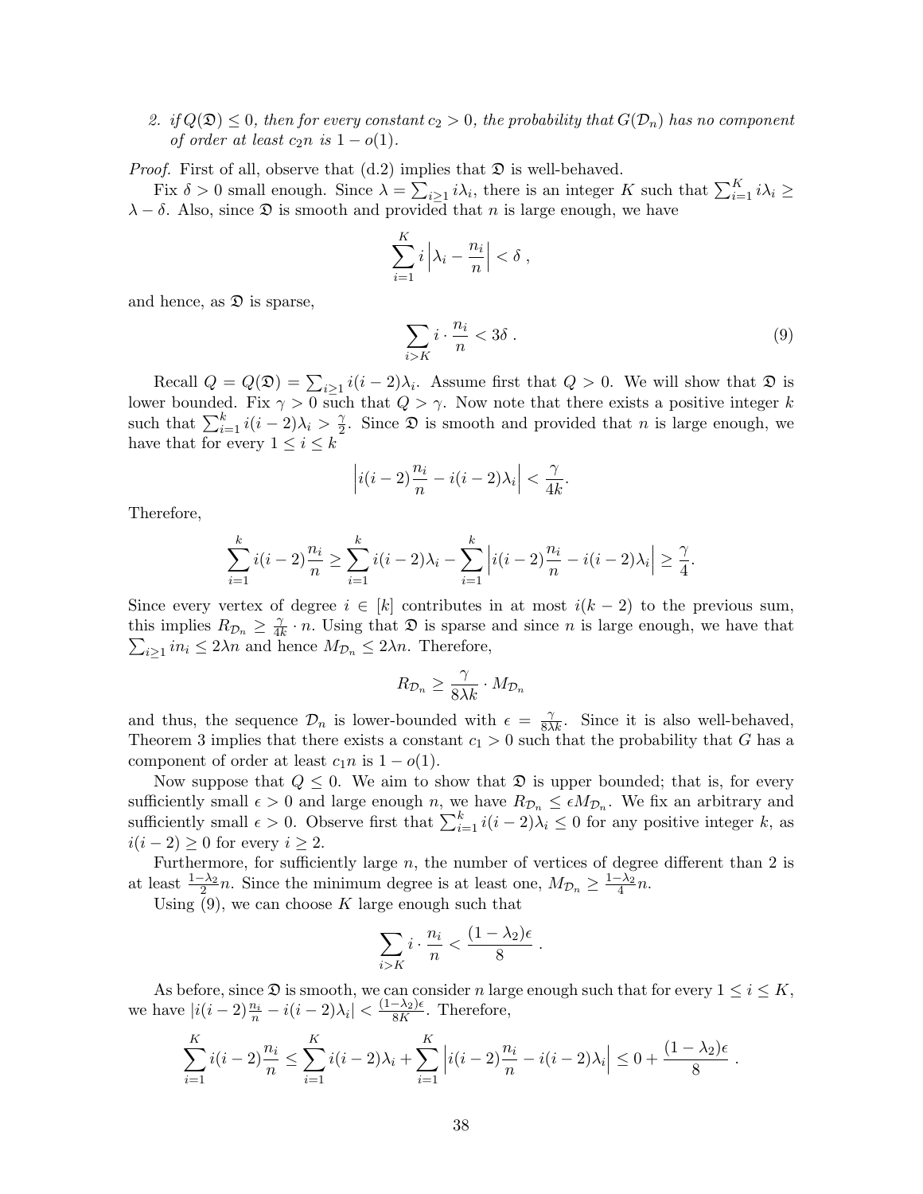2. *if $Q(\mathfrak{D}) \leq 0$, then for every constant $c_2 > 0$, the probability that $G(\mathcal{D}_n)$ has no component of order at least $c_2 n$ is $1 - o(1)$.*

*Proof.* First of all, observe that (d.2) implies that $\mathfrak{D}$ is well-behaved.

Fix $\delta > 0$ small enough. Since $\lambda = \sum_{i \geq 1} i\lambda_i$, there is an integer $K$ such that $\sum_{i=1}^{K} i\lambda_i \geq \lambda - \delta$. Also, since $\mathfrak{D}$ is smooth and provided that $n$ is large enough, we have

$$\sum_{i=1}^{K} i \left| \lambda_i - \frac{n_i}{n} \right| < \delta ,$$

and hence, as $\mathfrak{D}$ is sparse,

$$\sum_{i>K} i \cdot \frac{n_i}{n} < 3\delta . \tag{9}$$

Recall $Q = Q(\mathfrak{D}) = \sum_{i \geq 1} i(i-2)\lambda_i$. Assume first that $Q > 0$. We will show that $\mathfrak{D}$ is lower bounded. Fix $\gamma > 0$ such that $Q > \gamma$. Now note that there exists a positive integer $k$ such that $\sum_{i=1}^{k} i(i-2)\lambda_i > \frac{\gamma}{2}$. Since $\mathfrak{D}$ is smooth and provided that $n$ is large enough, we have that for every $1 \leq i \leq k$

$$\left| i(i-2)\frac{n_i}{n} - i(i-2)\lambda_i \right| < \frac{\gamma}{4k}.$$

Therefore,

$$\sum_{i=1}^{k} i(i-2)\frac{n_i}{n} \geq \sum_{i=1}^{k} i(i-2)\lambda_i - \sum_{i=1}^{k} \left| i(i-2)\frac{n_i}{n} - i(i-2)\lambda_i \right| \geq \frac{\gamma}{4}.$$

Since every vertex of degree $i \in [k]$ contributes in at most $i(k-2)$ to the previous sum, this implies $R_{\mathcal{D}_n} \geq \frac{\gamma}{4k} \cdot n$. Using that $\mathfrak{D}$ is sparse and since $n$ is large enough, we have that $\sum_{i \geq 1} in_i \leq 2\lambda n$ and hence $M_{\mathcal{D}_n} \leq 2\lambda n$. Therefore,

$$R_{\mathcal{D}_n} \geq \frac{\gamma}{8\lambda k} \cdot M_{\mathcal{D}_n}$$

and thus, the sequence $\mathcal{D}_n$ is lower-bounded with $\epsilon = \frac{\gamma}{8\lambda k}$. Since it is also well-behaved, Theorem 3 implies that there exists a constant $c_1 > 0$ such that the probability that $G$ has a component of order at least $c_1 n$ is $1 - o(1)$.

Now suppose that $Q \leq 0$. We aim to show that $\mathfrak{D}$ is upper bounded; that is, for every sufficiently small $\epsilon > 0$ and large enough $n$, we have $R_{\mathcal{D}_n} \leq \epsilon M_{\mathcal{D}_n}$. We fix an arbitrary and sufficiently small $\epsilon > 0$. Observe first that $\sum_{i=1}^{k} i(i-2)\lambda_i \leq 0$ for any positive integer $k$, as $i(i-2) \geq 0$ for every $i \geq 2$.

Furthermore, for sufficiently large $n$, the number of vertices of degree different than 2 is at least $\frac{1-\lambda_2}{2} n$. Since the minimum degree is at least one, $M_{\mathcal{D}_n} \geq \frac{1-\lambda_2}{4} n$.

Using (9), we can choose $K$ large enough such that

$$\sum_{i>K} i \cdot \frac{n_i}{n} < \frac{(1-\lambda_2)\epsilon}{8} .$$

As before, since $\mathfrak{D}$ is smooth, we can consider $n$ large enough such that for every $1 \leq i \leq K$, we have $|i(i-2)\frac{n_i}{n} - i(i-2)\lambda_i| < \frac{(1-\lambda_2)\epsilon}{8K}$. Therefore,

$$\sum_{i=1}^{K} i(i-2)\frac{n_i}{n} \leq \sum_{i=1}^{K} i(i-2)\lambda_i + \sum_{i=1}^{K} \left| i(i-2)\frac{n_i}{n} - i(i-2)\lambda_i \right| \leq 0 + \frac{(1-\lambda_2)\epsilon}{8} .$$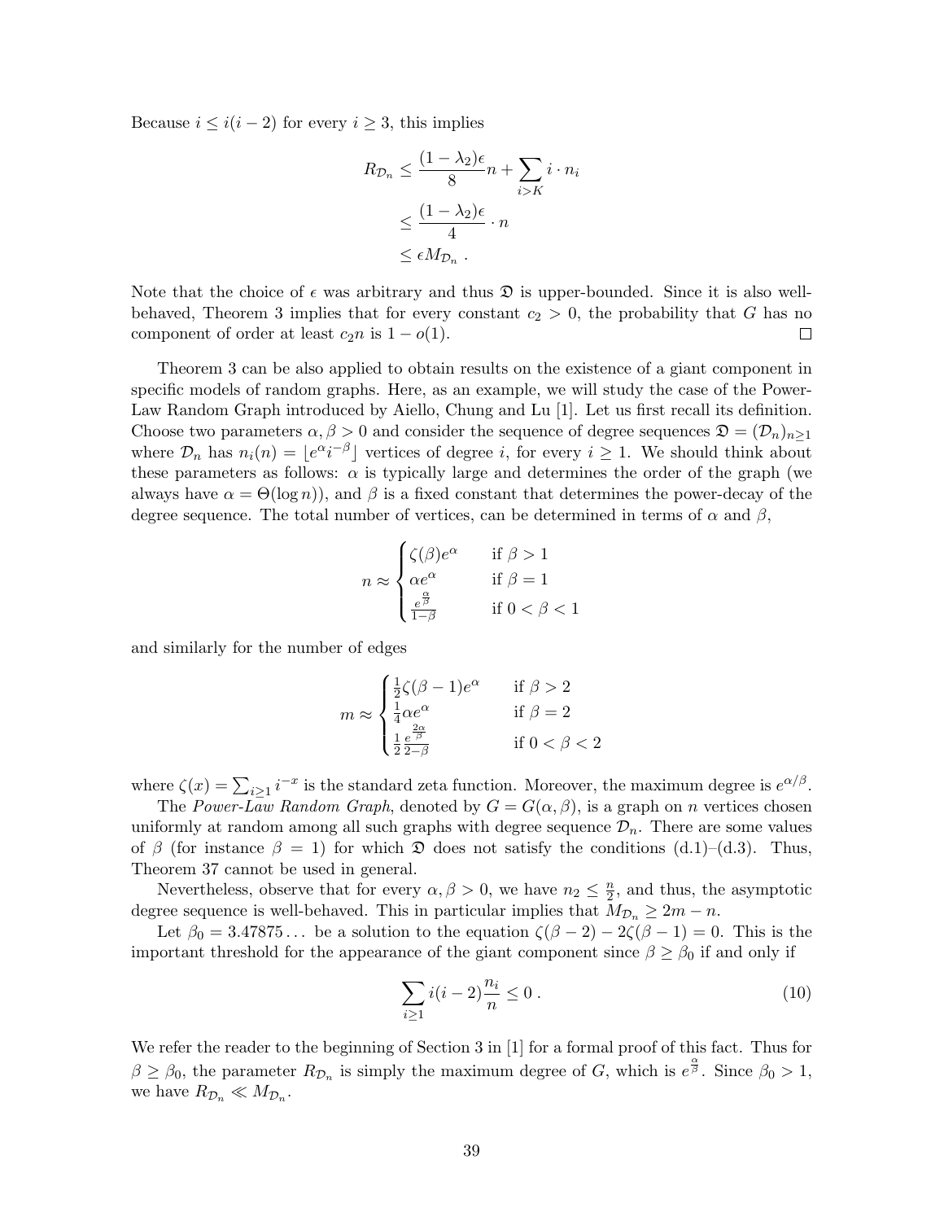Because $i \leq i(i-2)$ for every $i \geq 3$, this implies

$$
\begin{aligned}
R_{\mathcal{D}_n} &\leq \frac{(1-\lambda_2)\epsilon}{8} n + \sum_{i>K} i \cdot n_i \\
&\leq \frac{(1-\lambda_2)\epsilon}{4} \cdot n \\
&\leq \epsilon M_{\mathcal{D}_n} .
\end{aligned}
$$

Note that the choice of $\epsilon$ was arbitrary and thus $\mathfrak{D}$ is upper-bounded. Since it is also well-behaved, Theorem 3 implies that for every constant $c_2 > 0$, the probability that $G$ has no component of order at least $c_2 n$ is $1 - o(1)$. □

Theorem 3 can be also applied to obtain results on the existence of a giant component in specific models of random graphs. Here, as an example, we will study the case of the Power-Law Random Graph introduced by Aiello, Chung and Lu [1]. Let us first recall its definition. Choose two parameters $\alpha, \beta > 0$ and consider the sequence of degree sequences $\mathfrak{D} = (\mathcal{D}_n)_{n\geq 1}$ where $\mathcal{D}_n$ has $n_i(n) = \lfloor e^{\alpha} i^{-\beta} \rfloor$ vertices of degree $i$, for every $i \geq 1$. We should think about these parameters as follows: $\alpha$ is typically large and determines the order of the graph (we always have $\alpha = \Theta(\log n)$), and $\beta$ is a fixed constant that determines the power-decay of the degree sequence. The total number of vertices, can be determined in terms of $\alpha$ and $\beta$,

$$
n \approx \begin{cases} \zeta(\beta) e^{\alpha} & \text{if } \beta > 1 \\ \alpha e^{\alpha} & \text{if } \beta = 1 \\ \frac{e^{\frac{\alpha}{\beta}}}{1-\beta} & \text{if } 0 < \beta < 1 \end{cases}
$$

and similarly for the number of edges

$$
m \approx \begin{cases} \frac{1}{2}\zeta(\beta - 1) e^{\alpha} & \text{if } \beta > 2 \\ \frac{1}{4}\alpha e^{\alpha} & \text{if } \beta = 2 \\ \frac{1}{2}\frac{e^{\frac{2\alpha}{\beta}}}{2-\beta} & \text{if } 0 < \beta < 2 \end{cases}
$$

where $\zeta(x) = \sum_{i\geq 1} i^{-x}$ is the standard zeta function. Moreover, the maximum degree is $e^{\alpha/\beta}$.

The *Power-Law Random Graph*, denoted by $G = G(\alpha, \beta)$, is a graph on $n$ vertices chosen uniformly at random among all such graphs with degree sequence $\mathcal{D}_n$. There are some values of $\beta$ (for instance $\beta = 1$) for which $\mathfrak{D}$ does not satisfy the conditions (d.1)–(d.3). Thus, Theorem 37 cannot be used in general.

Nevertheless, observe that for every $\alpha, \beta > 0$, we have $n_2 \leq \frac{n}{2}$, and thus, the asymptotic degree sequence is well-behaved. This in particular implies that $M_{\mathcal{D}_n} \geq 2m - n$.

Let $\beta_0 = 3.47875\ldots$ be a solution to the equation $\zeta(\beta - 2) - 2\zeta(\beta - 1) = 0$. This is the important threshold for the appearance of the giant component since $\beta \geq \beta_0$ if and only if

$$
\sum_{i\geq 1} i(i-2)\frac{n_i}{n} \leq 0 \,. \tag{10}
$$

We refer the reader to the beginning of Section 3 in [1] for a formal proof of this fact. Thus for $\beta \geq \beta_0$, the parameter $R_{\mathcal{D}_n}$ is simply the maximum degree of $G$, which is $e^{\frac{\alpha}{\beta}}$. Since $\beta_0 > 1$, we have $R_{\mathcal{D}_n} \ll M_{\mathcal{D}_n}$.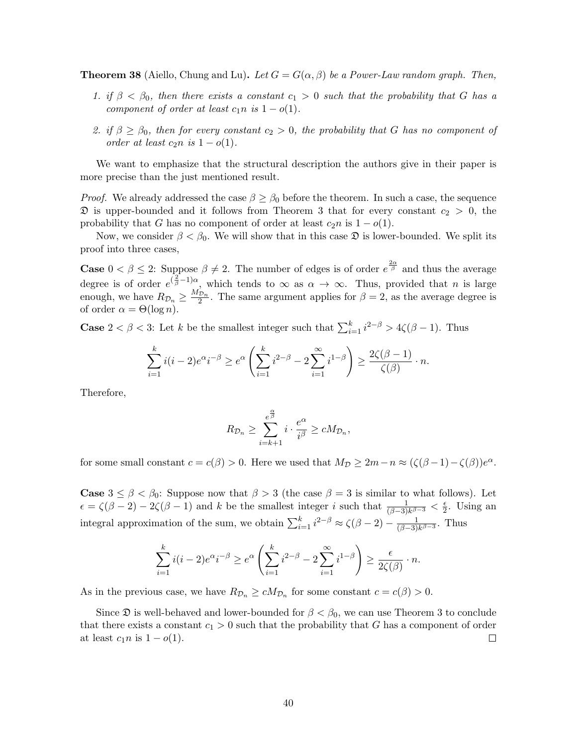**Theorem 38** (Aiello, Chung and Lu)**.** *Let $G = G(\alpha, \beta)$ be a Power-Law random graph. Then,*

1. *if $\beta < \beta_0$, then there exists a constant $c_1 > 0$ such that the probability that $G$ has a component of order at least $c_1 n$ is $1 - o(1)$.*
2. *if $\beta \geq \beta_0$, then for every constant $c_2 > 0$, the probability that $G$ has no component of order at least $c_2 n$ is $1 - o(1)$.*

We want to emphasize that the structural description the authors give in their paper is more precise than the just mentioned result.

*Proof.* We already addressed the case $\beta \geq \beta_0$ before the theorem. In such a case, the sequence $\mathfrak{D}$ is upper-bounded and it follows from Theorem 3 that for every constant $c_2 > 0$, the probability that $G$ has no component of order at least $c_2 n$ is $1 - o(1)$.

Now, we consider $\beta < \beta_0$. We will show that in this case $\mathfrak{D}$ is lower-bounded. We split its proof into three cases,

**Case** $0 < \beta \leq 2$: Suppose $\beta \neq 2$. The number of edges is of order $e^{\frac{2\alpha}{\beta}}$ and thus the average degree is of order $e^{(\frac{2}{\beta}-1)\alpha}$, which tends to $\infty$ as $\alpha \to \infty$. Thus, provided that $n$ is large enough, we have $R_{\mathcal{D}_n} \geq \frac{M_{\mathcal{D}_n}}{2}$. The same argument applies for $\beta = 2$, as the average degree is of order $\alpha = \Theta(\log n)$.

**Case** $2 < \beta < 3$: Let $k$ be the smallest integer such that $\sum_{i=1}^{k} i^{2-\beta} > 4\zeta(\beta - 1)$. Thus

$$\sum_{i=1}^{k} i(i-2)e^{\alpha} i^{-\beta} \geq e^{\alpha} \left( \sum_{i=1}^{k} i^{2-\beta} - 2\sum_{i=1}^{\infty} i^{1-\beta} \right) \geq \frac{2\zeta(\beta-1)}{\zeta(\beta)} \cdot n.$$

Therefore,

$$R_{\mathcal{D}_n} \geq \sum_{i=k+1}^{e^{\frac{\alpha}{\beta}}} i \cdot \frac{e^{\alpha}}{i^{\beta}} \geq c M_{\mathcal{D}_n},$$

for some small constant $c = c(\beta) > 0$. Here we used that $M_{\mathcal{D}} \geq 2m - n \approx (\zeta(\beta-1) - \zeta(\beta))e^{\alpha}$.

**Case** $3 \leq \beta < \beta_0$: Suppose now that $\beta > 3$ (the case $\beta = 3$ is similar to what follows). Let $\epsilon = \zeta(\beta - 2) - 2\zeta(\beta - 1)$ and $k$ be the smallest integer $i$ such that $\frac{1}{(\beta-3)k^{\beta-3}} < \frac{\epsilon}{2}$. Using an integral approximation of the sum, we obtain $\sum_{i=1}^{k} i^{2-\beta} \approx \zeta(\beta - 2) - \frac{1}{(\beta-3)k^{\beta-3}}$. Thus

$$\sum_{i=1}^{k} i(i-2)e^{\alpha} i^{-\beta} \geq e^{\alpha} \left( \sum_{i=1}^{k} i^{2-\beta} - 2\sum_{i=1}^{\infty} i^{1-\beta} \right) \geq \frac{\epsilon}{2\zeta(\beta)} \cdot n.$$

As in the previous case, we have $R_{\mathcal{D}_n} \geq c M_{\mathcal{D}_n}$ for some constant $c = c(\beta) > 0$.

Since $\mathfrak{D}$ is well-behaved and lower-bounded for $\beta < \beta_0$, we can use Theorem 3 to conclude that there exists a constant $c_1 > 0$ such that the probability that $G$ has a component of order at least $c_1 n$ is $1 - o(1)$. $\square$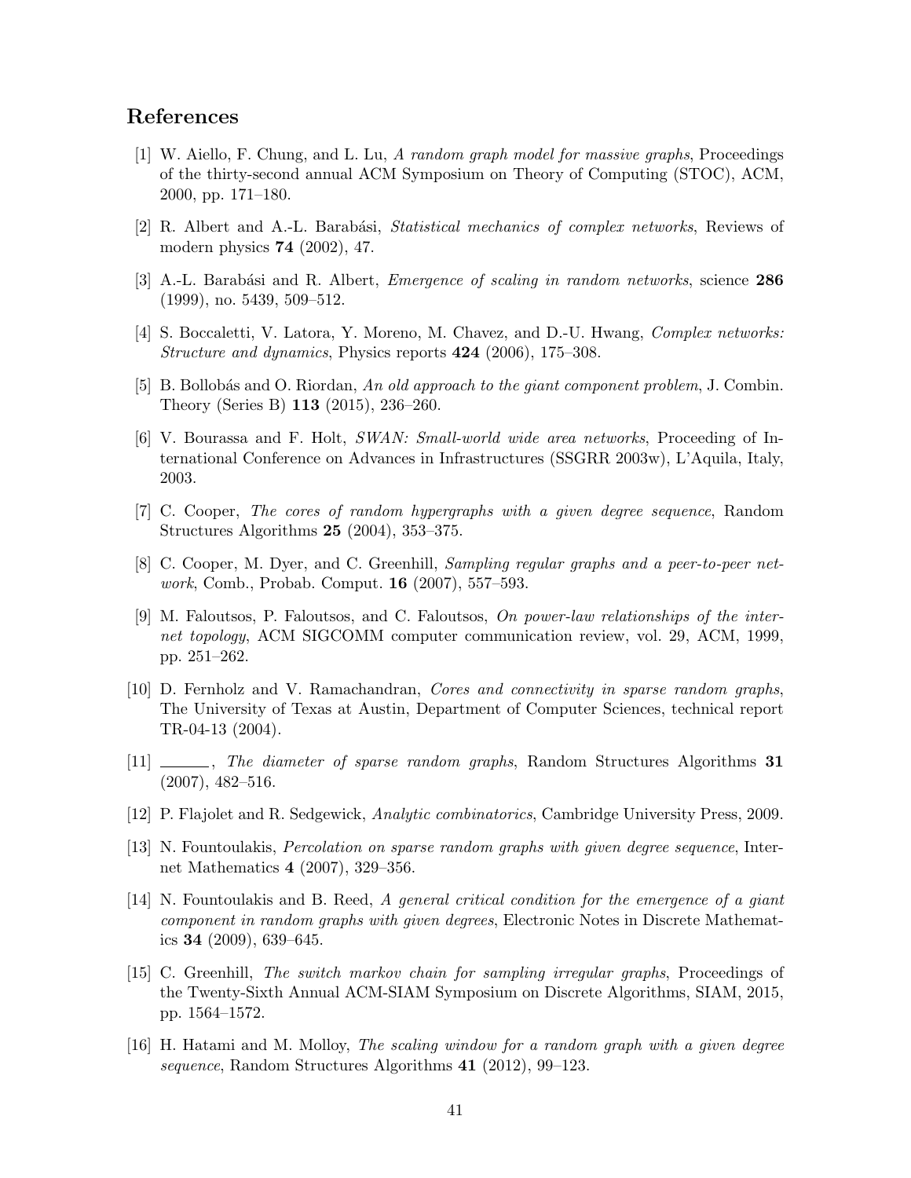## References

[1] W. Aiello, F. Chung, and L. Lu, *A random graph model for massive graphs*, Proceedings of the thirty-second annual ACM Symposium on Theory of Computing (STOC), ACM, 2000, pp. 171–180.

[2] R. Albert and A.-L. Barabási, *Statistical mechanics of complex networks*, Reviews of modern physics **74** (2002), 47.

[3] A.-L. Barabási and R. Albert, *Emergence of scaling in random networks*, science **286** (1999), no. 5439, 509–512.

[4] S. Boccaletti, V. Latora, Y. Moreno, M. Chavez, and D.-U. Hwang, *Complex networks: Structure and dynamics*, Physics reports **424** (2006), 175–308.

[5] B. Bollobás and O. Riordan, *An old approach to the giant component problem*, J. Combin. Theory (Series B) **113** (2015), 236–260.

[6] V. Bourassa and F. Holt, *SWAN: Small-world wide area networks*, Proceeding of International Conference on Advances in Infrastructures (SSGRR 2003w), L'Aquila, Italy, 2003.

[7] C. Cooper, *The cores of random hypergraphs with a given degree sequence*, Random Structures Algorithms **25** (2004), 353–375.

[8] C. Cooper, M. Dyer, and C. Greenhill, *Sampling regular graphs and a peer-to-peer network*, Comb., Probab. Comput. **16** (2007), 557–593.

[9] M. Faloutsos, P. Faloutsos, and C. Faloutsos, *On power-law relationships of the internet topology*, ACM SIGCOMM computer communication review, vol. 29, ACM, 1999, pp. 251–262.

[10] D. Fernholz and V. Ramachandran, *Cores and connectivity in sparse random graphs*, The University of Texas at Austin, Department of Computer Sciences, technical report TR-04-13 (2004).

[11] ______, *The diameter of sparse random graphs*, Random Structures Algorithms **31** (2007), 482–516.

[12] P. Flajolet and R. Sedgewick, *Analytic combinatorics*, Cambridge University Press, 2009.

[13] N. Fountoulakis, *Percolation on sparse random graphs with given degree sequence*, Internet Mathematics **4** (2007), 329–356.

[14] N. Fountoulakis and B. Reed, *A general critical condition for the emergence of a giant component in random graphs with given degrees*, Electronic Notes in Discrete Mathematics **34** (2009), 639–645.

[15] C. Greenhill, *The switch markov chain for sampling irregular graphs*, Proceedings of the Twenty-Sixth Annual ACM-SIAM Symposium on Discrete Algorithms, SIAM, 2015, pp. 1564–1572.

[16] H. Hatami and M. Molloy, *The scaling window for a random graph with a given degree sequence*, Random Structures Algorithms **41** (2012), 99–123.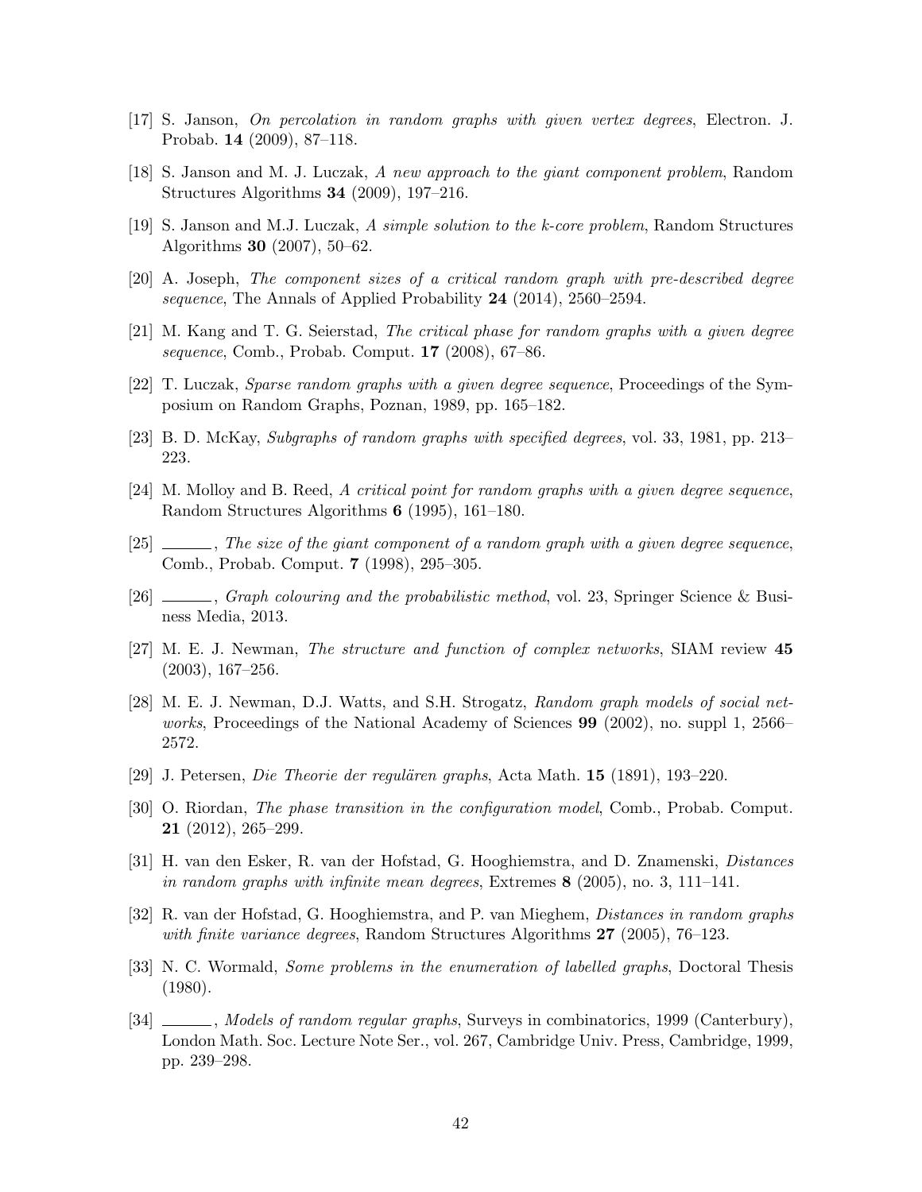[17] S. Janson, *On percolation in random graphs with given vertex degrees*, Electron. J. Probab. **14** (2009), 87–118.

[18] S. Janson and M. J. Luczak, *A new approach to the giant component problem*, Random Structures Algorithms **34** (2009), 197–216.

[19] S. Janson and M.J. Luczak, *A simple solution to the k-core problem*, Random Structures Algorithms **30** (2007), 50–62.

[20] A. Joseph, *The component sizes of a critical random graph with pre-described degree sequence*, The Annals of Applied Probability **24** (2014), 2560–2594.

[21] M. Kang and T. G. Seierstad, *The critical phase for random graphs with a given degree sequence*, Comb., Probab. Comput. **17** (2008), 67–86.

[22] T. Luczak, *Sparse random graphs with a given degree sequence*, Proceedings of the Symposium on Random Graphs, Poznan, 1989, pp. 165–182.

[23] B. D. McKay, *Subgraphs of random graphs with specified degrees*, vol. 33, 1981, pp. 213–223.

[24] M. Molloy and B. Reed, *A critical point for random graphs with a given degree sequence*, Random Structures Algorithms **6** (1995), 161–180.

[25] ______, *The size of the giant component of a random graph with a given degree sequence*, Comb., Probab. Comput. **7** (1998), 295–305.

[26] ______, *Graph colouring and the probabilistic method*, vol. 23, Springer Science & Business Media, 2013.

[27] M. E. J. Newman, *The structure and function of complex networks*, SIAM review **45** (2003), 167–256.

[28] M. E. J. Newman, D.J. Watts, and S.H. Strogatz, *Random graph models of social networks*, Proceedings of the National Academy of Sciences **99** (2002), no. suppl 1, 2566–2572.

[29] J. Petersen, *Die Theorie der regulären graphs*, Acta Math. **15** (1891), 193–220.

[30] O. Riordan, *The phase transition in the configuration model*, Comb., Probab. Comput. **21** (2012), 265–299.

[31] H. van den Esker, R. van der Hofstad, G. Hooghiemstra, and D. Znamenski, *Distances in random graphs with infinite mean degrees*, Extremes **8** (2005), no. 3, 111–141.

[32] R. van der Hofstad, G. Hooghiemstra, and P. van Mieghem, *Distances in random graphs with finite variance degrees*, Random Structures Algorithms **27** (2005), 76–123.

[33] N. C. Wormald, *Some problems in the enumeration of labelled graphs*, Doctoral Thesis (1980).

[34] ______, *Models of random regular graphs*, Surveys in combinatorics, 1999 (Canterbury), London Math. Soc. Lecture Note Ser., vol. 267, Cambridge Univ. Press, Cambridge, 1999, pp. 239–298.